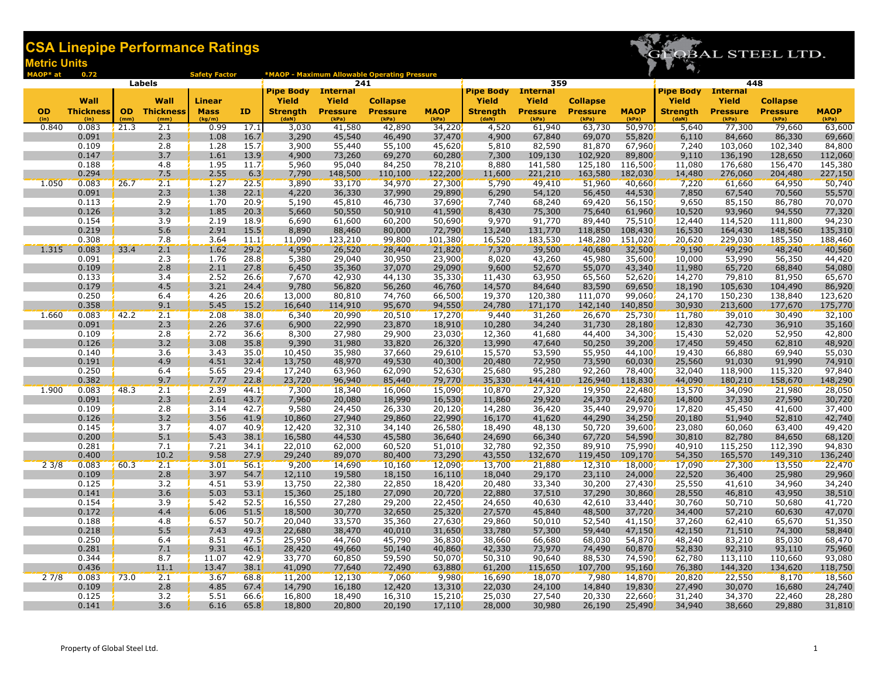# CSA Linepipe Performance Ratings

## Metric Units

MAOP* at 0.72 Safety Factor

*MAOP - Maximum Allowable Operating Pressure

GLOBAL STEEL LTD.

| Labels | | | | | | 241 | | | | 359 | | | | 448 | | | |
|---|---|---|---|---|---|---|---|---|---|---|---|---|---|---|---|---|---|
| OD (in) | Wall Thickness (in) | OD (mm) | Wall Thickness (mm) | Linear Mass (kg/m) | ID | Pipe Body Yield Strength (daN) | Internal Yield Pressure (kPa) | Collapse Pressure (kPa) | MAOP (kPa) | Pipe Body Yield Strength (daN) | Internal Yield Pressure (kPa) | Collapse Pressure (kPa) | MAOP (kPa) | Pipe Body Yield Strength (daN) | Internal Yield Pressure (kPa) | Collapse Pressure (kPa) | MAOP (kPa) |
| 0.840 | 0.083 | 21.3 | 2.1 | 0.99 | 17.1 | 3,030 | 41,580 | 42,890 | 34,220 | 4,520 | 61,940 | 63,730 | 50,970 | 5,640 | 77,300 | 79,660 | 63,600 |
| | 0.091 | | 2.3 | 1.08 | 16.7 | 3,290 | 45,540 | 46,490 | 37,470 | 4,900 | 67,840 | 69,070 | 55,820 | 6,110 | 84,660 | 86,330 | 69,660 |
| | 0.109 | | 2.8 | 1.28 | 15.7 | 3,900 | 55,440 | 55,100 | 45,620 | 5,810 | 82,590 | 81,870 | 67,960 | 7,240 | 103,060 | 102,340 | 84,800 |
| | 0.147 | | 3.7 | 1.61 | 13.9 | 4,900 | 73,260 | 69,270 | 60,280 | 7,300 | 109,130 | 102,920 | 89,800 | 9,110 | 136,190 | 128,650 | 112,060 |
| | 0.188 | | 4.8 | 1.95 | 11.7 | 5,960 | 95,040 | 84,250 | 78,210 | 8,880 | 141,580 | 125,180 | 116,500 | 11,080 | 176,680 | 156,470 | 145,380 |
| | 0.294 | | 7.5 | 2.55 | 6.3 | 7,790 | 148,500 | 110,100 | 122,200 | 11,600 | 221,210 | 163,580 | 182,030 | 14,480 | 276,060 | 204,480 | 227,150 |
| 1.050 | 0.083 | 26.7 | 2.1 | 1.27 | 22.5 | 3,890 | 33,170 | 34,970 | 27,300 | 5,790 | 49,410 | 51,960 | 40,660 | 7,220 | 61,660 | 64,950 | 50,740 |
| | 0.091 | | 2.3 | 1.38 | 22.1 | 4,220 | 36,330 | 37,990 | 29,890 | 6,290 | 54,120 | 56,450 | 44,530 | 7,850 | 67,540 | 70,560 | 55,570 |
| | 0.113 | | 2.9 | 1.70 | 20.9 | 5,190 | 45,810 | 46,730 | 37,690 | 7,740 | 68,240 | 69,420 | 56,150 | 9,650 | 85,150 | 86,780 | 70,070 |
| | 0.126 | | 3.2 | 1.85 | 20.3 | 5,660 | 50,550 | 50,910 | 41,590 | 8,430 | 75,300 | 75,640 | 61,960 | 10,520 | 93,960 | 94,550 | 77,320 |
| | 0.154 | | 3.9 | 2.19 | 18.9 | 6,690 | 61,600 | 60,200 | 50,690 | 9,970 | 91,770 | 89,440 | 75,510 | 12,440 | 114,520 | 111,800 | 94,230 |
| | 0.219 | | 5.6 | 2.91 | 15.5 | 8,890 | 88,460 | 80,000 | 72,790 | 13,240 | 131,770 | 118,850 | 108,430 | 16,530 | 164,430 | 148,560 | 135,310 |
| | 0.308 | | 7.8 | 3.64 | 11.1 | 11,090 | 123,210 | 99,800 | 101,380 | 16,520 | 183,530 | 148,280 | 151,020 | 20,620 | 229,030 | 185,350 | 188,460 |
| 1.315 | 0.083 | 33.4 | 2.1 | 1.62 | 29.2 | 4,950 | 26,520 | 28,440 | 21,820 | 7,370 | 39,500 | 40,680 | 32,500 | 9,190 | 49,290 | 48,240 | 40,560 |
| | 0.091 | | 2.3 | 1.76 | 28.8 | 5,380 | 29,040 | 30,950 | 23,900 | 8,020 | 43,260 | 45,980 | 35,600 | 10,000 | 53,990 | 56,350 | 44,420 |
| | 0.109 | | 2.8 | 2.11 | 27.8 | 6,450 | 35,360 | 37,070 | 29,090 | 9,600 | 52,670 | 55,070 | 43,340 | 11,980 | 65,720 | 68,840 | 54,080 |
| | 0.133 | | 3.4 | 2.52 | 26.6 | 7,670 | 42,930 | 44,130 | 35,330 | 11,430 | 63,950 | 65,560 | 52,620 | 14,270 | 79,810 | 81,950 | 65,670 |
| | 0.179 | | 4.5 | 3.21 | 24.4 | 9,780 | 56,820 | 56,260 | 46,760 | 14,570 | 84,640 | 83,590 | 69,650 | 18,190 | 105,630 | 104,490 | 86,920 |
| | 0.250 | | 6.4 | 4.26 | 20.6 | 13,000 | 80,810 | 74,760 | 66,500 | 19,370 | 120,380 | 111,070 | 99,060 | 24,170 | 150,230 | 138,840 | 123,620 |
| | 0.358 | | 9.1 | 5.45 | 15.2 | 16,640 | 114,910 | 95,670 | 94,550 | 24,780 | 171,170 | 142,140 | 140,850 | 30,930 | 213,600 | 177,670 | 175,770 |
| 1.660 | 0.083 | 42.2 | 2.1 | 2.08 | 38.0 | 6,340 | 20,990 | 20,510 | 17,270 | 9,440 | 31,260 | 26,670 | 25,730 | 11,780 | 39,010 | 30,490 | 32,100 |
| | 0.091 | | 2.3 | 2.26 | 37.6 | 6,900 | 22,990 | 23,870 | 18,910 | 10,280 | 34,240 | 31,730 | 28,180 | 12,830 | 42,730 | 36,910 | 35,160 |
| | 0.109 | | 2.8 | 2.72 | 36.6 | 8,300 | 27,980 | 29,900 | 23,030 | 12,360 | 41,680 | 44,400 | 34,300 | 15,430 | 52,020 | 52,950 | 42,800 |
| | 0.126 | | 3.2 | 3.08 | 35.8 | 9,390 | 31,980 | 33,820 | 26,320 | 13,990 | 47,640 | 50,250 | 39,200 | 17,450 | 59,450 | 62,810 | 48,920 |
| | 0.140 | | 3.6 | 3.43 | 35.0 | 10,450 | 35,980 | 37,660 | 29,610 | 15,570 | 53,590 | 55,950 | 44,100 | 19,430 | 66,880 | 69,940 | 55,030 |
| | 0.191 | | 4.9 | 4.51 | 32.4 | 13,750 | 48,970 | 49,530 | 40,300 | 20,480 | 72,950 | 73,590 | 60,030 | 25,560 | 91,030 | 91,990 | 74,910 |
| | 0.250 | | 6.4 | 5.65 | 29.4 | 17,240 | 63,960 | 62,090 | 52,630 | 25,680 | 95,280 | 92,260 | 78,400 | 32,040 | 118,900 | 115,320 | 97,840 |
| | 0.382 | | 9.7 | 7.77 | 22.8 | 23,720 | 96,940 | 85,440 | 79,770 | 35,330 | 144,410 | 126,940 | 118,830 | 44,090 | 180,210 | 158,670 | 148,290 |
| 1.900 | 0.083 | 48.3 | 2.1 | 2.39 | 44.1 | 7,300 | 18,340 | 16,060 | 15,090 | 10,870 | 27,320 | 19,950 | 22,480 | 13,570 | 34,090 | 21,980 | 28,050 |
| | 0.091 | | 2.3 | 2.61 | 43.7 | 7,960 | 20,080 | 18,990 | 16,530 | 11,860 | 29,920 | 24,370 | 24,620 | 14,800 | 37,330 | 27,590 | 30,720 |
| | 0.109 | | 2.8 | 3.14 | 42.7 | 9,580 | 24,450 | 26,330 | 20,120 | 14,280 | 36,420 | 35,440 | 29,970 | 17,820 | 45,450 | 41,600 | 37,400 |
| | 0.126 | | 3.2 | 3.56 | 41.9 | 10,860 | 27,940 | 29,860 | 22,990 | 16,170 | 41,620 | 44,290 | 34,250 | 20,180 | 51,940 | 52,810 | 42,740 |
| | 0.145 | | 3.7 | 4.07 | 40.9 | 12,420 | 32,310 | 34,140 | 26,580 | 18,490 | 48,130 | 50,720 | 39,600 | 23,080 | 60,060 | 63,400 | 49,420 |
| | 0.200 | | 5.1 | 5.43 | 38.1 | 16,580 | 44,530 | 45,580 | 36,640 | 24,690 | 66,340 | 67,720 | 54,590 | 30,810 | 82,780 | 84,650 | 68,120 |
| | 0.281 | | 7.1 | 7.21 | 34.1 | 22,010 | 62,000 | 60,520 | 51,010 | 32,780 | 92,350 | 89,910 | 75,990 | 40,910 | 115,250 | 112,390 | 94,830 |
| | 0.400 | | 10.2 | 9.58 | 27.9 | 29,240 | 89,070 | 80,400 | 73,290 | 43,550 | 132,670 | 119,450 | 109,170 | 54,350 | 165,570 | 149,310 | 136,240 |
| 2 3/8 | 0.083 | 60.3 | 2.1 | 3.01 | 56.1 | 9,200 | 14,690 | 10,160 | 12,090 | 13,700 | 21,880 | 12,310 | 18,000 | 17,090 | 27,300 | 13,550 | 22,470 |
| | 0.109 | | 2.8 | 3.97 | 54.7 | 12,110 | 19,580 | 18,150 | 16,110 | 18,040 | 29,170 | 23,110 | 24,000 | 22,520 | 36,400 | 25,980 | 29,960 |
| | 0.125 | | 3.2 | 4.51 | 53.9 | 13,750 | 22,380 | 22,850 | 18,420 | 20,480 | 33,340 | 30,200 | 27,430 | 25,550 | 41,610 | 34,960 | 34,240 |
| | 0.141 | | 3.6 | 5.03 | 53.1 | 15,360 | 25,180 | 27,090 | 20,720 | 22,880 | 37,510 | 37,290 | 30,860 | 28,550 | 46,810 | 43,950 | 38,510 |
| | 0.154 | | 3.9 | 5.42 | 52.5 | 16,550 | 27,280 | 29,200 | 22,450 | 24,650 | 40,630 | 42,610 | 33,440 | 30,760 | 50,710 | 50,680 | 41,720 |
| | 0.172 | | 4.4 | 6.06 | 51.5 | 18,500 | 30,770 | 32,650 | 25,320 | 27,570 | 45,840 | 48,500 | 37,720 | 34,400 | 57,210 | 60,630 | 47,070 |
| | 0.188 | | 4.8 | 6.57 | 50.7 | 20,040 | 33,570 | 35,360 | 27,630 | 29,860 | 50,010 | 52,540 | 41,150 | 37,260 | 62,410 | 65,670 | 51,350 |
| | 0.218 | | 5.5 | 7.43 | 49.3 | 22,680 | 38,470 | 40,010 | 31,650 | 33,780 | 57,300 | 59,440 | 47,150 | 42,150 | 71,510 | 74,300 | 58,840 |
| | 0.250 | | 6.4 | 8.51 | 47.5 | 25,950 | 44,760 | 45,790 | 36,830 | 38,660 | 66,680 | 68,030 | 54,870 | 48,240 | 83,210 | 85,030 | 68,470 |
| | 0.281 | | 7.1 | 9.31 | 46.1 | 28,420 | 49,660 | 50,140 | 40,860 | 42,330 | 73,970 | 74,490 | 60,870 | 52,830 | 92,310 | 93,110 | 75,960 |
| | 0.344 | | 8.7 | 11.07 | 42.9 | 33,770 | 60,850 | 59,590 | 50,070 | 50,310 | 90,640 | 88,530 | 74,590 | 62,780 | 113,110 | 110,660 | 93,080 |
| | 0.436 | | 11.1 | 13.47 | 38.1 | 41,090 | 77,640 | 72,490 | 63,880 | 61,200 | 115,650 | 107,700 | 95,160 | 76,380 | 144,320 | 134,620 | 118,750 |
| 2 7/8 | 0.083 | 73.0 | 2.1 | 3.67 | 68.8 | 11,200 | 12,130 | 7,060 | 9,980 | 16,690 | 18,070 | 7,980 | 14,870 | 20,820 | 22,550 | 8,170 | 18,560 |
| | 0.109 | | 2.8 | 4.85 | 67.4 | 14,790 | 16,180 | 12,420 | 13,310 | 22,030 | 24,100 | 14,840 | 19,830 | 27,490 | 30,070 | 16,680 | 24,740 |
| | 0.125 | | 3.2 | 5.51 | 66.6 | 16,800 | 18,490 | 16,310 | 15,210 | 25,030 | 27,540 | 20,330 | 22,660 | 31,240 | 34,370 | 22,460 | 28,280 |
| | 0.141 | | 3.6 | 6.16 | 65.8 | 18,800 | 20,800 | 20,190 | 17,110 | 28,000 | 30,980 | 26,190 | 25,490 | 34,940 | 38,660 | 29,880 | 31,810 |

Property of Global Steel Ltd.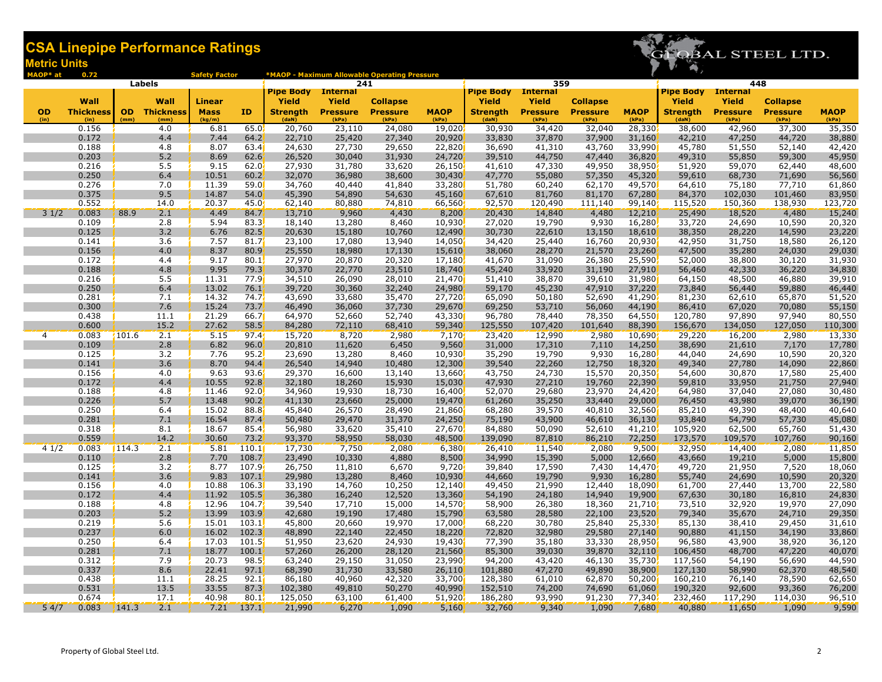# CSA Linepipe Performance Ratings

## Metric Units

MAOP* at 0.72 Safety Factor — *MAOP - Maximum Allowable Operating Pressure

GLOBAL STEEL LTD.

| Labels | | | | | | 241 | | | | 359 | | | | 448 | | | |
|---|---|---|---|---|---|---|---|---|---|---|---|---|---|---|---|---|---|
| OD (in) | Wall Thickness (in) | OD (mm) | Wall Thickness (mm) | Linear Mass (kg/m) | ID | Pipe Body Yield Strength (daN) | Internal Yield Pressure (kPa) | Collapse Pressure (kPa) | MAOP (kPa) | Pipe Body Yield Strength (daN) | Internal Yield Pressure (kPa) | Collapse Pressure (kPa) | MAOP (kPa) | Pipe Body Yield Strength (daN) | Internal Yield Pressure (kPa) | Collapse Pressure (kPa) | MAOP (kPa) |
| | 0.156 | | 4.0 | 6.81 | 65.0 | 20,760 | 23,110 | 24,080 | 19,020 | 30,930 | 34,420 | 32,040 | 28,330 | 38,600 | 42,960 | 37,300 | 35,350 |
| | 0.172 | | 4.4 | 7.44 | 64.2 | 22,710 | 25,420 | 27,340 | 20,920 | 33,830 | 37,870 | 37,900 | 31,160 | 42,210 | 47,250 | 44,720 | 38,880 |
| | 0.188 | | 4.8 | 8.07 | 63.4 | 24,630 | 27,730 | 29,650 | 22,820 | 36,690 | 41,310 | 43,760 | 33,990 | 45,780 | 51,550 | 52,140 | 42,420 |
| | 0.203 | | 5.2 | 8.69 | 62.6 | 26,520 | 30,040 | 31,930 | 24,720 | 39,510 | 44,750 | 47,440 | 36,820 | 49,310 | 55,850 | 59,300 | 45,950 |
| | 0.216 | | 5.5 | 9.15 | 62.0 | 27,930 | 31,780 | 33,620 | 26,150 | 41,610 | 47,330 | 49,950 | 38,950 | 51,920 | 59,070 | 62,440 | 48,600 |
| | 0.250 | | 6.4 | 10.51 | 60.2 | 32,070 | 36,980 | 38,600 | 30,430 | 47,770 | 55,080 | 57,350 | 45,320 | 59,610 | 68,730 | 71,690 | 56,560 |
| | 0.276 | | 7.0 | 11.39 | 59.0 | 34,760 | 40,440 | 41,840 | 33,280 | 51,780 | 60,240 | 62,170 | 49,570 | 64,610 | 75,180 | 77,710 | 61,860 |
| | 0.375 | | 9.5 | 14.87 | 54.0 | 45,390 | 54,890 | 54,630 | 45,160 | 67,610 | 81,760 | 81,170 | 67,280 | 84,370 | 102,030 | 101,460 | 83,950 |
| | 0.552 | | 14.0 | 20.37 | 45.0 | 62,140 | 80,880 | 74,810 | 66,560 | 92,570 | 120,490 | 111,140 | 99,140 | 115,520 | 150,360 | 138,930 | 123,720 |
| 3 1/2 | 0.083 | 88.9 | 2.1 | 4.49 | 84.7 | 13,710 | 9,960 | 4,430 | 8,200 | 20,430 | 14,840 | 4,480 | 12,210 | 25,490 | 18,520 | 4,480 | 15,240 |
| | 0.109 | | 2.8 | 5.94 | 83.3 | 18,140 | 13,280 | 8,460 | 10,930 | 27,020 | 19,790 | 9,930 | 16,280 | 33,720 | 24,690 | 10,590 | 20,320 |
| | 0.125 | | 3.2 | 6.76 | 82.5 | 20,630 | 15,180 | 10,760 | 12,490 | 30,730 | 22,610 | 13,150 | 18,610 | 38,350 | 28,220 | 14,590 | 23,220 |
| | 0.141 | | 3.6 | 7.57 | 81.7 | 23,100 | 17,080 | 13,940 | 14,050 | 34,420 | 25,440 | 16,760 | 20,930 | 42,950 | 31,750 | 18,580 | 26,120 |
| | 0.156 | | 4.0 | 8.37 | 80.9 | 25,550 | 18,980 | 17,130 | 15,610 | 38,060 | 28,270 | 21,570 | 23,260 | 47,500 | 35,280 | 24,030 | 29,030 |
| | 0.172 | | 4.4 | 9.17 | 80.1 | 27,970 | 20,870 | 20,320 | 17,180 | 41,670 | 31,090 | 26,380 | 25,590 | 52,000 | 38,800 | 30,120 | 31,930 |
| | 0.188 | | 4.8 | 9.95 | 79.3 | 30,370 | 22,770 | 23,510 | 18,740 | 45,240 | 33,920 | 31,190 | 27,910 | 56,460 | 42,330 | 36,220 | 34,830 |
| | 0.216 | | 5.5 | 11.31 | 77.9 | 34,510 | 26,090 | 28,010 | 21,470 | 51,410 | 38,870 | 39,610 | 31,980 | 64,150 | 48,500 | 46,880 | 39,910 |
| | 0.250 | | 6.4 | 13.02 | 76.1 | 39,720 | 30,360 | 32,240 | 24,980 | 59,170 | 45,230 | 47,910 | 37,220 | 73,840 | 56,440 | 59,880 | 46,440 |
| | 0.281 | | 7.1 | 14.32 | 74.7 | 43,690 | 33,680 | 35,470 | 27,720 | 65,090 | 50,180 | 52,690 | 41,290 | 81,230 | 62,610 | 65,870 | 51,520 |
| | 0.300 | | 7.6 | 15.24 | 73.7 | 46,490 | 36,060 | 37,730 | 29,670 | 69,250 | 53,710 | 56,060 | 44,190 | 86,410 | 67,020 | 70,080 | 55,150 |
| | 0.438 | | 11.1 | 21.29 | 66.7 | 64,970 | 52,660 | 52,740 | 43,330 | 96,780 | 78,440 | 78,350 | 64,550 | 120,780 | 97,890 | 97,940 | 80,550 |
| | 0.600 | | 15.2 | 27.62 | 58.5 | 84,280 | 72,110 | 68,410 | 59,340 | 125,550 | 107,420 | 101,640 | 88,390 | 156,670 | 134,050 | 127,050 | 110,300 |
| 4 | 0.083 | 101.6 | 2.1 | 5.15 | 97.4 | 15,720 | 8,720 | 2,980 | 7,170 | 23,420 | 12,990 | 2,980 | 10,690 | 29,220 | 16,200 | 2,980 | 13,330 |
| | 0.109 | | 2.8 | 6.82 | 96.0 | 20,810 | 11,620 | 6,450 | 9,560 | 31,000 | 17,310 | 7,110 | 14,250 | 38,690 | 21,610 | 7,170 | 17,780 |
| | 0.125 | | 3.2 | 7.76 | 95.2 | 23,690 | 13,280 | 8,460 | 10,930 | 35,290 | 19,790 | 9,930 | 16,280 | 44,040 | 24,690 | 10,590 | 20,320 |
| | 0.141 | | 3.6 | 8.70 | 94.4 | 26,540 | 14,940 | 10,480 | 12,300 | 39,540 | 22,260 | 12,750 | 18,320 | 49,340 | 27,780 | 14,090 | 22,860 |
| | 0.156 | | 4.0 | 9.63 | 93.6 | 29,370 | 16,600 | 13,140 | 13,660 | 43,750 | 24,730 | 15,570 | 20,350 | 54,600 | 30,870 | 17,580 | 25,400 |
| | 0.172 | | 4.4 | 10.55 | 92.8 | 32,180 | 18,260 | 15,930 | 15,030 | 47,930 | 27,210 | 19,760 | 22,390 | 59,810 | 33,950 | 21,750 | 27,940 |
| | 0.188 | | 4.8 | 11.46 | 92.0 | 34,960 | 19,930 | 18,730 | 16,400 | 52,070 | 29,680 | 23,970 | 24,420 | 64,980 | 37,040 | 27,080 | 30,480 |
| | 0.226 | | 5.7 | 13.48 | 90.2 | 41,130 | 23,660 | 25,000 | 19,470 | 61,260 | 35,250 | 33,440 | 29,000 | 76,450 | 43,980 | 39,070 | 36,190 |
| | 0.250 | | 6.4 | 15.02 | 88.8 | 45,840 | 26,570 | 28,490 | 21,860 | 68,280 | 39,570 | 40,810 | 32,560 | 85,210 | 49,390 | 48,400 | 40,640 |
| | 0.281 | | 7.1 | 16.54 | 87.4 | 50,480 | 29,470 | 31,370 | 24,250 | 75,190 | 43,900 | 46,610 | 36,130 | 93,840 | 54,790 | 57,730 | 45,080 |
| | 0.318 | | 8.1 | 18.67 | 85.4 | 56,980 | 33,620 | 35,410 | 27,670 | 84,880 | 50,090 | 52,610 | 41,210 | 105,920 | 62,500 | 65,760 | 51,430 |
| | 0.559 | | 14.2 | 30.60 | 73.2 | 93,370 | 58,950 | 58,030 | 48,500 | 139,090 | 87,810 | 86,210 | 72,250 | 173,570 | 109,570 | 107,760 | 90,160 |
| 4 1/2 | 0.083 | 114.3 | 2.1 | 5.81 | 110.1 | 17,730 | 7,750 | 2,080 | 6,380 | 26,410 | 11,540 | 2,080 | 9,500 | 32,950 | 14,400 | 2,080 | 11,850 |
| | 0.110 | | 2.8 | 7.70 | 108.7 | 23,490 | 10,330 | 4,880 | 8,500 | 34,990 | 15,390 | 5,000 | 12,660 | 43,660 | 19,210 | 5,000 | 15,800 |
| | 0.125 | | 3.2 | 8.77 | 107.9 | 26,750 | 11,810 | 6,670 | 9,720 | 39,840 | 17,590 | 7,430 | 14,470 | 49,720 | 21,950 | 7,520 | 18,060 |
| | 0.141 | | 3.6 | 9.83 | 107.1 | 29,980 | 13,280 | 8,460 | 10,930 | 44,660 | 19,790 | 9,930 | 16,280 | 55,740 | 24,690 | 10,590 | 20,320 |
| | 0.156 | | 4.0 | 10.88 | 106.3 | 33,190 | 14,760 | 10,250 | 12,140 | 49,450 | 21,990 | 12,440 | 18,090 | 61,700 | 27,440 | 13,700 | 22,580 |
| | 0.172 | | 4.4 | 11.92 | 105.5 | 36,380 | 16,240 | 12,520 | 13,360 | 54,190 | 24,180 | 14,940 | 19,900 | 67,630 | 30,180 | 16,810 | 24,830 |
| | 0.188 | | 4.8 | 12.96 | 104.7 | 39,540 | 17,710 | 15,000 | 14,570 | 58,900 | 26,380 | 18,360 | 21,710 | 73,510 | 32,920 | 19,970 | 27,090 |
| | 0.203 | | 5.2 | 13.99 | 103.9 | 42,680 | 19,190 | 17,480 | 15,790 | 63,580 | 28,580 | 22,100 | 23,520 | 79,340 | 35,670 | 24,710 | 29,350 |
| | 0.219 | | 5.6 | 15.01 | 103.1 | 45,800 | 20,660 | 19,970 | 17,000 | 68,220 | 30,780 | 25,840 | 25,330 | 85,130 | 38,410 | 29,450 | 31,610 |
| | 0.237 | | 6.0 | 16.02 | 102.3 | 48,890 | 22,140 | 22,450 | 18,220 | 72,820 | 32,980 | 29,580 | 27,140 | 90,880 | 41,150 | 34,190 | 33,860 |
| | 0.250 | | 6.4 | 17.03 | 101.5 | 51,950 | 23,620 | 24,930 | 19,430 | 77,390 | 35,180 | 33,330 | 28,950 | 96,580 | 43,900 | 38,920 | 36,120 |
| | 0.281 | | 7.1 | 18.77 | 100.1 | 57,260 | 26,200 | 28,120 | 21,560 | 85,300 | 39,030 | 39,870 | 32,110 | 106,450 | 48,700 | 47,220 | 40,070 |
| | 0.312 | | 7.9 | 20.73 | 98.5 | 63,240 | 29,150 | 31,050 | 23,990 | 94,200 | 43,420 | 46,130 | 35,730 | 117,560 | 54,190 | 56,690 | 44,590 |
| | 0.337 | | 8.6 | 22.41 | 97.1 | 68,390 | 31,730 | 33,580 | 26,110 | 101,880 | 47,270 | 49,890 | 38,900 | 127,130 | 58,990 | 62,370 | 48,540 |
| | 0.438 | | 11.1 | 28.25 | 92.1 | 86,180 | 40,960 | 42,320 | 33,700 | 128,380 | 61,010 | 62,870 | 50,200 | 160,210 | 76,140 | 78,590 | 62,650 |
| | 0.531 | | 13.5 | 33.55 | 87.3 | 102,380 | 49,810 | 50,270 | 40,990 | 152,510 | 74,200 | 74,690 | 61,060 | 190,320 | 92,600 | 93,360 | 76,200 |
| | 0.674 | | 17.1 | 40.98 | 80.1 | 125,050 | 63,100 | 61,400 | 51,920 | 186,280 | 93,990 | 91,230 | 77,340 | 232,460 | 117,290 | 114,030 | 96,510 |
| 5 4/7 | 0.083 | 141.3 | 2.1 | 7.21 | 137.1 | 21,990 | 6,270 | 1,090 | 5,160 | 32,760 | 9,340 | 1,090 | 7,680 | 40,880 | 11,650 | 1,090 | 9,590 |

Property of Global Steel Ltd.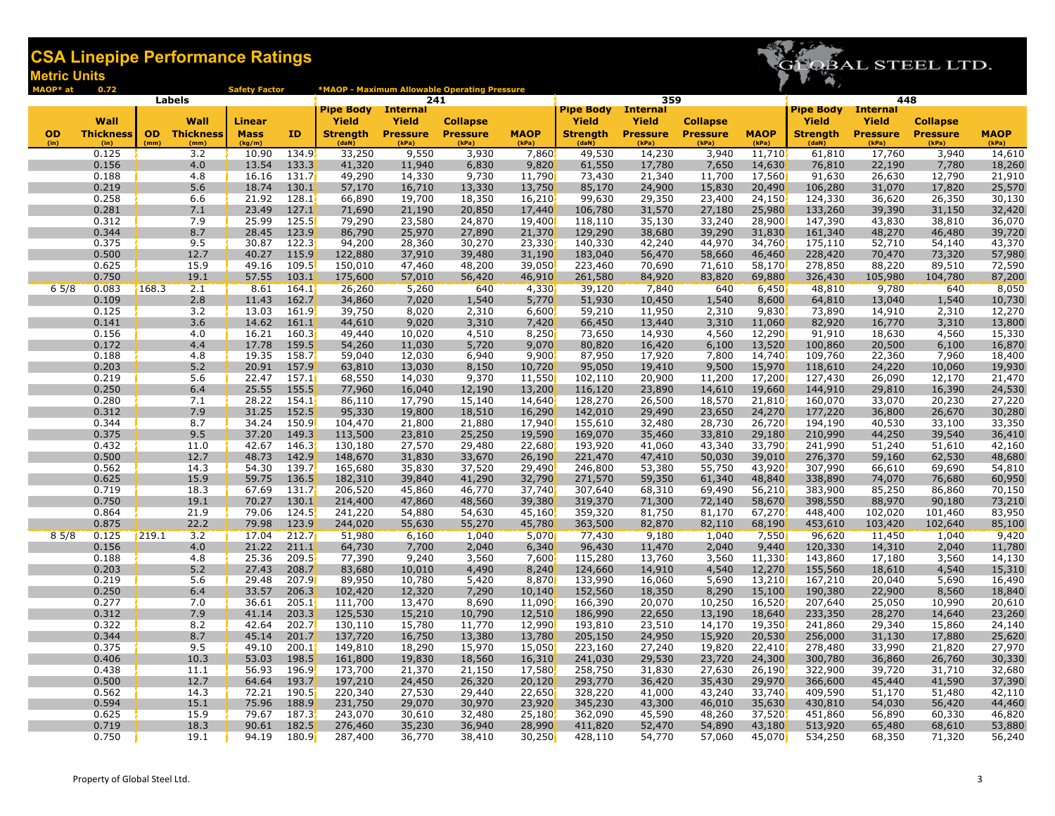# CSA Linepipe Performance Ratings

## Metric Units

MAOP* at 0.72 Safety Factor — *MAOP - Maximum Allowable Operating Pressure

GLOBAL STEEL LTD.

| Labels | | | | | | 241 | | | | 359 | | | | 448 | | | |
|---|---|---|---|---|---|---|---|---|---|---|---|---|---|---|---|---|---|
| OD (in) | Wall Thickness (in) | OD (mm) | Wall Thickness (mm) | Linear Mass (kg/m) | ID | Pipe Body Yield Strength (daN) | Internal Yield Pressure (kPa) | Collapse Pressure (kPa) | MAOP (kPa) | Pipe Body Yield Strength (daN) | Internal Yield Pressure (kPa) | Collapse Pressure (kPa) | MAOP (kPa) | Pipe Body Yield Strength (daN) | Internal Yield Pressure (kPa) | Collapse Pressure (kPa) | MAOP (kPa) |
| | 0.125 | | 3.2 | 10.90 | 134.9 | 33,250 | 9,550 | 3,930 | 7,860 | 49,530 | 14,230 | 3,940 | 11,710 | 61,810 | 17,760 | 3,940 | 14,610 |
| | 0.156 | | 4.0 | 13.54 | 133.3 | 41,320 | 11,940 | 6,830 | 9,820 | 61,550 | 17,780 | 7,650 | 14,630 | 76,810 | 22,190 | 7,780 | 18,260 |
| | 0.188 | | 4.8 | 16.16 | 131.7 | 49,290 | 14,330 | 9,730 | 11,790 | 73,430 | 21,340 | 11,700 | 17,560 | 91,630 | 26,630 | 12,790 | 21,910 |
| | 0.219 | | 5.6 | 18.74 | 130.1 | 57,170 | 16,710 | 13,330 | 13,750 | 85,170 | 24,900 | 15,830 | 20,490 | 106,280 | 31,070 | 17,820 | 25,570 |
| | 0.258 | | 6.6 | 21.92 | 128.1 | 66,890 | 19,700 | 18,350 | 16,210 | 99,630 | 29,350 | 23,400 | 24,150 | 124,330 | 36,620 | 26,350 | 30,130 |
| | 0.281 | | 7.1 | 23.49 | 127.1 | 71,690 | 21,190 | 20,850 | 17,440 | 106,780 | 31,570 | 27,180 | 25,980 | 133,260 | 39,390 | 31,150 | 32,420 |
| | 0.312 | | 7.9 | 25.99 | 125.5 | 79,290 | 23,580 | 24,870 | 19,400 | 118,110 | 35,130 | 33,240 | 28,900 | 147,390 | 43,830 | 38,810 | 36,070 |
| | 0.344 | | 8.7 | 28.45 | 123.9 | 86,790 | 25,970 | 27,890 | 21,370 | 129,290 | 38,680 | 39,290 | 31,830 | 161,340 | 48,270 | 46,480 | 39,720 |
| | 0.375 | | 9.5 | 30.87 | 122.3 | 94,200 | 28,360 | 30,270 | 23,330 | 140,330 | 42,240 | 44,970 | 34,760 | 175,110 | 52,710 | 54,140 | 43,370 |
| | 0.500 | | 12.7 | 40.27 | 115.9 | 122,880 | 37,910 | 39,480 | 31,190 | 183,040 | 56,470 | 58,660 | 46,460 | 228,420 | 70,470 | 73,320 | 57,980 |
| | 0.625 | | 15.9 | 49.16 | 109.5 | 150,010 | 47,460 | 48,200 | 39,050 | 223,460 | 70,690 | 71,610 | 58,170 | 278,850 | 88,220 | 89,510 | 72,590 |
| | 0.750 | | 19.1 | 57.55 | 103.1 | 175,600 | 57,010 | 56,420 | 46,910 | 261,580 | 84,920 | 83,820 | 69,880 | 326,430 | 105,980 | 104,780 | 87,200 |
| 6 5/8 | 0.083 | 168.3 | 2.1 | 8.61 | 164.1 | 26,260 | 5,260 | 640 | 4,330 | 39,120 | 7,840 | 640 | 6,450 | 48,810 | 9,780 | 640 | 8,050 |
| | 0.109 | | 2.8 | 11.43 | 162.7 | 34,860 | 7,020 | 1,540 | 5,770 | 51,930 | 10,450 | 1,540 | 8,600 | 64,810 | 13,040 | 1,540 | 10,730 |
| | 0.125 | | 3.2 | 13.03 | 161.9 | 39,750 | 8,020 | 2,310 | 6,600 | 59,210 | 11,950 | 2,310 | 9,830 | 73,890 | 14,910 | 2,310 | 12,270 |
| | 0.141 | | 3.6 | 14.62 | 161.1 | 44,610 | 9,020 | 3,310 | 7,420 | 66,450 | 13,440 | 3,310 | 11,060 | 82,920 | 16,770 | 3,310 | 13,800 |
| | 0.156 | | 4.0 | 16.21 | 160.3 | 49,440 | 10,020 | 4,510 | 8,250 | 73,650 | 14,930 | 4,560 | 12,290 | 91,910 | 18,630 | 4,560 | 15,330 |
| | 0.172 | | 4.4 | 17.78 | 159.5 | 54,260 | 11,030 | 5,720 | 9,070 | 80,820 | 16,420 | 6,100 | 13,520 | 100,860 | 20,500 | 6,100 | 16,870 |
| | 0.188 | | 4.8 | 19.35 | 158.7 | 59,040 | 12,030 | 6,940 | 9,900 | 87,950 | 17,920 | 7,800 | 14,740 | 109,760 | 22,360 | 7,960 | 18,400 |
| | 0.203 | | 5.2 | 20.91 | 157.9 | 63,810 | 13,030 | 8,150 | 10,720 | 95,050 | 19,410 | 9,500 | 15,970 | 118,610 | 24,220 | 10,060 | 19,930 |
| | 0.219 | | 5.6 | 22.47 | 157.1 | 68,550 | 14,030 | 9,370 | 11,550 | 102,110 | 20,900 | 11,200 | 17,200 | 127,430 | 26,090 | 12,170 | 21,470 |
| | 0.250 | | 6.4 | 25.55 | 155.5 | 77,960 | 16,040 | 12,190 | 13,200 | 116,120 | 23,890 | 14,610 | 19,660 | 144,910 | 29,810 | 16,390 | 24,530 |
| | 0.280 | | 7.1 | 28.22 | 154.1 | 86,110 | 17,790 | 15,140 | 14,640 | 128,270 | 26,500 | 18,570 | 21,810 | 160,070 | 33,070 | 20,230 | 27,220 |
| | 0.312 | | 7.9 | 31.25 | 152.5 | 95,330 | 19,800 | 18,510 | 16,290 | 142,010 | 29,490 | 23,650 | 24,270 | 177,220 | 36,800 | 26,670 | 30,280 |
| | 0.344 | | 8.7 | 34.24 | 150.9 | 104,470 | 21,800 | 21,880 | 17,940 | 155,610 | 32,480 | 28,730 | 26,720 | 194,190 | 40,530 | 33,100 | 33,350 |
| | 0.375 | | 9.5 | 37.20 | 149.3 | 113,500 | 23,810 | 25,250 | 19,590 | 169,070 | 35,460 | 33,810 | 29,180 | 210,990 | 44,250 | 39,540 | 36,410 |
| | 0.432 | | 11.0 | 42.67 | 146.3 | 130,180 | 27,570 | 29,480 | 22,680 | 193,920 | 41,060 | 43,340 | 33,790 | 241,990 | 51,240 | 51,610 | 42,160 |
| | 0.500 | | 12.7 | 48.73 | 142.9 | 148,670 | 31,830 | 33,670 | 26,190 | 221,470 | 47,410 | 50,030 | 39,010 | 276,370 | 59,160 | 62,530 | 48,680 |
| | 0.562 | | 14.3 | 54.30 | 139.7 | 165,680 | 35,830 | 37,520 | 29,490 | 246,800 | 53,380 | 55,750 | 43,920 | 307,990 | 66,610 | 69,690 | 54,810 |
| | 0.625 | | 15.9 | 59.75 | 136.5 | 182,310 | 39,840 | 41,290 | 32,790 | 271,570 | 59,350 | 61,340 | 48,840 | 338,890 | 74,070 | 76,680 | 60,950 |
| | 0.719 | | 18.3 | 67.69 | 131.7 | 206,520 | 45,860 | 46,770 | 37,740 | 307,640 | 68,310 | 69,490 | 56,210 | 383,900 | 85,250 | 86,860 | 70,150 |
| | 0.750 | | 19.1 | 70.27 | 130.1 | 214,400 | 47,860 | 48,560 | 39,380 | 319,370 | 71,300 | 72,140 | 58,670 | 398,550 | 88,970 | 90,180 | 73,210 |
| | 0.864 | | 21.9 | 79.06 | 124.5 | 241,220 | 54,880 | 54,630 | 45,160 | 359,320 | 81,750 | 81,170 | 67,270 | 448,400 | 102,020 | 101,460 | 83,950 |
| | 0.875 | | 22.2 | 79.98 | 123.9 | 244,020 | 55,630 | 55,270 | 45,780 | 363,500 | 82,870 | 82,110 | 68,190 | 453,610 | 103,420 | 102,640 | 85,100 |
| 8 5/8 | 0.125 | 219.1 | 3.2 | 17.04 | 212.7 | 51,980 | 6,160 | 1,040 | 5,070 | 77,430 | 9,180 | 1,040 | 7,550 | 96,620 | 11,450 | 1,040 | 9,420 |
| | 0.156 | | 4.0 | 21.22 | 211.1 | 64,730 | 7,700 | 2,040 | 6,340 | 96,430 | 11,470 | 2,040 | 9,440 | 120,330 | 14,310 | 2,040 | 11,780 |
| | 0.188 | | 4.8 | 25.36 | 209.5 | 77,390 | 9,240 | 3,560 | 7,600 | 115,280 | 13,760 | 3,560 | 11,330 | 143,860 | 17,180 | 3,560 | 14,130 |
| | 0.203 | | 5.2 | 27.43 | 208.7 | 83,680 | 10,010 | 4,490 | 8,240 | 124,660 | 14,910 | 4,540 | 12,270 | 155,560 | 18,610 | 4,540 | 15,310 |
| | 0.219 | | 5.6 | 29.48 | 207.9 | 89,950 | 10,780 | 5,420 | 8,870 | 133,990 | 16,060 | 5,690 | 13,210 | 167,210 | 20,040 | 5,690 | 16,490 |
| | 0.250 | | 6.4 | 33.57 | 206.3 | 102,420 | 12,320 | 7,290 | 10,140 | 152,560 | 18,350 | 8,290 | 15,100 | 190,380 | 22,900 | 8,560 | 18,840 |
| | 0.277 | | 7.0 | 36.61 | 205.1 | 111,700 | 13,470 | 8,690 | 11,090 | 166,390 | 20,070 | 10,250 | 16,520 | 207,640 | 25,050 | 10,990 | 20,610 |
| | 0.312 | | 7.9 | 41.14 | 203.3 | 125,530 | 15,210 | 10,790 | 12,510 | 186,990 | 22,650 | 13,190 | 18,640 | 233,350 | 28,270 | 14,640 | 23,260 |
| | 0.322 | | 8.2 | 42.64 | 202.7 | 130,110 | 15,780 | 11,770 | 12,990 | 193,810 | 23,510 | 14,170 | 19,350 | 241,860 | 29,340 | 15,860 | 24,140 |
| | 0.344 | | 8.7 | 45.14 | 201.7 | 137,720 | 16,750 | 13,380 | 13,780 | 205,150 | 24,950 | 15,920 | 20,530 | 256,000 | 31,130 | 17,880 | 25,620 |
| | 0.375 | | 9.5 | 49.10 | 200.1 | 149,810 | 18,290 | 15,970 | 15,050 | 223,160 | 27,240 | 19,820 | 22,410 | 278,480 | 33,990 | 21,820 | 27,970 |
| | 0.406 | | 10.3 | 53.03 | 198.5 | 161,800 | 19,830 | 18,560 | 16,310 | 241,030 | 29,530 | 23,720 | 24,300 | 300,780 | 36,860 | 26,760 | 30,330 |
| | 0.438 | | 11.1 | 56.93 | 196.9 | 173,700 | 21,370 | 21,150 | 17,580 | 258,750 | 31,830 | 27,630 | 26,190 | 322,900 | 39,720 | 31,710 | 32,680 |
| | 0.500 | | 12.7 | 64.64 | 193.7 | 197,210 | 24,450 | 26,320 | 20,120 | 293,770 | 36,420 | 35,430 | 29,970 | 366,600 | 45,440 | 41,590 | 37,390 |
| | 0.562 | | 14.3 | 72.21 | 190.5 | 220,340 | 27,530 | 29,440 | 22,650 | 328,220 | 41,000 | 43,240 | 33,740 | 409,590 | 51,170 | 51,480 | 42,110 |
| | 0.594 | | 15.1 | 75.96 | 188.9 | 231,750 | 29,070 | 30,970 | 23,920 | 345,230 | 43,300 | 46,010 | 35,630 | 430,810 | 54,030 | 56,420 | 44,460 |
| | 0.625 | | 15.9 | 79.67 | 187.3 | 243,070 | 30,610 | 32,480 | 25,180 | 362,090 | 45,590 | 48,260 | 37,520 | 451,860 | 56,890 | 60,330 | 46,820 |
| | 0.719 | | 18.3 | 90.61 | 182.5 | 276,460 | 35,230 | 36,940 | 28,990 | 411,820 | 52,470 | 54,890 | 43,180 | 513,920 | 65,480 | 68,610 | 53,880 |
| | 0.750 | | 19.1 | 94.19 | 180.9 | 287,400 | 36,770 | 38,410 | 30,250 | 428,110 | 54,770 | 57,060 | 45,070 | 534,250 | 68,350 | 71,320 | 56,240 |

Property of Global Steel Ltd.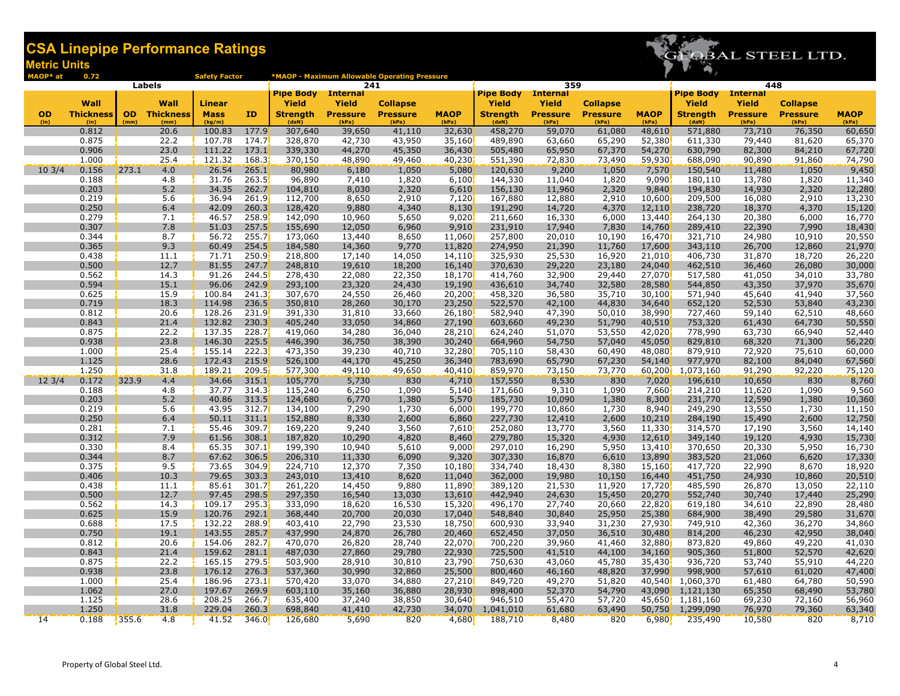# CSA Linepipe Performance Ratings

## Metric Units

MAOP* at 0.72 Safety Factor — *MAOP - Maximum Allowable Operating Pressure

| Labels | | | | | | 241 | | | | 359 | | | | 448 | | | |
|---|---|---|---|---|---|---|---|---|---|---|---|---|---|---|---|---|---|
| OD (in) | Wall Thickness (in) | OD (mm) | Wall Thickness (mm) | Linear Mass (kg/m) | ID | Pipe Body Yield Strength (daN) | Internal Yield Pressure (kPa) | Collapse Pressure (kPa) | MAOP (kPa) | Pipe Body Yield Strength (daN) | Internal Yield Pressure (kPa) | Collapse Pressure (kPa) | MAOP (kPa) | Pipe Body Yield Strength (daN) | Internal Yield Pressure (kPa) | Collapse Pressure (kPa) | MAOP (kPa) |
| | 0.812 | | 20.6 | 100.83 | 177.9 | 307,640 | 39,650 | 41,110 | 32,630 | 458,270 | 59,070 | 61,080 | 48,610 | 571,880 | 73,710 | 76,350 | 60,650 |
| | 0.875 | | 22.2 | 107.78 | 174.7 | 328,870 | 42,730 | 43,950 | 35,160 | 489,890 | 63,660 | 65,290 | 52,380 | 611,330 | 79,440 | 81,620 | 65,370 |
| | 0.906 | | 23.0 | 111.22 | 173.1 | 339,330 | 44,270 | 45,350 | 36,430 | 505,480 | 65,950 | 67,370 | 54,270 | 630,790 | 82,300 | 84,210 | 67,720 |
| | 1.000 | | 25.4 | 121.32 | 168.3 | 370,150 | 48,890 | 49,460 | 40,230 | 551,390 | 72,830 | 73,490 | 59,930 | 688,090 | 90,890 | 91,860 | 74,790 |
| 10 3/4 | 0.156 | 273.1 | 4.0 | 26.54 | 265.1 | 80,980 | 6,180 | 1,050 | 5,080 | 120,630 | 9,200 | 1,050 | 7,570 | 150,540 | 11,480 | 1,050 | 9,450 |
| | 0.188 | | 4.8 | 31.76 | 263.5 | 96,890 | 7,410 | 1,820 | 6,100 | 144,330 | 11,040 | 1,820 | 9,090 | 180,110 | 13,780 | 1,820 | 11,340 |
| | 0.203 | | 5.2 | 34.35 | 262.7 | 104,810 | 8,030 | 2,320 | 6,610 | 156,130 | 11,960 | 2,320 | 9,840 | 194,830 | 14,930 | 2,320 | 12,280 |
| | 0.219 | | 5.6 | 36.94 | 261.9 | 112,700 | 8,650 | 2,910 | 7,120 | 167,880 | 12,880 | 2,910 | 10,600 | 209,500 | 16,080 | 2,910 | 13,230 |
| | 0.250 | | 6.4 | 42.09 | 260.3 | 128,420 | 9,880 | 4,340 | 8,130 | 191,290 | 14,720 | 4,370 | 12,110 | 238,720 | 18,370 | 4,370 | 15,120 |
| | 0.279 | | 7.1 | 46.57 | 258.9 | 142,090 | 10,960 | 5,650 | 9,020 | 211,660 | 16,330 | 6,000 | 13,440 | 264,130 | 20,380 | 6,000 | 16,770 |
| | 0.307 | | 7.8 | 51.03 | 257.5 | 155,690 | 12,050 | 6,960 | 9,910 | 231,910 | 17,940 | 7,830 | 14,760 | 289,410 | 22,390 | 7,990 | 18,430 |
| | 0.344 | | 8.7 | 56.72 | 255.7 | 173,060 | 13,440 | 8,650 | 11,060 | 257,800 | 20,010 | 10,190 | 16,470 | 321,710 | 24,980 | 10,910 | 20,550 |
| | 0.365 | | 9.3 | 60.49 | 254.5 | 184,580 | 14,360 | 9,770 | 11,820 | 274,950 | 21,390 | 11,760 | 17,600 | 343,110 | 26,700 | 12,860 | 21,970 |
| | 0.438 | | 11.1 | 71.71 | 250.9 | 218,800 | 17,140 | 14,050 | 14,110 | 325,930 | 25,530 | 16,920 | 21,010 | 406,730 | 31,870 | 18,720 | 26,220 |
| | 0.500 | | 12.7 | 81.55 | 247.7 | 248,810 | 19,610 | 18,200 | 16,140 | 370,630 | 29,220 | 23,180 | 24,040 | 462,510 | 36,460 | 26,080 | 30,000 |
| | 0.562 | | 14.3 | 91.26 | 244.5 | 278,430 | 22,080 | 22,350 | 18,170 | 414,760 | 32,900 | 29,440 | 27,070 | 517,580 | 41,050 | 34,010 | 33,780 |
| | 0.594 | | 15.1 | 96.06 | 242.9 | 293,100 | 23,320 | 24,430 | 19,190 | 436,610 | 34,740 | 32,580 | 28,580 | 544,850 | 43,350 | 37,970 | 35,670 |
| | 0.625 | | 15.9 | 100.84 | 241.3 | 307,670 | 24,550 | 26,460 | 20,200 | 458,320 | 36,580 | 35,710 | 30,100 | 571,940 | 45,640 | 41,940 | 37,560 |
| | 0.719 | | 18.3 | 114.98 | 236.5 | 350,810 | 28,260 | 30,170 | 23,250 | 522,570 | 42,100 | 44,830 | 34,640 | 652,120 | 52,530 | 53,840 | 43,230 |
| | 0.812 | | 20.6 | 128.26 | 231.9 | 391,330 | 31,810 | 33,660 | 26,180 | 582,940 | 47,390 | 50,010 | 38,990 | 727,460 | 59,140 | 62,510 | 48,660 |
| | 0.843 | | 21.4 | 132.82 | 230.3 | 405,240 | 33,050 | 34,860 | 27,190 | 603,660 | 49,230 | 51,790 | 40,510 | 753,320 | 61,430 | 64,730 | 50,550 |
| | 0.875 | | 22.2 | 137.35 | 228.7 | 419,060 | 34,280 | 36,040 | 28,210 | 624,240 | 51,070 | 53,550 | 42,020 | 778,990 | 63,730 | 66,940 | 52,440 |
| | 0.938 | | 23.8 | 146.30 | 225.5 | 446,390 | 36,750 | 38,390 | 30,240 | 664,960 | 54,750 | 57,040 | 45,050 | 829,810 | 68,320 | 71,300 | 56,220 |
| | 1.000 | | 25.4 | 155.14 | 222.3 | 473,350 | 39,230 | 40,710 | 32,280 | 705,110 | 58,430 | 60,490 | 48,080 | 879,910 | 72,920 | 75,610 | 60,000 |
| | 1.125 | | 28.6 | 172.43 | 215.9 | 526,100 | 44,170 | 45,250 | 36,340 | 783,690 | 65,790 | 67,230 | 54,140 | 977,970 | 82,100 | 84,040 | 67,560 |
| | 1.250 | | 31.8 | 189.21 | 209.5 | 577,300 | 49,110 | 49,650 | 40,410 | 859,970 | 73,150 | 73,770 | 60,200 | 1,073,160 | 91,290 | 92,220 | 75,120 |
| 12 3/4 | 0.172 | 323.9 | 4.4 | 34.66 | 315.1 | 105,770 | 5,730 | 830 | 4,710 | 157,550 | 8,530 | 830 | 7,020 | 196,610 | 10,650 | 830 | 8,760 |
| | 0.188 | | 4.8 | 37.77 | 314.3 | 115,240 | 6,250 | 1,090 | 5,140 | 171,660 | 9,310 | 1,090 | 7,660 | 214,210 | 11,620 | 1,090 | 9,560 |
| | 0.203 | | 5.2 | 40.86 | 313.5 | 124,680 | 6,770 | 1,380 | 5,570 | 185,730 | 10,090 | 1,380 | 8,300 | 231,770 | 12,590 | 1,380 | 10,360 |
| | 0.219 | | 5.6 | 43.95 | 312.7 | 134,100 | 7,290 | 1,730 | 6,000 | 199,770 | 10,860 | 1,730 | 8,940 | 249,290 | 13,550 | 1,730 | 11,150 |
| | 0.250 | | 6.4 | 50.11 | 311.1 | 152,880 | 8,330 | 2,600 | 6,860 | 227,730 | 12,410 | 2,600 | 10,210 | 284,190 | 15,490 | 2,600 | 12,750 |
| | 0.281 | | 7.1 | 55.46 | 309.7 | 169,220 | 9,240 | 3,560 | 7,610 | 252,080 | 13,770 | 3,560 | 11,330 | 314,570 | 17,190 | 3,560 | 14,140 |
| | 0.312 | | 7.9 | 61.56 | 308.1 | 187,820 | 10,290 | 4,820 | 8,460 | 279,780 | 15,320 | 4,930 | 12,610 | 349,140 | 19,120 | 4,930 | 15,730 |
| | 0.330 | | 8.4 | 65.35 | 307.1 | 199,390 | 10,940 | 5,610 | 9,000 | 297,010 | 16,290 | 5,950 | 13,410 | 370,650 | 20,330 | 5,950 | 16,730 |
| | 0.344 | | 8.7 | 67.62 | 306.5 | 206,310 | 11,330 | 6,090 | 9,320 | 307,330 | 16,870 | 6,610 | 13,890 | 383,520 | 21,060 | 6,620 | 17,330 |
| | 0.375 | | 9.5 | 73.65 | 304.9 | 224,710 | 12,370 | 7,350 | 10,180 | 334,740 | 18,430 | 8,380 | 15,160 | 417,720 | 22,990 | 8,670 | 18,920 |
| | 0.406 | | 10.3 | 79.65 | 303.3 | 243,010 | 13,410 | 8,620 | 11,040 | 362,000 | 19,980 | 10,150 | 16,440 | 451,750 | 24,930 | 10,860 | 20,510 |
| | 0.438 | | 11.1 | 85.61 | 301.7 | 261,220 | 14,450 | 9,880 | 11,890 | 389,120 | 21,530 | 11,920 | 17,720 | 485,590 | 26,870 | 13,050 | 22,110 |
| | 0.500 | | 12.7 | 97.45 | 298.5 | 297,350 | 16,540 | 13,030 | 13,610 | 442,940 | 24,630 | 15,450 | 20,270 | 552,740 | 30,740 | 17,440 | 25,290 |
| | 0.562 | | 14.3 | 109.17 | 295.3 | 333,090 | 18,620 | 16,530 | 15,320 | 496,170 | 27,740 | 20,660 | 22,820 | 619,180 | 34,610 | 22,890 | 28,480 |
| | 0.625 | | 15.9 | 120.76 | 292.1 | 368,440 | 20,700 | 20,030 | 17,040 | 548,840 | 30,840 | 25,950 | 25,380 | 684,900 | 38,490 | 29,580 | 31,670 |
| | 0.688 | | 17.5 | 132.22 | 288.9 | 403,410 | 22,790 | 23,530 | 18,750 | 600,930 | 33,940 | 31,230 | 27,930 | 749,910 | 42,360 | 36,270 | 34,860 |
| | 0.750 | | 19.1 | 143.55 | 285.7 | 437,990 | 24,870 | 26,780 | 20,460 | 652,450 | 37,050 | 36,510 | 30,480 | 814,200 | 46,230 | 42,950 | 38,040 |
| | 0.812 | | 20.6 | 154.06 | 282.7 | 470,070 | 26,820 | 28,740 | 22,070 | 700,220 | 39,960 | 41,460 | 32,880 | 873,820 | 49,860 | 49,220 | 41,030 |
| | 0.843 | | 21.4 | 159.62 | 281.1 | 487,030 | 27,860 | 29,780 | 22,930 | 725,500 | 41,510 | 44,100 | 34,160 | 905,360 | 51,800 | 52,570 | 42,620 |
| | 0.875 | | 22.2 | 165.15 | 279.5 | 503,900 | 28,910 | 30,810 | 23,790 | 750,630 | 43,060 | 45,780 | 35,430 | 936,720 | 53,740 | 55,910 | 44,220 |
| | 0.938 | | 23.8 | 176.12 | 276.3 | 537,360 | 30,990 | 32,860 | 25,500 | 800,460 | 46,160 | 48,820 | 37,990 | 998,900 | 57,610 | 61,020 | 47,400 |
| | 1.000 | | 25.4 | 186.96 | 273.1 | 570,420 | 33,070 | 34,880 | 27,210 | 849,720 | 49,270 | 51,820 | 40,540 | 1,060,370 | 61,480 | 64,780 | 50,590 |
| | 1.062 | | 27.0 | 197.67 | 269.9 | 603,110 | 35,160 | 36,880 | 28,930 | 898,400 | 52,370 | 54,790 | 43,090 | 1,121,130 | 65,350 | 68,490 | 53,780 |
| | 1.125 | | 28.6 | 208.25 | 266.7 | 635,400 | 37,240 | 38,850 | 30,640 | 946,510 | 55,470 | 57,720 | 45,650 | 1,181,160 | 69,230 | 72,160 | 56,960 |
| | 1.250 | | 31.8 | 229.04 | 260.3 | 698,840 | 41,410 | 42,730 | 34,070 | 1,041,010 | 61,680 | 63,490 | 50,750 | 1,299,090 | 76,970 | 79,360 | 63,340 |
| 14 | 0.188 | 355.6 | 4.8 | 41.52 | 346.0 | 126,680 | 5,690 | 820 | 4,680 | 188,710 | 8,480 | 820 | 6,980 | 235,490 | 10,580 | 820 | 8,710 |

Property of Global Steel Ltd.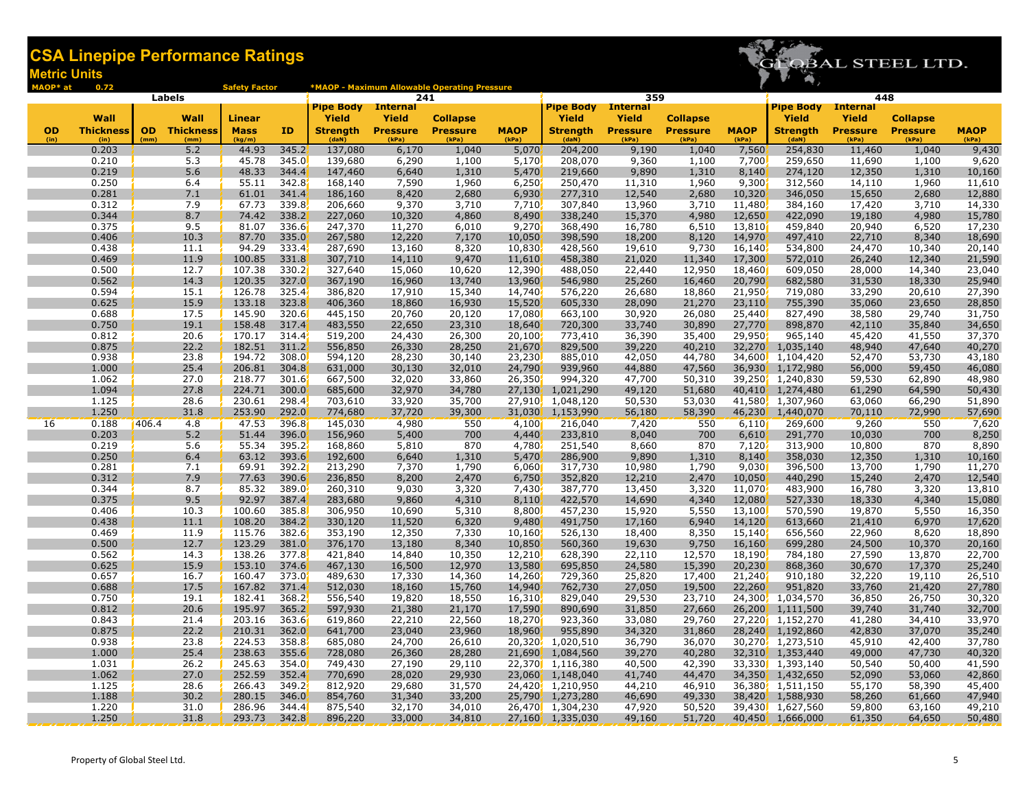# CSA Linepipe Performance Ratings

## Metric Units

MAOP* at 0.72 Safety Factor

*MAOP - Maximum Allowable Operating Pressure

GLOBAL STEEL LTD.

| Labels | | | | | | 241 | | | | 359 | | | | 448 | | | |
|---|---|---|---|---|---|---|---|---|---|---|---|---|---|---|---|---|---|
| OD (in) | Wall Thickness (in) | OD (mm) | Wall Thickness (mm) | Linear Mass (kg/m) | ID | Pipe Body Yield Strength (daN) | Internal Yield Pressure (kPa) | Collapse Pressure (kPa) | MAOP (kPa) | Pipe Body Yield Strength (daN) | Internal Yield Pressure (kPa) | Collapse Pressure (kPa) | MAOP (kPa) | Pipe Body Yield Strength (daN) | Internal Yield Pressure (kPa) | Collapse Pressure (kPa) | MAOP (kPa) |
| | 0.203 | | 5.2 | 44.93 | 345.2 | 137,080 | 6,170 | 1,040 | 5,070 | 204,200 | 9,190 | 1,040 | 7,560 | 254,830 | 11,460 | 1,040 | 9,430 |
| | 0.210 | | 5.3 | 45.78 | 345.0 | 139,680 | 6,290 | 1,100 | 5,170 | 208,070 | 9,360 | 1,100 | 7,700 | 259,650 | 11,690 | 1,100 | 9,620 |
| | 0.219 | | 5.6 | 48.33 | 344.4 | 147,460 | 6,640 | 1,310 | 5,470 | 219,660 | 9,890 | 1,310 | 8,140 | 274,120 | 12,350 | 1,310 | 10,160 |
| | 0.250 | | 6.4 | 55.11 | 342.8 | 168,140 | 7,590 | 1,960 | 6,250 | 250,470 | 11,310 | 1,960 | 9,300 | 312,560 | 14,110 | 1,960 | 11,610 |
| | 0.281 | | 7.1 | 61.01 | 341.4 | 186,160 | 8,420 | 2,680 | 6,930 | 277,310 | 12,540 | 2,680 | 10,320 | 346,050 | 15,650 | 2,680 | 12,880 |
| | 0.312 | | 7.9 | 67.73 | 339.8 | 206,660 | 9,370 | 3,710 | 7,710 | 307,840 | 13,960 | 3,710 | 11,480 | 384,160 | 17,420 | 3,710 | 14,330 |
| | 0.344 | | 8.7 | 74.42 | 338.2 | 227,060 | 10,320 | 4,860 | 8,490 | 338,240 | 15,370 | 4,980 | 12,650 | 422,090 | 19,180 | 4,980 | 15,780 |
| | 0.375 | | 9.5 | 81.07 | 336.6 | 247,370 | 11,270 | 6,010 | 9,270 | 368,490 | 16,780 | 6,510 | 13,810 | 459,840 | 20,940 | 6,520 | 17,230 |
| | 0.406 | | 10.3 | 87.70 | 335.0 | 267,580 | 12,220 | 7,170 | 10,050 | 398,590 | 18,200 | 8,120 | 14,970 | 497,410 | 22,710 | 8,340 | 18,690 |
| | 0.438 | | 11.1 | 94.29 | 333.4 | 287,690 | 13,160 | 8,320 | 10,830 | 428,560 | 19,610 | 9,730 | 16,140 | 534,800 | 24,470 | 10,340 | 20,140 |
| | 0.469 | | 11.9 | 100.85 | 331.8 | 307,710 | 14,110 | 9,470 | 11,610 | 458,380 | 21,020 | 11,340 | 17,300 | 572,010 | 26,240 | 12,340 | 21,590 |
| | 0.500 | | 12.7 | 107.38 | 330.2 | 327,640 | 15,060 | 10,620 | 12,390 | 488,050 | 22,440 | 12,950 | 18,460 | 609,050 | 28,000 | 14,340 | 23,040 |
| | 0.562 | | 14.3 | 120.35 | 327.0 | 367,190 | 16,960 | 13,740 | 13,960 | 546,980 | 25,260 | 16,460 | 20,790 | 682,580 | 31,530 | 18,330 | 25,940 |
| | 0.594 | | 15.1 | 126.78 | 325.4 | 386,820 | 17,910 | 15,340 | 14,740 | 576,220 | 26,680 | 18,860 | 21,950 | 719,080 | 33,290 | 20,610 | 27,390 |
| | 0.625 | | 15.9 | 133.18 | 323.8 | 406,360 | 18,860 | 16,930 | 15,520 | 605,330 | 28,090 | 21,270 | 23,110 | 755,390 | 35,060 | 23,650 | 28,850 |
| | 0.688 | | 17.5 | 145.90 | 320.6 | 445,150 | 20,760 | 20,120 | 17,080 | 663,100 | 30,920 | 26,080 | 25,440 | 827,490 | 38,580 | 29,740 | 31,750 |
| | 0.750 | | 19.1 | 158.48 | 317.4 | 483,550 | 22,650 | 23,310 | 18,640 | 720,300 | 33,740 | 30,890 | 27,770 | 898,870 | 42,110 | 35,840 | 34,650 |
| | 0.812 | | 20.6 | 170.17 | 314.4 | 519,200 | 24,430 | 26,300 | 20,100 | 773,410 | 36,390 | 35,400 | 29,950 | 965,140 | 45,420 | 41,550 | 37,370 |
| | 0.875 | | 22.2 | 182.51 | 311.2 | 556,850 | 26,330 | 28,250 | 21,670 | 829,500 | 39,220 | 40,210 | 32,270 | 1,035,140 | 48,940 | 47,640 | 40,270 |
| | 0.938 | | 23.8 | 194.72 | 308.0 | 594,120 | 28,230 | 30,140 | 23,230 | 885,010 | 42,050 | 44,780 | 34,600 | 1,104,420 | 52,470 | 53,730 | 43,180 |
| | 1.000 | | 25.4 | 206.81 | 304.8 | 631,000 | 30,130 | 32,010 | 24,790 | 939,960 | 44,880 | 47,560 | 36,930 | 1,172,980 | 56,000 | 59,450 | 46,080 |
| | 1.062 | | 27.0 | 218.77 | 301.6 | 667,500 | 32,020 | 33,860 | 26,350 | 994,320 | 47,700 | 50,310 | 39,250 | 1,240,830 | 59,530 | 62,890 | 48,980 |
| | 1.094 | | 27.8 | 224.71 | 300.0 | 685,600 | 32,970 | 34,780 | 27,130 | 1,021,290 | 49,120 | 51,680 | 40,410 | 1,274,480 | 61,290 | 64,590 | 50,430 |
| | 1.125 | | 28.6 | 230.61 | 298.4 | 703,610 | 33,920 | 35,700 | 27,910 | 1,048,120 | 50,530 | 53,030 | 41,580 | 1,307,960 | 63,060 | 66,290 | 51,890 |
| | 1.250 | | 31.8 | 253.90 | 292.0 | 774,680 | 37,720 | 39,300 | 31,030 | 1,153,990 | 56,180 | 58,390 | 46,230 | 1,440,070 | 70,110 | 72,990 | 57,690 |
| 16 | 0.188 | 406.4 | 4.8 | 47.53 | 396.8 | 145,030 | 4,980 | 550 | 4,100 | 216,040 | 7,420 | 550 | 6,110 | 269,600 | 9,260 | 550 | 7,620 |
| | 0.203 | | 5.2 | 51.44 | 396.0 | 156,960 | 5,400 | 700 | 4,440 | 233,810 | 8,040 | 700 | 6,610 | 291,770 | 10,030 | 700 | 8,250 |
| | 0.219 | | 5.6 | 55.34 | 395.2 | 168,860 | 5,810 | 870 | 4,780 | 251,540 | 8,660 | 870 | 7,120 | 313,900 | 10,800 | 870 | 8,890 |
| | 0.250 | | 6.4 | 63.12 | 393.6 | 192,600 | 6,640 | 1,310 | 5,470 | 286,900 | 9,890 | 1,310 | 8,140 | 358,030 | 12,350 | 1,310 | 10,160 |
| | 0.281 | | 7.1 | 69.91 | 392.2 | 213,290 | 7,370 | 1,790 | 6,060 | 317,730 | 10,980 | 1,790 | 9,030 | 396,500 | 13,700 | 1,790 | 11,270 |
| | 0.312 | | 7.9 | 77.63 | 390.6 | 236,850 | 8,200 | 2,470 | 6,750 | 352,820 | 12,210 | 2,470 | 10,050 | 440,290 | 15,240 | 2,470 | 12,540 |
| | 0.344 | | 8.7 | 85.32 | 389.0 | 260,310 | 9,030 | 3,320 | 7,430 | 387,770 | 13,450 | 3,320 | 11,070 | 483,900 | 16,780 | 3,320 | 13,810 |
| | 0.375 | | 9.5 | 92.97 | 387.4 | 283,680 | 9,860 | 4,310 | 8,110 | 422,570 | 14,690 | 4,340 | 12,080 | 527,330 | 18,330 | 4,340 | 15,080 |
| | 0.406 | | 10.3 | 100.60 | 385.8 | 306,950 | 10,690 | 5,310 | 8,800 | 457,230 | 15,920 | 5,550 | 13,100 | 570,590 | 19,870 | 5,550 | 16,350 |
| | 0.438 | | 11.1 | 108.20 | 384.2 | 330,120 | 11,520 | 6,320 | 9,480 | 491,750 | 17,160 | 6,940 | 14,120 | 613,660 | 21,410 | 6,970 | 17,620 |
| | 0.469 | | 11.9 | 115.76 | 382.6 | 353,190 | 12,350 | 7,330 | 10,160 | 526,130 | 18,400 | 8,350 | 15,140 | 656,560 | 22,960 | 8,620 | 18,890 |
| | 0.500 | | 12.7 | 123.29 | 381.0 | 376,170 | 13,180 | 8,340 | 10,850 | 560,360 | 19,630 | 9,750 | 16,160 | 699,280 | 24,500 | 10,370 | 20,160 |
| | 0.562 | | 14.3 | 138.26 | 377.8 | 421,840 | 14,840 | 10,350 | 12,210 | 628,390 | 22,110 | 12,570 | 18,190 | 784,180 | 27,590 | 13,870 | 22,700 |
| | 0.625 | | 15.9 | 153.10 | 374.6 | 467,130 | 16,500 | 12,970 | 13,580 | 695,850 | 24,580 | 15,390 | 20,230 | 868,360 | 30,670 | 17,370 | 25,240 |
| | 0.657 | | 16.7 | 160.47 | 373.0 | 489,630 | 17,330 | 14,360 | 14,260 | 729,360 | 25,820 | 17,400 | 21,240 | 910,180 | 32,220 | 19,110 | 26,510 |
| | 0.688 | | 17.5 | 167.82 | 371.4 | 512,030 | 18,160 | 15,760 | 14,940 | 762,730 | 27,050 | 19,500 | 22,260 | 951,820 | 33,760 | 21,420 | 27,780 |
| | 0.750 | | 19.1 | 182.41 | 368.2 | 556,540 | 19,820 | 18,550 | 16,310 | 829,040 | 29,530 | 23,710 | 24,300 | 1,034,570 | 36,850 | 26,750 | 30,320 |
| | 0.812 | | 20.6 | 195.97 | 365.2 | 597,930 | 21,380 | 21,170 | 17,590 | 890,690 | 31,850 | 27,660 | 26,200 | 1,111,500 | 39,740 | 31,740 | 32,700 |
| | 0.843 | | 21.4 | 203.16 | 363.6 | 619,860 | 22,210 | 22,560 | 18,270 | 923,360 | 33,080 | 29,760 | 27,220 | 1,152,270 | 41,280 | 34,410 | 33,970 |
| | 0.875 | | 22.2 | 210.31 | 362.0 | 641,700 | 23,040 | 23,960 | 18,960 | 955,890 | 34,320 | 31,860 | 28,240 | 1,192,860 | 42,830 | 37,070 | 35,240 |
| | 0.938 | | 23.8 | 224.53 | 358.8 | 685,080 | 24,700 | 26,610 | 20,320 | 1,020,510 | 36,790 | 36,070 | 30,270 | 1,273,510 | 45,910 | 42,400 | 37,780 |
| | 1.000 | | 25.4 | 238.63 | 355.6 | 728,080 | 26,360 | 28,280 | 21,690 | 1,084,560 | 39,270 | 40,280 | 32,310 | 1,353,440 | 49,000 | 47,730 | 40,320 |
| | 1.031 | | 26.2 | 245.63 | 354.0 | 749,430 | 27,190 | 29,110 | 22,370 | 1,116,380 | 40,500 | 42,390 | 33,330 | 1,393,140 | 50,540 | 50,400 | 41,590 |
| | 1.062 | | 27.0 | 252.59 | 352.4 | 770,690 | 28,020 | 29,930 | 23,060 | 1,148,040 | 41,740 | 44,470 | 34,350 | 1,432,650 | 52,090 | 53,060 | 42,860 |
| | 1.125 | | 28.6 | 266.43 | 349.2 | 812,920 | 29,680 | 31,570 | 24,420 | 1,210,950 | 44,210 | 46,910 | 36,380 | 1,511,150 | 55,170 | 58,390 | 45,400 |
| | 1.188 | | 30.2 | 280.15 | 346.0 | 854,760 | 31,340 | 33,200 | 25,790 | 1,273,280 | 46,690 | 49,330 | 38,420 | 1,588,930 | 58,260 | 61,660 | 47,940 |
| | 1.220 | | 31.0 | 286.96 | 344.4 | 875,540 | 32,170 | 34,010 | 26,470 | 1,304,230 | 47,920 | 50,520 | 39,430 | 1,627,560 | 59,800 | 63,160 | 49,210 |
| | 1.250 | | 31.8 | 293.73 | 342.8 | 896,220 | 33,000 | 34,810 | 27,160 | 1,335,030 | 49,160 | 51,720 | 40,450 | 1,666,000 | 61,350 | 64,650 | 50,480 |

Property of Global Steel Ltd.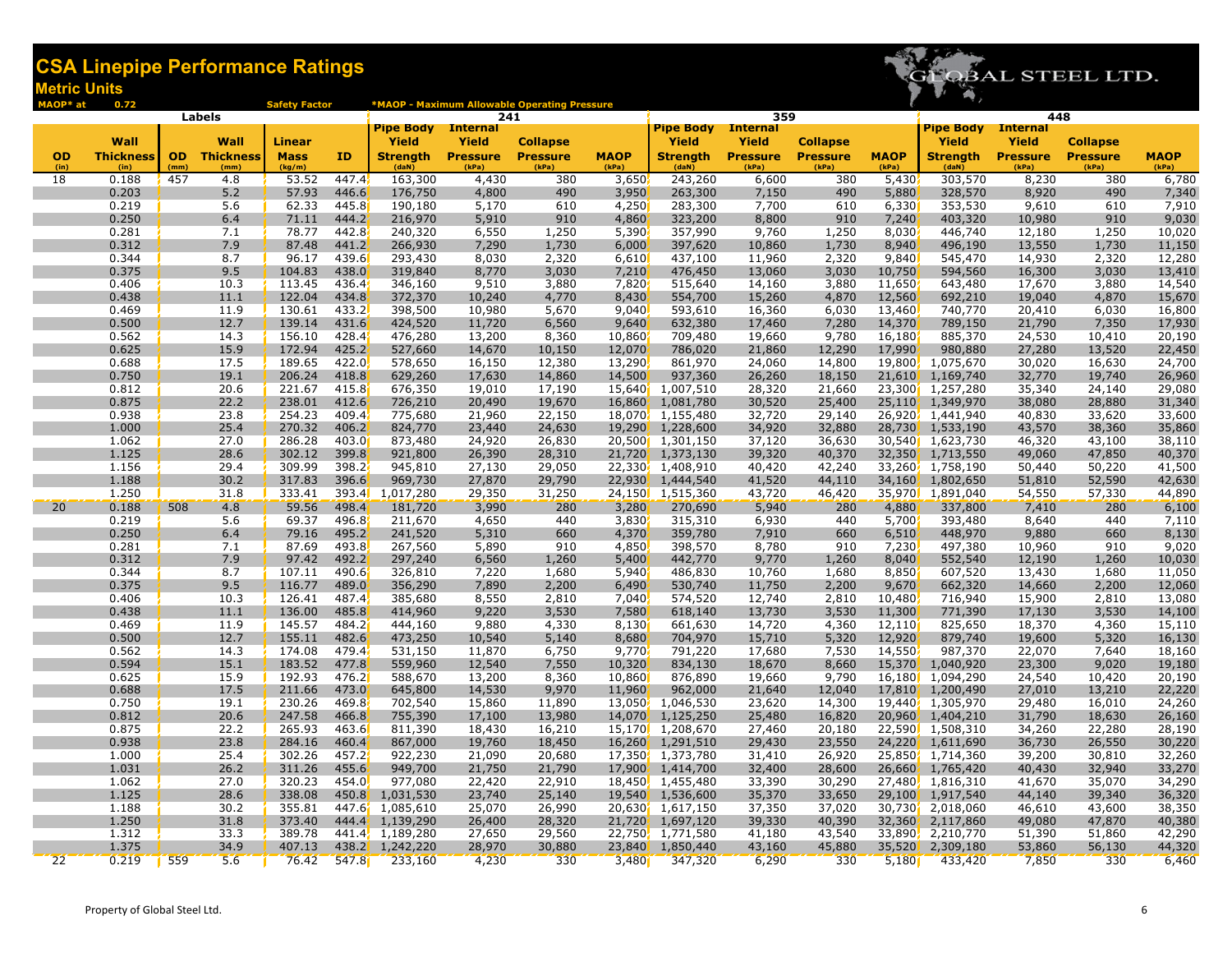# CSA Linepipe Performance Ratings

## Metric Units

GLOBAL STEEL LTD.

MAOP* at 0.72 Safety Factor — *MAOP - Maximum Allowable Operating Pressure

| Labels | | | | | | 241 | | | | 359 | | | | 448 | | | |
|---|---|---|---|---|---|---|---|---|---|---|---|---|---|---|---|---|---|
| OD (in) | Wall Thickness (in) | OD (mm) | Wall Thickness (mm) | Linear Mass (kg/m) | ID | Pipe Body Yield Strength (daN) | Internal Yield Pressure (kPa) | Collapse Pressure (kPa) | MAOP (kPa) | Pipe Body Yield Strength (daN) | Internal Yield Pressure (kPa) | Collapse Pressure (kPa) | MAOP (kPa) | Pipe Body Yield Strength (daN) | Internal Yield Pressure (kPa) | Collapse Pressure (kPa) | MAOP (kPa) |
| 18 | 0.188 | 457 | 4.8 | 53.52 | 447.4 | 163,300 | 4,430 | 380 | 3,650 | 243,260 | 6,600 | 380 | 5,430 | 303,570 | 8,230 | 380 | 6,780 |
| | 0.203 | | 5.2 | 57.93 | 446.6 | 176,750 | 4,800 | 490 | 3,950 | 263,300 | 7,150 | 490 | 5,880 | 328,570 | 8,920 | 490 | 7,340 |
| | 0.219 | | 5.6 | 62.33 | 445.8 | 190,180 | 5,170 | 610 | 4,250 | 283,300 | 7,700 | 610 | 6,330 | 353,530 | 9,610 | 610 | 7,910 |
| | 0.250 | | 6.4 | 71.11 | 444.2 | 216,970 | 5,910 | 910 | 4,860 | 323,200 | 8,800 | 910 | 7,240 | 403,320 | 10,980 | 910 | 9,030 |
| | 0.281 | | 7.1 | 78.77 | 442.8 | 240,320 | 6,550 | 1,250 | 5,390 | 357,990 | 9,760 | 1,250 | 8,030 | 446,740 | 12,180 | 1,250 | 10,020 |
| | 0.312 | | 7.9 | 87.48 | 441.2 | 266,930 | 7,290 | 1,730 | 6,000 | 397,620 | 10,860 | 1,730 | 8,940 | 496,190 | 13,550 | 1,730 | 11,150 |
| | 0.344 | | 8.7 | 96.17 | 439.6 | 293,430 | 8,030 | 2,320 | 6,610 | 437,100 | 11,960 | 2,320 | 9,840 | 545,470 | 14,930 | 2,320 | 12,280 |
| | 0.375 | | 9.5 | 104.83 | 438.0 | 319,840 | 8,770 | 3,030 | 7,210 | 476,450 | 13,060 | 3,030 | 10,750 | 594,560 | 16,300 | 3,030 | 13,410 |
| | 0.406 | | 10.3 | 113.45 | 436.4 | 346,160 | 9,510 | 3,880 | 7,820 | 515,640 | 14,160 | 3,880 | 11,650 | 643,480 | 17,670 | 3,880 | 14,540 |
| | 0.438 | | 11.1 | 122.04 | 434.8 | 372,370 | 10,240 | 4,770 | 8,430 | 554,700 | 15,260 | 4,870 | 12,560 | 692,210 | 19,040 | 4,870 | 15,670 |
| | 0.469 | | 11.9 | 130.61 | 433.2 | 398,500 | 10,980 | 5,670 | 9,040 | 593,610 | 16,360 | 6,030 | 13,460 | 740,770 | 20,410 | 6,030 | 16,800 |
| | 0.500 | | 12.7 | 139.14 | 431.6 | 424,520 | 11,720 | 6,560 | 9,640 | 632,380 | 17,460 | 7,280 | 14,370 | 789,150 | 21,790 | 7,350 | 17,930 |
| | 0.562 | | 14.3 | 156.10 | 428.4 | 476,280 | 13,200 | 8,360 | 10,860 | 709,480 | 19,660 | 9,780 | 16,180 | 885,370 | 24,530 | 10,410 | 20,190 |
| | 0.625 | | 15.9 | 172.94 | 425.2 | 527,660 | 14,670 | 10,150 | 12,070 | 786,020 | 21,860 | 12,290 | 17,990 | 980,880 | 27,280 | 13,520 | 22,450 |
| | 0.688 | | 17.5 | 189.65 | 422.0 | 578,650 | 16,150 | 12,380 | 13,290 | 861,970 | 24,060 | 14,800 | 19,800 | 1,075,670 | 30,020 | 16,630 | 24,700 |
| | 0.750 | | 19.1 | 206.24 | 418.8 | 629,260 | 17,630 | 14,860 | 14,500 | 937,360 | 26,260 | 18,150 | 21,610 | 1,169,740 | 32,770 | 19,740 | 26,960 |
| | 0.812 | | 20.6 | 221.67 | 415.8 | 676,350 | 19,010 | 17,190 | 15,640 | 1,007,510 | 28,320 | 21,660 | 23,300 | 1,257,280 | 35,340 | 24,140 | 29,080 |
| | 0.875 | | 22.2 | 238.01 | 412.6 | 726,210 | 20,490 | 19,670 | 16,860 | 1,081,780 | 30,520 | 25,400 | 25,110 | 1,349,970 | 38,080 | 28,880 | 31,340 |
| | 0.938 | | 23.8 | 254.23 | 409.4 | 775,680 | 21,960 | 22,150 | 18,070 | 1,155,480 | 32,720 | 29,140 | 26,920 | 1,441,940 | 40,830 | 33,620 | 33,600 |
| | 1.000 | | 25.4 | 270.32 | 406.2 | 824,770 | 23,440 | 24,630 | 19,290 | 1,228,600 | 34,920 | 32,880 | 28,730 | 1,533,190 | 43,570 | 38,360 | 35,860 |
| | 1.062 | | 27.0 | 286.28 | 403.0 | 873,480 | 24,920 | 26,830 | 20,500 | 1,301,150 | 37,120 | 36,630 | 30,540 | 1,623,730 | 46,320 | 43,100 | 38,110 |
| | 1.125 | | 28.6 | 302.12 | 399.8 | 921,800 | 26,390 | 28,310 | 21,720 | 1,373,130 | 39,320 | 40,370 | 32,350 | 1,713,550 | 49,060 | 47,850 | 40,370 |
| | 1.156 | | 29.4 | 309.99 | 398.2 | 945,810 | 27,130 | 29,050 | 22,330 | 1,408,910 | 40,420 | 42,240 | 33,260 | 1,758,190 | 50,440 | 50,220 | 41,500 |
| | 1.188 | | 30.2 | 317.83 | 396.6 | 969,730 | 27,870 | 29,790 | 22,930 | 1,444,540 | 41,520 | 44,110 | 34,160 | 1,802,650 | 51,810 | 52,590 | 42,630 |
| | 1.250 | | 31.8 | 333.41 | 393.4 | 1,017,280 | 29,350 | 31,250 | 24,150 | 1,515,360 | 43,720 | 46,420 | 35,970 | 1,891,040 | 54,550 | 57,330 | 44,890 |
| 20 | 0.188 | 508 | 4.8 | 59.56 | 498.4 | 181,720 | 3,990 | 280 | 3,280 | 270,690 | 5,940 | 280 | 4,880 | 337,800 | 7,410 | 280 | 6,100 |
| | 0.219 | | 5.6 | 69.37 | 496.8 | 211,670 | 4,650 | 440 | 3,830 | 315,310 | 6,930 | 440 | 5,700 | 393,480 | 8,640 | 440 | 7,110 |
| | 0.250 | | 6.4 | 79.16 | 495.2 | 241,520 | 5,310 | 660 | 4,370 | 359,780 | 7,910 | 660 | 6,510 | 448,970 | 9,880 | 660 | 8,130 |
| | 0.281 | | 7.1 | 87.69 | 493.8 | 267,560 | 5,890 | 910 | 4,850 | 398,570 | 8,780 | 910 | 7,230 | 497,380 | 10,960 | 910 | 9,020 |
| | 0.312 | | 7.9 | 97.42 | 492.2 | 297,240 | 6,560 | 1,260 | 5,400 | 442,770 | 9,770 | 1,260 | 8,040 | 552,540 | 12,190 | 1,260 | 10,030 |
| | 0.344 | | 8.7 | 107.11 | 490.6 | 326,810 | 7,220 | 1,680 | 5,940 | 486,830 | 10,760 | 1,680 | 8,850 | 607,520 | 13,430 | 1,680 | 11,050 |
| | 0.375 | | 9.5 | 116.77 | 489.0 | 356,290 | 7,890 | 2,200 | 6,490 | 530,740 | 11,750 | 2,200 | 9,670 | 662,320 | 14,660 | 2,200 | 12,060 |
| | 0.406 | | 10.3 | 126.41 | 487.4 | 385,680 | 8,550 | 2,810 | 7,040 | 574,520 | 12,740 | 2,810 | 10,480 | 716,940 | 15,900 | 2,810 | 13,080 |
| | 0.438 | | 11.1 | 136.00 | 485.8 | 414,960 | 9,220 | 3,530 | 7,580 | 618,140 | 13,730 | 3,530 | 11,300 | 771,390 | 17,130 | 3,530 | 14,100 |
| | 0.469 | | 11.9 | 145.57 | 484.2 | 444,160 | 9,880 | 4,330 | 8,130 | 661,630 | 14,720 | 4,360 | 12,110 | 825,650 | 18,370 | 4,360 | 15,110 |
| | 0.500 | | 12.7 | 155.11 | 482.6 | 473,250 | 10,540 | 5,140 | 8,680 | 704,970 | 15,710 | 5,320 | 12,920 | 879,740 | 19,600 | 5,320 | 16,130 |
| | 0.562 | | 14.3 | 174.08 | 479.4 | 531,150 | 11,870 | 6,750 | 9,770 | 791,220 | 17,680 | 7,530 | 14,550 | 987,370 | 22,070 | 7,640 | 18,160 |
| | 0.594 | | 15.1 | 183.52 | 477.8 | 559,960 | 12,540 | 7,550 | 10,320 | 834,130 | 18,670 | 8,660 | 15,370 | 1,040,920 | 23,300 | 9,020 | 19,180 |
| | 0.625 | | 15.9 | 192.93 | 476.2 | 588,670 | 13,200 | 8,360 | 10,860 | 876,890 | 19,660 | 9,790 | 16,180 | 1,094,290 | 24,540 | 10,420 | 20,190 |
| | 0.688 | | 17.5 | 211.66 | 473.0 | 645,800 | 14,530 | 9,970 | 11,960 | 962,000 | 21,640 | 12,040 | 17,810 | 1,200,490 | 27,010 | 13,210 | 22,220 |
| | 0.750 | | 19.1 | 230.26 | 469.8 | 702,540 | 15,860 | 11,890 | 13,050 | 1,046,530 | 23,620 | 14,300 | 19,440 | 1,305,970 | 29,480 | 16,010 | 24,260 |
| | 0.812 | | 20.6 | 247.58 | 466.8 | 755,390 | 17,100 | 13,980 | 14,070 | 1,125,250 | 25,480 | 16,820 | 20,960 | 1,404,210 | 31,790 | 18,630 | 26,160 |
| | 0.875 | | 22.2 | 265.93 | 463.6 | 811,390 | 18,430 | 16,210 | 15,170 | 1,208,670 | 27,460 | 20,180 | 22,590 | 1,508,310 | 34,260 | 22,280 | 28,190 |
| | 0.938 | | 23.8 | 284.16 | 460.4 | 867,000 | 19,760 | 18,450 | 16,260 | 1,291,510 | 29,430 | 23,550 | 24,220 | 1,611,690 | 36,730 | 26,550 | 30,220 |
| | 1.000 | | 25.4 | 302.26 | 457.2 | 922,230 | 21,090 | 20,680 | 17,350 | 1,373,780 | 31,410 | 26,920 | 25,850 | 1,714,360 | 39,200 | 30,810 | 32,260 |
| | 1.031 | | 26.2 | 311.26 | 455.6 | 949,700 | 21,750 | 21,790 | 17,900 | 1,414,700 | 32,400 | 28,600 | 26,660 | 1,765,420 | 40,430 | 32,940 | 33,270 |
| | 1.062 | | 27.0 | 320.23 | 454.0 | 977,080 | 22,420 | 22,910 | 18,450 | 1,455,480 | 33,390 | 30,290 | 27,480 | 1,816,310 | 41,670 | 35,070 | 34,290 |
| | 1.125 | | 28.6 | 338.08 | 450.8 | 1,031,530 | 23,740 | 25,140 | 19,540 | 1,536,600 | 35,370 | 33,650 | 29,100 | 1,917,540 | 44,140 | 39,340 | 36,320 |
| | 1.188 | | 30.2 | 355.81 | 447.6 | 1,085,610 | 25,070 | 26,990 | 20,630 | 1,617,150 | 37,350 | 37,020 | 30,730 | 2,018,060 | 46,610 | 43,600 | 38,350 |
| | 1.250 | | 31.8 | 373.40 | 444.4 | 1,139,290 | 26,400 | 28,320 | 21,720 | 1,697,120 | 39,330 | 40,390 | 32,360 | 2,117,860 | 49,080 | 47,870 | 40,380 |
| | 1.312 | | 33.3 | 389.78 | 441.4 | 1,189,280 | 27,650 | 29,560 | 22,750 | 1,771,580 | 41,180 | 43,540 | 33,890 | 2,210,770 | 51,390 | 51,860 | 42,290 |
| | 1.375 | | 34.9 | 407.13 | 438.2 | 1,242,220 | 28,970 | 30,880 | 23,840 | 1,850,440 | 43,160 | 45,880 | 35,520 | 2,309,180 | 53,860 | 56,130 | 44,320 |
| 22 | 0.219 | 559 | 5.6 | 76.42 | 547.8 | 233,160 | 4,230 | 330 | 3,480 | 347,320 | 6,290 | 330 | 5,180 | 433,420 | 7,850 | 330 | 6,460 |

Property of Global Steel Ltd.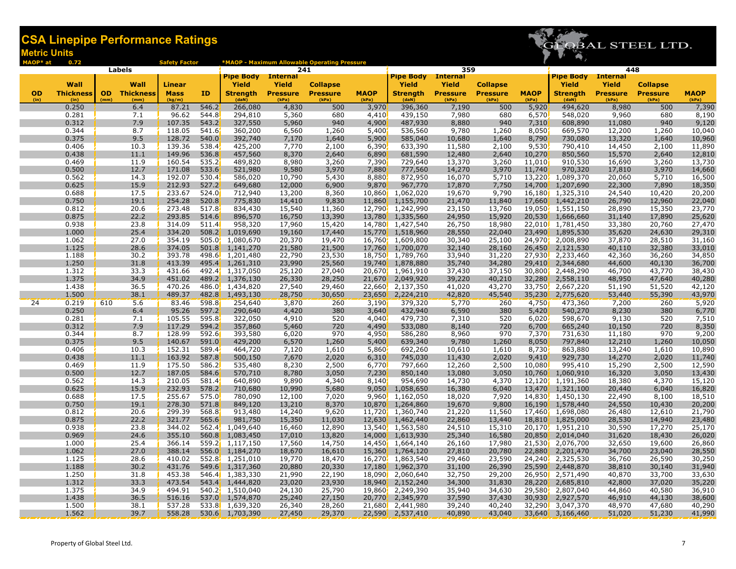# CSA Linepipe Performance Ratings

## Metric Units

MAOP* at 0.72 Safety Factor

*MAOP - Maximum Allowable Operating Pressure

GLOBAL STEEL LTD.

| Labels | | | | | | 241 | | | | 359 | | | | 448 | | | |
|---|---|---|---|---|---|---|---|---|---|---|---|---|---|---|---|---|---|
| OD (in) | Wall Thickness (in) | OD (mm) | Wall Thickness (mm) | Linear Mass (kg/m) | ID | Pipe Body Yield Strength (daN) | Internal Yield Pressure (kPa) | Collapse Pressure (kPa) | MAOP (kPa) | Pipe Body Yield Strength (daN) | Internal Yield Pressure (kPa) | Collapse Pressure (kPa) | MAOP (kPa) | Pipe Body Yield Strength (daN) | Internal Yield Pressure (kPa) | Collapse Pressure (kPa) | MAOP (kPa) |
| | 0.250 | | 6.4 | 87.21 | 546.2 | 266,080 | 4,830 | 500 | 3,970 | 396,360 | 7,190 | 500 | 5,920 | 494,620 | 8,980 | 500 | 7,390 |
| | 0.281 | | 7.1 | 96.62 | 544.8 | 294,810 | 5,360 | 680 | 4,410 | 439,150 | 7,980 | 680 | 6,570 | 548,020 | 9,960 | 680 | 8,190 |
| | 0.312 | | 7.9 | 107.35 | 543.2 | 327,550 | 5,960 | 940 | 4,900 | 487,930 | 8,880 | 940 | 7,310 | 608,890 | 11,080 | 940 | 9,120 |
| | 0.344 | | 8.7 | 118.05 | 541.6 | 360,200 | 6,560 | 1,260 | 5,400 | 536,560 | 9,780 | 1,260 | 8,050 | 669,570 | 12,200 | 1,260 | 10,040 |
| | 0.375 | | 9.5 | 128.72 | 540.0 | 392,740 | 7,170 | 1,640 | 5,900 | 585,040 | 10,680 | 1,640 | 8,790 | 730,080 | 13,320 | 1,640 | 10,960 |
| | 0.406 | | 10.3 | 139.36 | 538.4 | 425,200 | 7,770 | 2,100 | 6,390 | 633,390 | 11,580 | 2,100 | 9,530 | 790,410 | 14,450 | 2,100 | 11,890 |
| | 0.438 | | 11.1 | 149.96 | 536.8 | 457,560 | 8,370 | 2,640 | 6,890 | 681,590 | 12,480 | 2,640 | 10,270 | 850,560 | 15,570 | 2,640 | 12,810 |
| | 0.469 | | 11.9 | 160.54 | 535.2 | 489,820 | 8,980 | 3,260 | 7,390 | 729,640 | 13,370 | 3,260 | 11,010 | 910,530 | 16,690 | 3,260 | 13,730 |
| | 0.500 | | 12.7 | 171.08 | 533.6 | 521,980 | 9,580 | 3,970 | 7,880 | 777,560 | 14,270 | 3,970 | 11,740 | 970,320 | 17,810 | 3,970 | 14,660 |
| | 0.562 | | 14.3 | 192.07 | 530.4 | 586,020 | 10,790 | 5,430 | 8,880 | 872,950 | 16,070 | 5,710 | 13,220 | 1,089,370 | 20,060 | 5,710 | 16,500 |
| | 0.625 | | 15.9 | 212.93 | 527.2 | 649,680 | 12,000 | 6,900 | 9,870 | 967,770 | 17,870 | 7,750 | 14,700 | 1,207,690 | 22,300 | 7,890 | 18,350 |
| | 0.688 | | 17.5 | 233.67 | 524.0 | 712,940 | 13,200 | 8,360 | 10,860 | 1,062,020 | 19,670 | 9,790 | 16,180 | 1,325,310 | 24,540 | 10,420 | 20,200 |
| | 0.750 | | 19.1 | 254.28 | 520.8 | 775,830 | 14,410 | 9,830 | 11,860 | 1,155,700 | 21,470 | 11,840 | 17,660 | 1,442,210 | 26,790 | 12,960 | 22,040 |
| | 0.812 | | 20.6 | 273.48 | 517.8 | 834,430 | 15,540 | 11,360 | 12,790 | 1,242,990 | 23,150 | 13,760 | 19,050 | 1,551,150 | 28,890 | 15,350 | 23,770 |
| | 0.875 | | 22.2 | 293.85 | 514.6 | 896,570 | 16,750 | 13,390 | 13,780 | 1,335,560 | 24,950 | 15,920 | 20,530 | 1,666,660 | 31,140 | 17,890 | 25,620 |
| | 0.938 | | 23.8 | 314.09 | 511.4 | 958,320 | 17,960 | 15,420 | 14,780 | 1,427,540 | 26,750 | 18,980 | 22,010 | 1,781,450 | 33,380 | 20,760 | 27,470 |
| | 1.000 | | 25.4 | 334.20 | 508.2 | 1,019,690 | 19,160 | 17,440 | 15,770 | 1,518,960 | 28,550 | 22,040 | 23,490 | 1,895,530 | 35,620 | 24,630 | 29,310 |
| | 1.062 | | 27.0 | 354.19 | 505.0 | 1,080,670 | 20,370 | 19,470 | 16,760 | 1,609,800 | 30,340 | 25,100 | 24,970 | 2,008,890 | 37,870 | 28,510 | 31,160 |
| | 1.125 | | 28.6 | 374.05 | 501.8 | 1,141,270 | 21,580 | 21,500 | 17,760 | 1,700,070 | 32,140 | 28,160 | 26,450 | 2,121,530 | 40,110 | 32,380 | 33,010 |
| | 1.188 | | 30.2 | 393.78 | 498.6 | 1,201,480 | 22,790 | 23,530 | 18,750 | 1,789,760 | 33,940 | 31,220 | 27,930 | 2,233,460 | 42,360 | 36,260 | 34,850 |
| | 1.250 | | 31.8 | 413.39 | 495.4 | 1,261,310 | 23,990 | 25,560 | 19,740 | 1,878,880 | 35,740 | 34,280 | 29,410 | 2,344,680 | 44,600 | 40,130 | 36,700 |
| | 1.312 | | 33.3 | 431.66 | 492.4 | 1,317,050 | 25,120 | 27,040 | 20,670 | 1,961,910 | 37,430 | 37,150 | 30,800 | 2,448,290 | 46,700 | 43,770 | 38,430 |
| | 1.375 | | 34.9 | 451.02 | 489.2 | 1,376,130 | 26,330 | 28,250 | 21,670 | 2,049,920 | 39,220 | 40,210 | 32,280 | 2,558,110 | 48,950 | 47,640 | 40,280 |
| | 1.438 | | 36.5 | 470.26 | 486.0 | 1,434,820 | 27,540 | 29,460 | 22,660 | 2,137,350 | 41,020 | 43,270 | 33,750 | 2,667,220 | 51,190 | 51,520 | 42,120 |
| | 1.500 | | 38.1 | 489.37 | 482.8 | 1,493,130 | 28,750 | 30,650 | 23,650 | 2,224,210 | 42,820 | 45,540 | 35,230 | 2,775,620 | 53,440 | 55,390 | 43,970 |
| 24 | 0.219 | 610 | 5.6 | 83.46 | 598.8 | 254,640 | 3,870 | 260 | 3,190 | 379,320 | 5,770 | 260 | 4,750 | 473,360 | 7,200 | 260 | 5,920 |
| | 0.250 | | 6.4 | 95.26 | 597.2 | 290,640 | 4,420 | 380 | 3,640 | 432,940 | 6,590 | 380 | 5,420 | 540,270 | 8,230 | 380 | 6,770 |
| | 0.281 | | 7.1 | 105.55 | 595.8 | 322,050 | 4,910 | 520 | 4,040 | 479,730 | 7,310 | 520 | 6,020 | 598,670 | 9,130 | 520 | 7,510 |
| | 0.312 | | 7.9 | 117.29 | 594.2 | 357,860 | 5,460 | 720 | 4,490 | 533,080 | 8,140 | 720 | 6,700 | 665,240 | 10,150 | 720 | 8,350 |
| | 0.344 | | 8.7 | 128.99 | 592.6 | 393,580 | 6,020 | 970 | 4,950 | 586,280 | 8,960 | 970 | 7,370 | 731,630 | 11,180 | 970 | 9,200 |
| | 0.375 | | 9.5 | 140.67 | 591.0 | 429,200 | 6,570 | 1,260 | 5,400 | 639,340 | 9,780 | 1,260 | 8,050 | 797,840 | 12,210 | 1,260 | 10,050 |
| | 0.406 | | 10.3 | 152.31 | 589.4 | 464,720 | 7,120 | 1,610 | 5,860 | 692,260 | 10,610 | 1,610 | 8,730 | 863,880 | 13,240 | 1,610 | 10,890 |
| | 0.438 | | 11.1 | 163.92 | 587.8 | 500,150 | 7,670 | 2,020 | 6,310 | 745,030 | 11,430 | 2,020 | 9,410 | 929,730 | 14,270 | 2,020 | 11,740 |
| | 0.469 | | 11.9 | 175.50 | 586.2 | 535,480 | 8,230 | 2,500 | 6,770 | 797,660 | 12,260 | 2,500 | 10,080 | 995,410 | 15,290 | 2,500 | 12,590 |
| | 0.500 | | 12.7 | 187.05 | 584.6 | 570,710 | 8,780 | 3,050 | 7,230 | 850,140 | 13,080 | 3,050 | 10,760 | 1,060,910 | 16,320 | 3,050 | 13,430 |
| | 0.562 | | 14.3 | 210.05 | 581.4 | 640,890 | 9,890 | 4,340 | 8,140 | 954,690 | 14,730 | 4,370 | 12,120 | 1,191,360 | 18,380 | 4,370 | 15,120 |
| | 0.625 | | 15.9 | 232.93 | 578.2 | 710,680 | 10,990 | 5,680 | 9,050 | 1,058,650 | 16,380 | 6,040 | 13,470 | 1,321,100 | 20,440 | 6,040 | 16,820 |
| | 0.688 | | 17.5 | 255.67 | 575.0 | 780,090 | 12,100 | 7,020 | 9,960 | 1,162,050 | 18,020 | 7,920 | 14,830 | 1,450,130 | 22,490 | 8,100 | 18,510 |
| | 0.750 | | 19.1 | 278.30 | 571.8 | 849,120 | 13,210 | 8,370 | 10,870 | 1,264,860 | 19,670 | 9,800 | 16,190 | 1,578,440 | 24,550 | 10,430 | 20,200 |
| | 0.812 | | 20.6 | 299.39 | 568.8 | 913,480 | 14,240 | 9,620 | 11,720 | 1,360,740 | 21,220 | 11,560 | 17,460 | 1,698,080 | 26,480 | 12,610 | 21,790 |
| | 0.875 | | 22.2 | 321.77 | 565.6 | 981,750 | 15,350 | 11,030 | 12,630 | 1,462,440 | 22,860 | 13,440 | 18,810 | 1,825,000 | 28,530 | 14,940 | 23,480 |
| | 0.938 | | 23.8 | 344.02 | 562.4 | 1,049,640 | 16,460 | 12,890 | 13,540 | 1,563,580 | 24,510 | 15,310 | 20,170 | 1,951,210 | 30,590 | 17,270 | 25,170 |
| | 0.969 | | 24.6 | 355.10 | 560.8 | 1,083,450 | 17,010 | 13,820 | 14,000 | 1,613,930 | 25,340 | 16,580 | 20,850 | 2,014,040 | 31,620 | 18,430 | 26,020 |
| | 1.000 | | 25.4 | 366.14 | 559.2 | 1,117,150 | 17,560 | 14,750 | 14,450 | 1,664,140 | 26,160 | 17,980 | 21,530 | 2,076,700 | 32,650 | 19,600 | 26,860 |
| | 1.062 | | 27.0 | 388.14 | 556.0 | 1,184,270 | 18,670 | 16,610 | 15,360 | 1,764,120 | 27,810 | 20,780 | 22,880 | 2,201,470 | 34,700 | 23,040 | 28,550 |
| | 1.125 | | 28.6 | 410.02 | 552.8 | 1,251,010 | 19,770 | 18,470 | 16,270 | 1,863,540 | 29,460 | 23,590 | 24,240 | 2,325,530 | 36,760 | 26,590 | 30,250 |
| | 1.188 | | 30.2 | 431.76 | 549.6 | 1,317,360 | 20,880 | 20,330 | 17,180 | 1,962,370 | 31,100 | 26,390 | 25,590 | 2,448,870 | 38,810 | 30,140 | 31,940 |
| | 1.250 | | 31.8 | 453.38 | 546.4 | 1,383,330 | 21,990 | 22,190 | 18,090 | 2,060,640 | 32,750 | 29,200 | 26,950 | 2,571,490 | 40,870 | 33,700 | 33,630 |
| | 1.312 | | 33.3 | 473.54 | 543.4 | 1,444,820 | 23,020 | 23,930 | 18,940 | 2,152,240 | 34,300 | 31,830 | 28,220 | 2,685,810 | 42,800 | 37,020 | 35,220 |
| | 1.375 | | 34.9 | 494.91 | 540.2 | 1,510,040 | 24,130 | 25,790 | 19,860 | 2,249,390 | 35,940 | 34,630 | 29,580 | 2,807,040 | 44,860 | 40,580 | 36,910 |
| | 1.438 | | 36.5 | 516.16 | 537.0 | 1,574,870 | 25,240 | 27,150 | 20,770 | 2,345,970 | 37,590 | 37,430 | 30,930 | 2,927,570 | 46,910 | 44,130 | 38,600 |
| | 1.500 | | 38.1 | 537.28 | 533.8 | 1,639,320 | 26,340 | 28,260 | 21,680 | 2,441,980 | 39,240 | 40,240 | 32,290 | 3,047,370 | 48,970 | 47,680 | 40,290 |
| | 1.562 | | 39.7 | 558.28 | 530.6 | 1,703,390 | 27,450 | 29,370 | 22,590 | 2,537,410 | 40,890 | 43,040 | 33,640 | 3,166,460 | 51,020 | 51,230 | 41,990 |

Property of Global Steel Ltd.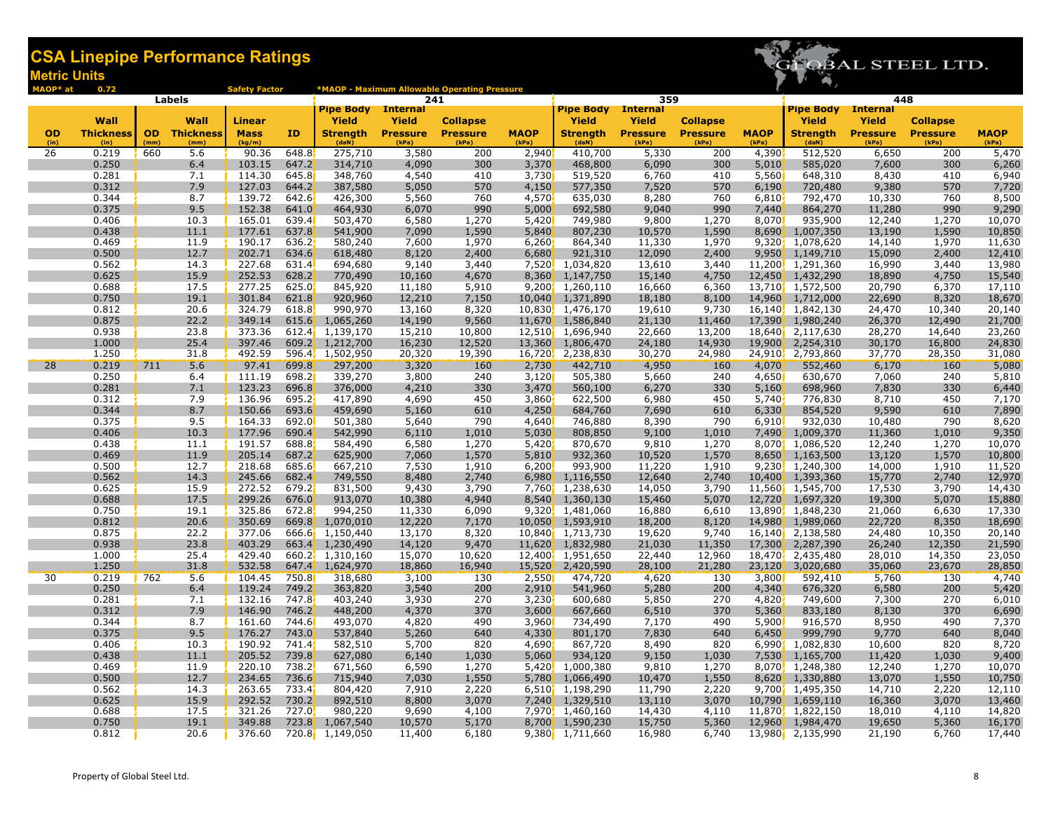# CSA Linepipe Performance Ratings

## Metric Units

MAOP* at 0.72 Safety Factor

*MAOP - Maximum Allowable Operating Pressure

GLOBAL STEEL LTD.

| Labels | | | | | | 241 | | | | 359 | | | | 448 | | | |
|---|---|---|---|---|---|---|---|---|---|---|---|---|---|---|---|---|---|
| OD (in) | Wall Thickness (in) | OD (mm) | Wall Thickness (mm) | Linear Mass (kg/m) | ID | Pipe Body Yield Strength (daN) | Internal Yield Pressure (kPa) | Collapse Pressure (kPa) | MAOP (kPa) | Pipe Body Yield Strength (daN) | Internal Yield Pressure (kPa) | Collapse Pressure (kPa) | MAOP (kPa) | Pipe Body Yield Strength (daN) | Internal Yield Pressure (kPa) | Collapse Pressure (kPa) | MAOP (kPa) |
| 26 | 0.219 | 660 | 5.6 | 90.36 | 648.8 | 275,710 | 3,580 | 200 | 2,940 | 410,700 | 5,330 | 200 | 4,390 | 512,520 | 6,650 | 200 | 5,470 |
| | 0.250 | | 6.4 | 103.15 | 647.2 | 314,710 | 4,090 | 300 | 3,370 | 468,800 | 6,090 | 300 | 5,010 | 585,020 | 7,600 | 300 | 6,260 |
| | 0.281 | | 7.1 | 114.30 | 645.8 | 348,760 | 4,540 | 410 | 3,730 | 519,520 | 6,760 | 410 | 5,560 | 648,310 | 8,430 | 410 | 6,940 |
| | 0.312 | | 7.9 | 127.03 | 644.2 | 387,580 | 5,050 | 570 | 4,150 | 577,350 | 7,520 | 570 | 6,190 | 720,480 | 9,380 | 570 | 7,720 |
| | 0.344 | | 8.7 | 139.72 | 642.6 | 426,300 | 5,560 | 760 | 4,570 | 635,030 | 8,280 | 760 | 6,810 | 792,470 | 10,330 | 760 | 8,500 |
| | 0.375 | | 9.5 | 152.38 | 641.0 | 464,930 | 6,070 | 990 | 5,000 | 692,580 | 9,040 | 990 | 7,440 | 864,270 | 11,280 | 990 | 9,290 |
| | 0.406 | | 10.3 | 165.01 | 639.4 | 503,470 | 6,580 | 1,270 | 5,420 | 749,980 | 9,800 | 1,270 | 8,070 | 935,900 | 12,240 | 1,270 | 10,070 |
| | 0.438 | | 11.1 | 177.61 | 637.8 | 541,900 | 7,090 | 1,590 | 5,840 | 807,230 | 10,570 | 1,590 | 8,690 | 1,007,350 | 13,190 | 1,590 | 10,850 |
| | 0.469 | | 11.9 | 190.17 | 636.2 | 580,240 | 7,600 | 1,970 | 6,260 | 864,340 | 11,330 | 1,970 | 9,320 | 1,078,620 | 14,140 | 1,970 | 11,630 |
| | 0.500 | | 12.7 | 202.71 | 634.6 | 618,480 | 8,120 | 2,400 | 6,680 | 921,310 | 12,090 | 2,400 | 9,950 | 1,149,710 | 15,090 | 2,400 | 12,410 |
| | 0.562 | | 14.3 | 227.68 | 631.4 | 694,680 | 9,140 | 3,440 | 7,520 | 1,034,820 | 13,610 | 3,440 | 11,200 | 1,291,360 | 16,990 | 3,440 | 13,980 |
| | 0.625 | | 15.9 | 252.53 | 628.2 | 770,490 | 10,160 | 4,670 | 8,360 | 1,147,750 | 15,140 | 4,750 | 12,450 | 1,432,290 | 18,890 | 4,750 | 15,540 |
| | 0.688 | | 17.5 | 277.25 | 625.0 | 845,920 | 11,180 | 5,910 | 9,200 | 1,260,110 | 16,660 | 6,360 | 13,710 | 1,572,500 | 20,790 | 6,370 | 17,110 |
| | 0.750 | | 19.1 | 301.84 | 621.8 | 920,960 | 12,210 | 7,150 | 10,040 | 1,371,890 | 18,180 | 8,100 | 14,960 | 1,712,000 | 22,690 | 8,320 | 18,670 |
| | 0.812 | | 20.6 | 324.79 | 618.8 | 990,970 | 13,160 | 8,320 | 10,830 | 1,476,170 | 19,610 | 9,730 | 16,140 | 1,842,130 | 24,470 | 10,340 | 20,140 |
| | 0.875 | | 22.2 | 349.14 | 615.6 | 1,065,260 | 14,190 | 9,560 | 11,670 | 1,586,840 | 21,130 | 11,460 | 17,390 | 1,980,240 | 26,370 | 12,490 | 21,700 |
| | 0.938 | | 23.8 | 373.36 | 612.4 | 1,139,170 | 15,210 | 10,800 | 12,510 | 1,696,940 | 22,660 | 13,200 | 18,640 | 2,117,630 | 28,270 | 14,640 | 23,260 |
| | 1.000 | | 25.4 | 397.46 | 609.2 | 1,212,700 | 16,230 | 12,520 | 13,360 | 1,806,470 | 24,180 | 14,930 | 19,900 | 2,254,310 | 30,170 | 16,800 | 24,830 |
| | 1.250 | | 31.8 | 492.59 | 596.4 | 1,502,950 | 20,320 | 19,390 | 16,720 | 2,238,830 | 30,270 | 24,980 | 24,910 | 2,793,860 | 37,770 | 28,350 | 31,080 |
| 28 | 0.219 | 711 | 5.6 | 97.41 | 699.8 | 297,200 | 3,320 | 160 | 2,730 | 442,710 | 4,950 | 160 | 4,070 | 552,460 | 6,170 | 160 | 5,080 |
| | 0.250 | | 6.4 | 111.19 | 698.2 | 339,270 | 3,800 | 240 | 3,120 | 505,380 | 5,660 | 240 | 4,650 | 630,670 | 7,060 | 240 | 5,810 |
| | 0.281 | | 7.1 | 123.23 | 696.8 | 376,000 | 4,210 | 330 | 3,470 | 560,100 | 6,270 | 330 | 5,160 | 698,960 | 7,830 | 330 | 6,440 |
| | 0.312 | | 7.9 | 136.96 | 695.2 | 417,890 | 4,690 | 450 | 3,860 | 622,500 | 6,980 | 450 | 5,740 | 776,830 | 8,710 | 450 | 7,170 |
| | 0.344 | | 8.7 | 150.66 | 693.6 | 459,690 | 5,160 | 610 | 4,250 | 684,760 | 7,690 | 610 | 6,330 | 854,520 | 9,590 | 610 | 7,890 |
| | 0.375 | | 9.5 | 164.33 | 692.0 | 501,380 | 5,640 | 790 | 4,640 | 746,880 | 8,390 | 790 | 6,910 | 932,030 | 10,480 | 790 | 8,620 |
| | 0.406 | | 10.3 | 177.96 | 690.4 | 542,990 | 6,110 | 1,010 | 5,030 | 808,850 | 9,100 | 1,010 | 7,490 | 1,009,370 | 11,360 | 1,010 | 9,350 |
| | 0.438 | | 11.1 | 191.57 | 688.8 | 584,490 | 6,580 | 1,270 | 5,420 | 870,670 | 9,810 | 1,270 | 8,070 | 1,086,520 | 12,240 | 1,270 | 10,070 |
| | 0.469 | | 11.9 | 205.14 | 687.2 | 625,900 | 7,060 | 1,570 | 5,810 | 932,360 | 10,520 | 1,570 | 8,650 | 1,163,500 | 13,120 | 1,570 | 10,800 |
| | 0.500 | | 12.7 | 218.68 | 685.6 | 667,210 | 7,530 | 1,910 | 6,200 | 993,900 | 11,220 | 1,910 | 9,230 | 1,240,300 | 14,000 | 1,910 | 11,520 |
| | 0.562 | | 14.3 | 245.66 | 682.4 | 749,550 | 8,480 | 2,740 | 6,980 | 1,116,550 | 12,640 | 2,740 | 10,400 | 1,393,360 | 15,770 | 2,740 | 12,970 |
| | 0.625 | | 15.9 | 272.52 | 679.2 | 831,500 | 9,430 | 3,790 | 7,760 | 1,238,630 | 14,050 | 3,790 | 11,560 | 1,545,700 | 17,530 | 3,790 | 14,430 |
| | 0.688 | | 17.5 | 299.26 | 676.0 | 913,070 | 10,380 | 4,940 | 8,540 | 1,360,130 | 15,460 | 5,070 | 12,720 | 1,697,320 | 19,300 | 5,070 | 15,880 |
| | 0.750 | | 19.1 | 325.86 | 672.8 | 994,250 | 11,330 | 6,090 | 9,320 | 1,481,060 | 16,880 | 6,610 | 13,890 | 1,848,230 | 21,060 | 6,630 | 17,330 |
| | 0.812 | | 20.6 | 350.69 | 669.8 | 1,070,010 | 12,220 | 7,170 | 10,050 | 1,593,910 | 18,200 | 8,120 | 14,980 | 1,989,060 | 22,720 | 8,350 | 18,690 |
| | 0.875 | | 22.2 | 377.06 | 666.6 | 1,150,440 | 13,170 | 8,320 | 10,840 | 1,713,730 | 19,620 | 9,740 | 16,140 | 2,138,580 | 24,480 | 10,350 | 20,140 |
| | 0.938 | | 23.8 | 403.29 | 663.4 | 1,230,490 | 14,120 | 9,470 | 11,620 | 1,832,980 | 21,030 | 11,350 | 17,300 | 2,287,390 | 26,240 | 12,350 | 21,590 |
| | 1.000 | | 25.4 | 429.40 | 660.2 | 1,310,160 | 15,070 | 10,620 | 12,400 | 1,951,650 | 22,440 | 12,960 | 18,470 | 2,435,480 | 28,010 | 14,350 | 23,050 |
| | 1.250 | | 31.8 | 532.58 | 647.4 | 1,624,970 | 18,860 | 16,940 | 15,520 | 2,420,590 | 28,100 | 21,280 | 23,120 | 3,020,680 | 35,060 | 23,670 | 28,850 |
| 30 | 0.219 | 762 | 5.6 | 104.45 | 750.8 | 318,680 | 3,100 | 130 | 2,550 | 474,720 | 4,620 | 130 | 3,800 | 592,410 | 5,760 | 130 | 4,740 |
| | 0.250 | | 6.4 | 119.24 | 749.2 | 363,820 | 3,540 | 200 | 2,910 | 541,960 | 5,280 | 200 | 4,340 | 676,320 | 6,580 | 200 | 5,420 |
| | 0.281 | | 7.1 | 132.16 | 747.8 | 403,240 | 3,930 | 270 | 3,230 | 600,680 | 5,850 | 270 | 4,820 | 749,600 | 7,300 | 270 | 6,010 |
| | 0.312 | | 7.9 | 146.90 | 746.2 | 448,200 | 4,370 | 370 | 3,600 | 667,660 | 6,510 | 370 | 5,360 | 833,180 | 8,130 | 370 | 6,690 |
| | 0.344 | | 8.7 | 161.60 | 744.6 | 493,070 | 4,820 | 490 | 3,960 | 734,490 | 7,170 | 490 | 5,900 | 916,570 | 8,950 | 490 | 7,370 |
| | 0.375 | | 9.5 | 176.27 | 743.0 | 537,840 | 5,260 | 640 | 4,330 | 801,170 | 7,830 | 640 | 6,450 | 999,790 | 9,770 | 640 | 8,040 |
| | 0.406 | | 10.3 | 190.92 | 741.4 | 582,510 | 5,700 | 820 | 4,690 | 867,720 | 8,490 | 820 | 6,990 | 1,082,830 | 10,600 | 820 | 8,720 |
| | 0.438 | | 11.1 | 205.52 | 739.8 | 627,080 | 6,140 | 1,030 | 5,060 | 934,120 | 9,150 | 1,030 | 7,530 | 1,165,700 | 11,420 | 1,030 | 9,400 |
| | 0.469 | | 11.9 | 220.10 | 738.2 | 671,560 | 6,590 | 1,270 | 5,420 | 1,000,380 | 9,810 | 1,270 | 8,070 | 1,248,380 | 12,240 | 1,270 | 10,070 |
| | 0.500 | | 12.7 | 234.65 | 736.6 | 715,940 | 7,030 | 1,550 | 5,780 | 1,066,490 | 10,470 | 1,550 | 8,620 | 1,330,880 | 13,070 | 1,550 | 10,750 |
| | 0.562 | | 14.3 | 263.65 | 733.4 | 804,420 | 7,910 | 2,220 | 6,510 | 1,198,290 | 11,790 | 2,220 | 9,700 | 1,495,350 | 14,710 | 2,220 | 12,110 |
| | 0.625 | | 15.9 | 292.52 | 730.2 | 892,510 | 8,800 | 3,070 | 7,240 | 1,329,510 | 13,110 | 3,070 | 10,790 | 1,659,110 | 16,360 | 3,070 | 13,460 |
| | 0.688 | | 17.5 | 321.26 | 727.0 | 980,220 | 9,690 | 4,100 | 7,970 | 1,460,160 | 14,430 | 4,110 | 11,870 | 1,822,150 | 18,010 | 4,110 | 14,820 |
| | 0.750 | | 19.1 | 349.88 | 723.8 | 1,067,540 | 10,570 | 5,170 | 8,700 | 1,590,230 | 15,750 | 5,360 | 12,960 | 1,984,470 | 19,650 | 5,360 | 16,170 |
| | 0.812 | | 20.6 | 376.60 | 720.8 | 1,149,050 | 11,400 | 6,180 | 9,380 | 1,711,660 | 16,980 | 6,740 | 13,980 | 2,135,990 | 21,190 | 6,760 | 17,440 |

Property of Global Steel Ltd.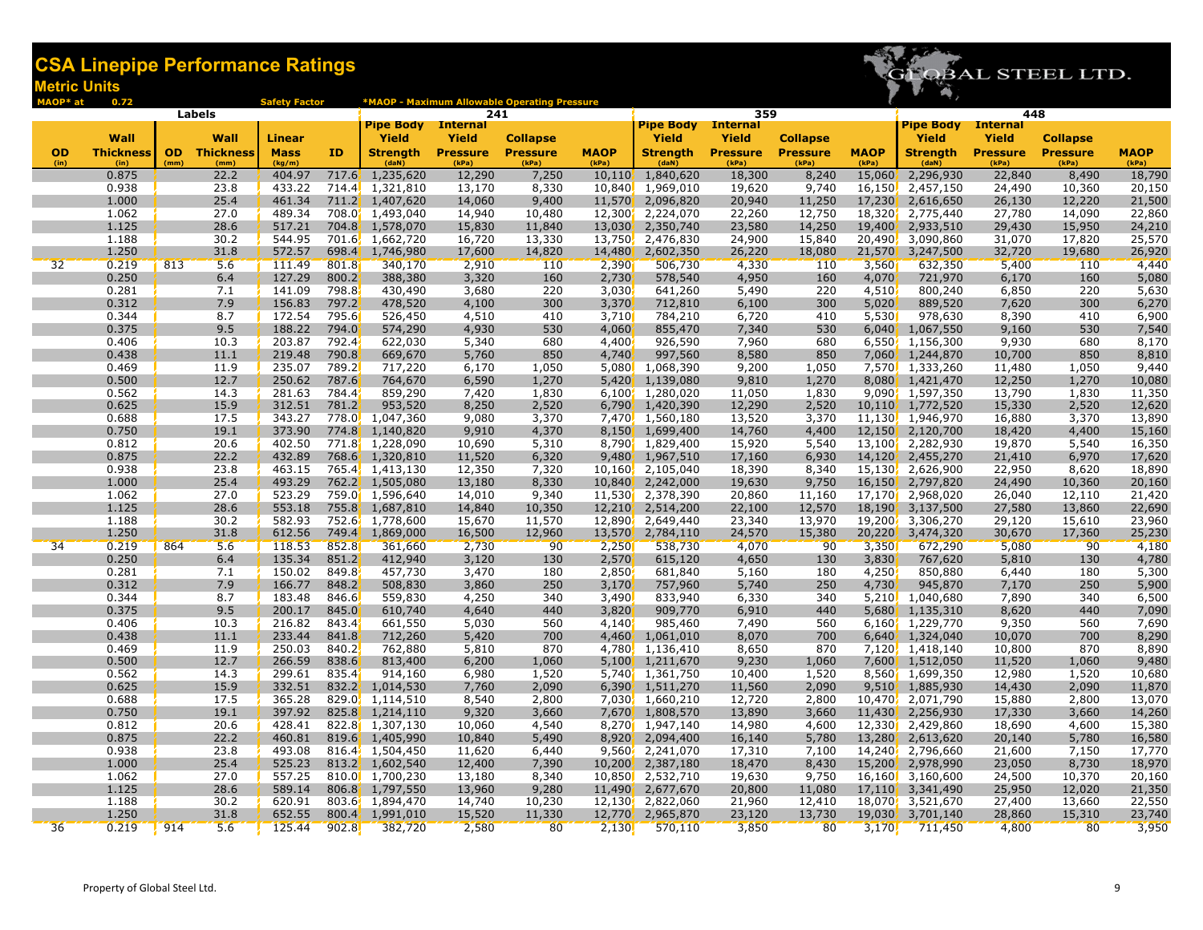# CSA Linepipe Performance Ratings

## Metric Units

MAOP* at 0.72 Safety Factor — *MAOP - Maximum Allowable Operating Pressure

GLOBAL STEEL LTD.

| Labels | | | | | | 241 | | | | 359 | | | | 448 | | | |
|---|---|---|---|---|---|---|---|---|---|---|---|---|---|---|---|---|---|
| OD (in) | Wall Thickness (in) | OD (mm) | Wall Thickness (mm) | Linear Mass (kg/m) | ID | Pipe Body Yield Strength (daN) | Internal Yield Pressure (kPa) | Collapse Pressure (kPa) | MAOP (kPa) | Pipe Body Yield Strength (daN) | Internal Yield Pressure (kPa) | Collapse Pressure (kPa) | MAOP (kPa) | Pipe Body Yield Strength (daN) | Internal Yield Pressure (kPa) | Collapse Pressure (kPa) | MAOP (kPa) |
| | 0.875 | | 22.2 | 404.97 | 717.6 | 1,235,620 | 12,290 | 7,250 | 10,110 | 1,840,620 | 18,300 | 8,240 | 15,060 | 2,296,930 | 22,840 | 8,490 | 18,790 |
| | 0.938 | | 23.8 | 433.22 | 714.4 | 1,321,810 | 13,170 | 8,330 | 10,840 | 1,969,010 | 19,620 | 9,740 | 16,150 | 2,457,150 | 24,490 | 10,360 | 20,150 |
| | 1.000 | | 25.4 | 461.34 | 711.2 | 1,407,620 | 14,060 | 9,400 | 11,570 | 2,096,820 | 20,940 | 11,250 | 17,230 | 2,616,650 | 26,130 | 12,220 | 21,500 |
| | 1.062 | | 27.0 | 489.34 | 708.0 | 1,493,040 | 14,940 | 10,480 | 12,300 | 2,224,070 | 22,260 | 12,750 | 18,320 | 2,775,440 | 27,780 | 14,090 | 22,860 |
| | 1.125 | | 28.6 | 517.21 | 704.8 | 1,578,070 | 15,830 | 11,840 | 13,030 | 2,350,740 | 23,580 | 14,250 | 19,400 | 2,933,510 | 29,430 | 15,950 | 24,210 |
| | 1.188 | | 30.2 | 544.95 | 701.6 | 1,662,720 | 16,720 | 13,330 | 13,750 | 2,476,830 | 24,900 | 15,840 | 20,490 | 3,090,860 | 31,070 | 17,820 | 25,570 |
| | 1.250 | | 31.8 | 572.57 | 698.4 | 1,746,980 | 17,600 | 14,820 | 14,480 | 2,602,350 | 26,220 | 18,080 | 21,570 | 3,247,500 | 32,720 | 19,680 | 26,920 |
| 32 | 0.219 | 813 | 5.6 | 111.49 | 801.8 | 340,170 | 2,910 | 110 | 2,390 | 506,730 | 4,330 | 110 | 3,560 | 632,350 | 5,400 | 110 | 4,440 |
| | 0.250 | | 6.4 | 127.29 | 800.2 | 388,380 | 3,320 | 160 | 2,730 | 578,540 | 4,950 | 160 | 4,070 | 721,970 | 6,170 | 160 | 5,080 |
| | 0.281 | | 7.1 | 141.09 | 798.8 | 430,490 | 3,680 | 220 | 3,030 | 641,260 | 5,490 | 220 | 4,510 | 800,240 | 6,850 | 220 | 5,630 |
| | 0.312 | | 7.9 | 156.83 | 797.2 | 478,520 | 4,100 | 300 | 3,370 | 712,810 | 6,100 | 300 | 5,020 | 889,520 | 7,620 | 300 | 6,270 |
| | 0.344 | | 8.7 | 172.54 | 795.6 | 526,450 | 4,510 | 410 | 3,710 | 784,210 | 6,720 | 410 | 5,530 | 978,630 | 8,390 | 410 | 6,900 |
| | 0.375 | | 9.5 | 188.22 | 794.0 | 574,290 | 4,930 | 530 | 4,060 | 855,470 | 7,340 | 530 | 6,040 | 1,067,550 | 9,160 | 530 | 7,540 |
| | 0.406 | | 10.3 | 203.87 | 792.4 | 622,030 | 5,340 | 680 | 4,400 | 926,590 | 7,960 | 680 | 6,550 | 1,156,300 | 9,930 | 680 | 8,170 |
| | 0.438 | | 11.1 | 219.48 | 790.8 | 669,670 | 5,760 | 850 | 4,740 | 997,560 | 8,580 | 850 | 7,060 | 1,244,870 | 10,700 | 850 | 8,810 |
| | 0.469 | | 11.9 | 235.07 | 789.2 | 717,220 | 6,170 | 1,050 | 5,080 | 1,068,390 | 9,200 | 1,050 | 7,570 | 1,333,260 | 11,480 | 1,050 | 9,440 |
| | 0.500 | | 12.7 | 250.62 | 787.6 | 764,670 | 6,590 | 1,270 | 5,420 | 1,139,080 | 9,810 | 1,270 | 8,080 | 1,421,470 | 12,250 | 1,270 | 10,080 |
| | 0.562 | | 14.3 | 281.63 | 784.4 | 859,290 | 7,420 | 1,830 | 6,100 | 1,280,020 | 11,050 | 1,830 | 9,090 | 1,597,350 | 13,790 | 1,830 | 11,350 |
| | 0.625 | | 15.9 | 312.51 | 781.2 | 953,520 | 8,250 | 2,520 | 6,790 | 1,420,390 | 12,290 | 2,520 | 10,110 | 1,772,520 | 15,330 | 2,520 | 12,620 |
| | 0.688 | | 17.5 | 343.27 | 778.0 | 1,047,360 | 9,080 | 3,370 | 7,470 | 1,560,180 | 13,520 | 3,370 | 11,130 | 1,946,970 | 16,880 | 3,370 | 13,890 |
| | 0.750 | | 19.1 | 373.90 | 774.8 | 1,140,820 | 9,910 | 4,370 | 8,150 | 1,699,400 | 14,760 | 4,400 | 12,150 | 2,120,700 | 18,420 | 4,400 | 15,160 |
| | 0.812 | | 20.6 | 402.50 | 771.8 | 1,228,090 | 10,690 | 5,310 | 8,790 | 1,829,400 | 15,920 | 5,540 | 13,100 | 2,282,930 | 19,870 | 5,540 | 16,350 |
| | 0.875 | | 22.2 | 432.89 | 768.6 | 1,320,810 | 11,520 | 6,320 | 9,480 | 1,967,510 | 17,160 | 6,930 | 14,120 | 2,455,270 | 21,410 | 6,970 | 17,620 |
| | 0.938 | | 23.8 | 463.15 | 765.4 | 1,413,130 | 12,350 | 7,320 | 10,160 | 2,105,040 | 18,390 | 8,340 | 15,130 | 2,626,900 | 22,950 | 8,620 | 18,890 |
| | 1.000 | | 25.4 | 493.29 | 762.2 | 1,505,080 | 13,180 | 8,330 | 10,840 | 2,242,000 | 19,630 | 9,750 | 16,150 | 2,797,820 | 24,490 | 10,360 | 20,160 |
| | 1.062 | | 27.0 | 523.29 | 759.0 | 1,596,640 | 14,010 | 9,340 | 11,530 | 2,378,390 | 20,860 | 11,160 | 17,170 | 2,968,020 | 26,040 | 12,110 | 21,420 |
| | 1.125 | | 28.6 | 553.18 | 755.8 | 1,687,810 | 14,840 | 10,350 | 12,210 | 2,514,200 | 22,100 | 12,570 | 18,190 | 3,137,500 | 27,580 | 13,860 | 22,690 |
| | 1.188 | | 30.2 | 582.93 | 752.6 | 1,778,600 | 15,670 | 11,570 | 12,890 | 2,649,440 | 23,340 | 13,970 | 19,200 | 3,306,270 | 29,120 | 15,610 | 23,960 |
| | 1.250 | | 31.8 | 612.56 | 749.4 | 1,869,000 | 16,500 | 12,960 | 13,570 | 2,784,110 | 24,570 | 15,380 | 20,220 | 3,474,320 | 30,670 | 17,360 | 25,230 |
| 34 | 0.219 | 864 | 5.6 | 118.53 | 852.8 | 361,660 | 2,730 | 90 | 2,250 | 538,730 | 4,070 | 90 | 3,350 | 672,290 | 5,080 | 90 | 4,180 |
| | 0.250 | | 6.4 | 135.34 | 851.2 | 412,940 | 3,120 | 130 | 2,570 | 615,120 | 4,650 | 130 | 3,830 | 767,620 | 5,810 | 130 | 4,780 |
| | 0.281 | | 7.1 | 150.02 | 849.8 | 457,730 | 3,470 | 180 | 2,850 | 681,840 | 5,160 | 180 | 4,250 | 850,880 | 6,440 | 180 | 5,300 |
| | 0.312 | | 7.9 | 166.77 | 848.2 | 508,830 | 3,860 | 250 | 3,170 | 757,960 | 5,740 | 250 | 4,730 | 945,870 | 7,170 | 250 | 5,900 |
| | 0.344 | | 8.7 | 183.48 | 846.6 | 559,830 | 4,250 | 340 | 3,490 | 833,940 | 6,330 | 340 | 5,210 | 1,040,680 | 7,890 | 340 | 6,500 |
| | 0.375 | | 9.5 | 200.17 | 845.0 | 610,740 | 4,640 | 440 | 3,820 | 909,770 | 6,910 | 440 | 5,680 | 1,135,310 | 8,620 | 440 | 7,090 |
| | 0.406 | | 10.3 | 216.82 | 843.4 | 661,550 | 5,030 | 560 | 4,140 | 985,460 | 7,490 | 560 | 6,160 | 1,229,770 | 9,350 | 560 | 7,690 |
| | 0.438 | | 11.1 | 233.44 | 841.8 | 712,260 | 5,420 | 700 | 4,460 | 1,061,010 | 8,070 | 700 | 6,640 | 1,324,040 | 10,070 | 700 | 8,290 |
| | 0.469 | | 11.9 | 250.03 | 840.2 | 762,880 | 5,810 | 870 | 4,780 | 1,136,410 | 8,650 | 870 | 7,120 | 1,418,140 | 10,800 | 870 | 8,890 |
| | 0.500 | | 12.7 | 266.59 | 838.6 | 813,400 | 6,200 | 1,060 | 5,100 | 1,211,670 | 9,230 | 1,060 | 7,600 | 1,512,050 | 11,520 | 1,060 | 9,480 |
| | 0.562 | | 14.3 | 299.61 | 835.4 | 914,160 | 6,980 | 1,520 | 5,740 | 1,361,750 | 10,400 | 1,520 | 8,560 | 1,699,350 | 12,980 | 1,520 | 10,680 |
| | 0.625 | | 15.9 | 332.51 | 832.2 | 1,014,530 | 7,760 | 2,090 | 6,390 | 1,511,270 | 11,560 | 2,090 | 9,510 | 1,885,930 | 14,430 | 2,090 | 11,870 |
| | 0.688 | | 17.5 | 365.28 | 829.0 | 1,114,510 | 8,540 | 2,800 | 7,030 | 1,660,210 | 12,720 | 2,800 | 10,470 | 2,071,790 | 15,880 | 2,800 | 13,070 |
| | 0.750 | | 19.1 | 397.92 | 825.8 | 1,214,110 | 9,320 | 3,660 | 7,670 | 1,808,570 | 13,890 | 3,660 | 11,430 | 2,256,930 | 17,330 | 3,660 | 14,260 |
| | 0.812 | | 20.6 | 428.41 | 822.8 | 1,307,130 | 10,060 | 4,540 | 8,270 | 1,947,140 | 14,980 | 4,600 | 12,330 | 2,429,860 | 18,690 | 4,600 | 15,380 |
| | 0.875 | | 22.2 | 460.81 | 819.6 | 1,405,990 | 10,840 | 5,490 | 8,920 | 2,094,400 | 16,140 | 5,780 | 13,280 | 2,613,620 | 20,140 | 5,780 | 16,580 |
| | 0.938 | | 23.8 | 493.08 | 816.4 | 1,504,450 | 11,620 | 6,440 | 9,560 | 2,241,070 | 17,310 | 7,100 | 14,240 | 2,796,660 | 21,600 | 7,150 | 17,770 |
| | 1.000 | | 25.4 | 525.23 | 813.2 | 1,602,540 | 12,400 | 7,390 | 10,200 | 2,387,180 | 18,470 | 8,430 | 15,200 | 2,978,990 | 23,050 | 8,730 | 18,970 |
| | 1.062 | | 27.0 | 557.25 | 810.0 | 1,700,230 | 13,180 | 8,340 | 10,850 | 2,532,710 | 19,630 | 9,750 | 16,160 | 3,160,600 | 24,500 | 10,370 | 20,160 |
| | 1.125 | | 28.6 | 589.14 | 806.8 | 1,797,550 | 13,960 | 9,280 | 11,490 | 2,677,670 | 20,800 | 11,080 | 17,110 | 3,341,490 | 25,950 | 12,020 | 21,350 |
| | 1.188 | | 30.2 | 620.91 | 803.6 | 1,894,470 | 14,740 | 10,230 | 12,130 | 2,822,060 | 21,960 | 12,410 | 18,070 | 3,521,670 | 27,400 | 13,660 | 22,550 |
| | 1.250 | | 31.8 | 652.55 | 800.4 | 1,991,010 | 15,520 | 11,330 | 12,770 | 2,965,870 | 23,120 | 13,730 | 19,030 | 3,701,140 | 28,860 | 15,310 | 23,740 |
| 36 | 0.219 | 914 | 5.6 | 125.44 | 902.8 | 382,720 | 2,580 | 80 | 2,130 | 570,110 | 3,850 | 80 | 3,170 | 711,450 | 4,800 | 80 | 3,950 |

Property of Global Steel Ltd.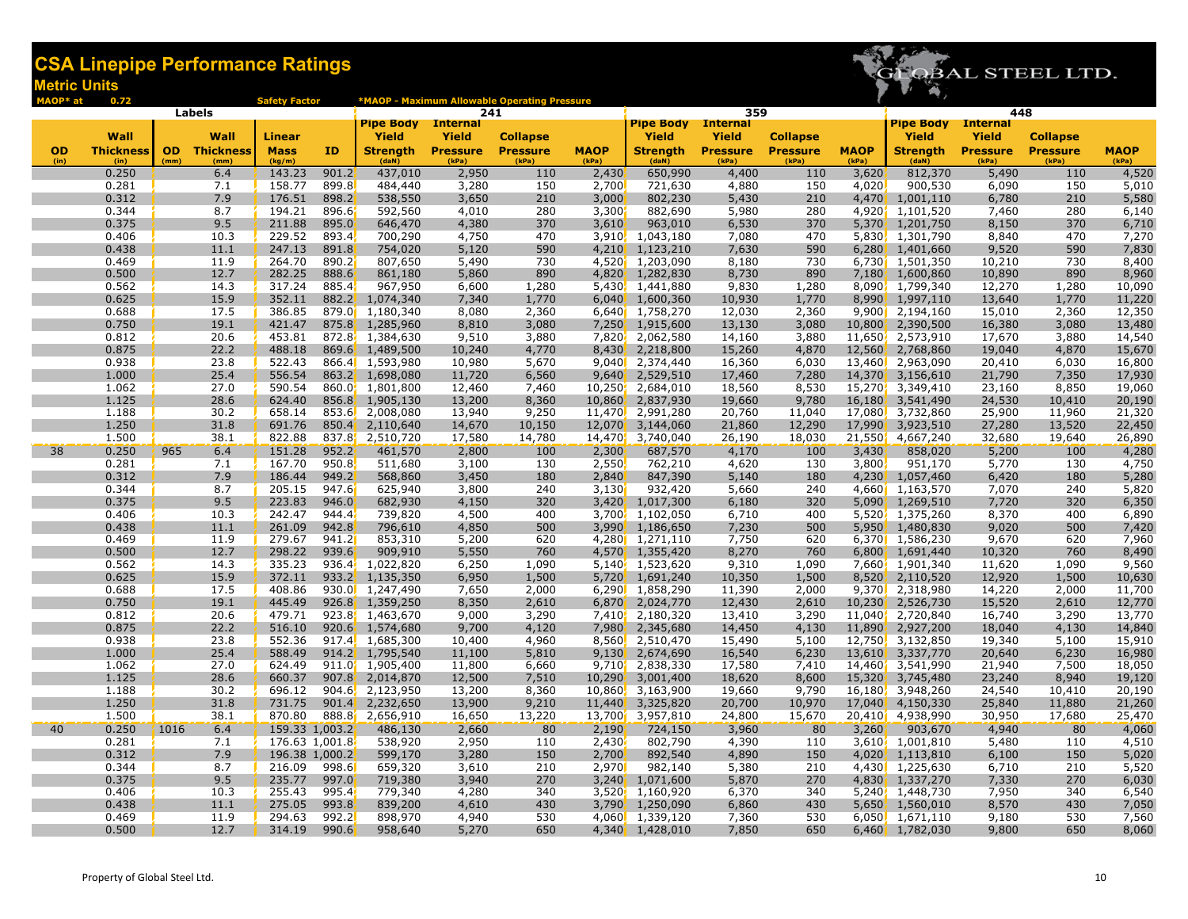# CSA Linepipe Performance Ratings

## Metric Units

MAOP* at 0.72 Safety Factor

*MAOP - Maximum Allowable Operating Pressure

| Labels | | | | | | 241 | | | | 359 | | | | 448 | | | |
|---|---|---|---|---|---|---|---|---|---|---|---|---|---|---|---|---|---|
| OD (in) | Wall Thickness (in) | OD (mm) | Wall Thickness (mm) | Linear Mass (kg/m) | ID | Pipe Body Yield Strength (daN) | Internal Yield Pressure (kPa) | Collapse Pressure (kPa) | MAOP (kPa) | Pipe Body Yield Strength (daN) | Internal Yield Pressure (kPa) | Collapse Pressure (kPa) | MAOP (kPa) | Pipe Body Yield Strength (daN) | Internal Yield Pressure (kPa) | Collapse Pressure (kPa) | MAOP (kPa) |
| | 0.250 | | 6.4 | 143.23 | 901.2 | 437,010 | 2,950 | 110 | 2,430 | 650,990 | 4,400 | 110 | 3,620 | 812,370 | 5,490 | 110 | 4,520 |
| | 0.281 | | 7.1 | 158.77 | 899.8 | 484,440 | 3,280 | 150 | 2,700 | 721,630 | 4,880 | 150 | 4,020 | 900,530 | 6,090 | 150 | 5,010 |
| | 0.312 | | 7.9 | 176.51 | 898.2 | 538,550 | 3,650 | 210 | 3,000 | 802,230 | 5,430 | 210 | 4,470 | 1,001,110 | 6,780 | 210 | 5,580 |
| | 0.344 | | 8.7 | 194.21 | 896.6 | 592,560 | 4,010 | 280 | 3,300 | 882,690 | 5,980 | 280 | 4,920 | 1,101,520 | 7,460 | 280 | 6,140 |
| | 0.375 | | 9.5 | 211.88 | 895.0 | 646,470 | 4,380 | 370 | 3,610 | 963,010 | 6,530 | 370 | 5,370 | 1,201,750 | 8,150 | 370 | 6,710 |
| | 0.406 | | 10.3 | 229.52 | 893.4 | 700,290 | 4,750 | 470 | 3,910 | 1,043,180 | 7,080 | 470 | 5,830 | 1,301,790 | 8,840 | 470 | 7,270 |
| | 0.438 | | 11.1 | 247.13 | 891.8 | 754,020 | 5,120 | 590 | 4,210 | 1,123,210 | 7,630 | 590 | 6,280 | 1,401,660 | 9,520 | 590 | 7,830 |
| | 0.469 | | 11.9 | 264.70 | 890.2 | 807,650 | 5,490 | 730 | 4,520 | 1,203,090 | 8,180 | 730 | 6,730 | 1,501,350 | 10,210 | 730 | 8,400 |
| | 0.500 | | 12.7 | 282.25 | 888.6 | 861,180 | 5,860 | 890 | 4,820 | 1,282,830 | 8,730 | 890 | 7,180 | 1,600,860 | 10,890 | 890 | 8,960 |
| | 0.562 | | 14.3 | 317.24 | 885.4 | 967,950 | 6,600 | 1,280 | 5,430 | 1,441,880 | 9,830 | 1,280 | 8,090 | 1,799,340 | 12,270 | 1,280 | 10,090 |
| | 0.625 | | 15.9 | 352.11 | 882.2 | 1,074,340 | 7,340 | 1,770 | 6,040 | 1,600,360 | 10,930 | 1,770 | 8,990 | 1,997,110 | 13,640 | 1,770 | 11,220 |
| | 0.688 | | 17.5 | 386.85 | 879.0 | 1,180,340 | 8,080 | 2,360 | 6,640 | 1,758,270 | 12,030 | 2,360 | 9,900 | 2,194,160 | 15,010 | 2,360 | 12,350 |
| | 0.750 | | 19.1 | 421.47 | 875.8 | 1,285,960 | 8,810 | 3,080 | 7,250 | 1,915,600 | 13,130 | 3,080 | 10,800 | 2,390,500 | 16,380 | 3,080 | 13,480 |
| | 0.812 | | 20.6 | 453.81 | 872.8 | 1,384,630 | 9,510 | 3,880 | 7,820 | 2,062,580 | 14,160 | 3,880 | 11,650 | 2,573,910 | 17,670 | 3,880 | 14,540 |
| | 0.875 | | 22.2 | 488.18 | 869.6 | 1,489,500 | 10,240 | 4,770 | 8,430 | 2,218,800 | 15,260 | 4,870 | 12,560 | 2,768,860 | 19,040 | 4,870 | 15,670 |
| | 0.938 | | 23.8 | 522.43 | 866.4 | 1,593,980 | 10,980 | 5,670 | 9,040 | 2,374,440 | 16,360 | 6,030 | 13,460 | 2,963,090 | 20,410 | 6,030 | 16,800 |
| | 1.000 | | 25.4 | 556.54 | 863.2 | 1,698,080 | 11,720 | 6,560 | 9,640 | 2,529,510 | 17,460 | 7,280 | 14,370 | 3,156,610 | 21,790 | 7,350 | 17,930 |
| | 1.062 | | 27.0 | 590.54 | 860.0 | 1,801,800 | 12,460 | 7,460 | 10,250 | 2,684,010 | 18,560 | 8,530 | 15,270 | 3,349,410 | 23,160 | 8,850 | 19,060 |
| | 1.125 | | 28.6 | 624.40 | 856.8 | 1,905,130 | 13,200 | 8,360 | 10,860 | 2,837,930 | 19,660 | 9,780 | 16,180 | 3,541,490 | 24,530 | 10,410 | 20,190 |
| | 1.188 | | 30.2 | 658.14 | 853.6 | 2,008,080 | 13,940 | 9,250 | 11,470 | 2,991,280 | 20,760 | 11,040 | 17,080 | 3,732,860 | 25,900 | 11,960 | 21,320 |
| | 1.250 | | 31.8 | 691.76 | 850.4 | 2,110,640 | 14,670 | 10,150 | 12,070 | 3,144,060 | 21,860 | 12,290 | 17,990 | 3,923,510 | 27,280 | 13,520 | 22,450 |
| | 1.500 | | 38.1 | 822.88 | 837.8 | 2,510,720 | 17,580 | 14,780 | 14,470 | 3,740,040 | 26,190 | 18,030 | 21,550 | 4,667,240 | 32,680 | 19,640 | 26,890 |
| 38 | 0.250 | 965 | 6.4 | 151.28 | 952.2 | 461,570 | 2,800 | 100 | 2,300 | 687,570 | 4,170 | 100 | 3,430 | 858,020 | 5,200 | 100 | 4,280 |
| | 0.281 | | 7.1 | 167.70 | 950.8 | 511,680 | 3,100 | 130 | 2,550 | 762,210 | 4,620 | 130 | 3,800 | 951,170 | 5,770 | 130 | 4,750 |
| | 0.312 | | 7.9 | 186.44 | 949.2 | 568,860 | 3,450 | 180 | 2,840 | 847,390 | 5,140 | 180 | 4,230 | 1,057,460 | 6,420 | 180 | 5,280 |
| | 0.344 | | 8.7 | 205.15 | 947.6 | 625,940 | 3,800 | 240 | 3,130 | 932,420 | 5,660 | 240 | 4,660 | 1,163,570 | 7,070 | 240 | 5,820 |
| | 0.375 | | 9.5 | 223.83 | 946.0 | 682,930 | 4,150 | 320 | 3,420 | 1,017,300 | 6,180 | 320 | 5,090 | 1,269,510 | 7,720 | 320 | 6,350 |
| | 0.406 | | 10.3 | 242.47 | 944.4 | 739,820 | 4,500 | 400 | 3,700 | 1,102,050 | 6,710 | 400 | 5,520 | 1,375,260 | 8,370 | 400 | 6,890 |
| | 0.438 | | 11.1 | 261.09 | 942.8 | 796,610 | 4,850 | 500 | 3,990 | 1,186,650 | 7,230 | 500 | 5,950 | 1,480,830 | 9,020 | 500 | 7,420 |
| | 0.469 | | 11.9 | 279.67 | 941.2 | 853,310 | 5,200 | 620 | 4,280 | 1,271,110 | 7,750 | 620 | 6,370 | 1,586,230 | 9,670 | 620 | 7,960 |
| | 0.500 | | 12.7 | 298.22 | 939.6 | 909,910 | 5,550 | 760 | 4,570 | 1,355,420 | 8,270 | 760 | 6,800 | 1,691,440 | 10,320 | 760 | 8,490 |
| | 0.562 | | 14.3 | 335.23 | 936.4 | 1,022,820 | 6,250 | 1,090 | 5,140 | 1,523,620 | 9,310 | 1,090 | 7,660 | 1,901,340 | 11,620 | 1,090 | 9,560 |
| | 0.625 | | 15.9 | 372.11 | 933.2 | 1,135,350 | 6,950 | 1,500 | 5,720 | 1,691,240 | 10,350 | 1,500 | 8,520 | 2,110,520 | 12,920 | 1,500 | 10,630 |
| | 0.688 | | 17.5 | 408.86 | 930.0 | 1,247,490 | 7,650 | 2,000 | 6,290 | 1,858,290 | 11,390 | 2,000 | 9,370 | 2,318,980 | 14,220 | 2,000 | 11,700 |
| | 0.750 | | 19.1 | 445.49 | 926.8 | 1,359,250 | 8,350 | 2,610 | 6,870 | 2,024,770 | 12,430 | 2,610 | 10,230 | 2,526,730 | 15,520 | 2,610 | 12,770 |
| | 0.812 | | 20.6 | 479.71 | 923.8 | 1,463,670 | 9,000 | 3,290 | 7,410 | 2,180,320 | 13,410 | 3,290 | 11,040 | 2,720,840 | 16,740 | 3,290 | 13,770 |
| | 0.875 | | 22.2 | 516.10 | 920.6 | 1,574,680 | 9,700 | 4,120 | 7,980 | 2,345,680 | 14,450 | 4,130 | 11,890 | 2,927,200 | 18,040 | 4,130 | 14,840 |
| | 0.938 | | 23.8 | 552.36 | 917.4 | 1,685,300 | 10,400 | 4,960 | 8,560 | 2,510,470 | 15,490 | 5,100 | 12,750 | 3,132,850 | 19,340 | 5,100 | 15,910 |
| | 1.000 | | 25.4 | 588.49 | 914.2 | 1,795,540 | 11,100 | 5,810 | 9,130 | 2,674,690 | 16,540 | 6,230 | 13,610 | 3,337,770 | 20,640 | 6,230 | 16,980 |
| | 1.062 | | 27.0 | 624.49 | 911.0 | 1,905,400 | 11,800 | 6,660 | 9,710 | 2,838,330 | 17,580 | 7,410 | 14,460 | 3,541,990 | 21,940 | 7,500 | 18,050 |
| | 1.125 | | 28.6 | 660.37 | 907.8 | 2,014,870 | 12,500 | 7,510 | 10,290 | 3,001,400 | 18,620 | 8,600 | 15,320 | 3,745,480 | 23,240 | 8,940 | 19,120 |
| | 1.188 | | 30.2 | 696.12 | 904.6 | 2,123,950 | 13,200 | 8,360 | 10,860 | 3,163,900 | 19,660 | 9,790 | 16,180 | 3,948,260 | 24,540 | 10,410 | 20,190 |
| | 1.250 | | 31.8 | 731.75 | 901.4 | 2,232,650 | 13,900 | 9,210 | 11,440 | 3,325,820 | 20,700 | 10,970 | 17,040 | 4,150,330 | 25,840 | 11,880 | 21,260 |
| | 1.500 | | 38.1 | 870.80 | 888.8 | 2,656,910 | 16,650 | 13,220 | 13,700 | 3,957,810 | 24,800 | 15,670 | 20,410 | 4,938,990 | 30,950 | 17,680 | 25,470 |
| 40 | 0.250 | 1016 | 6.4 | 159.33 | 1,003.2 | 486,130 | 2,660 | 80 | 2,190 | 724,150 | 3,960 | 80 | 3,260 | 903,670 | 4,940 | 80 | 4,060 |
| | 0.281 | | 7.1 | 176.63 | 1,001.8 | 538,920 | 2,950 | 110 | 2,430 | 802,790 | 4,390 | 110 | 3,610 | 1,001,810 | 5,480 | 110 | 4,510 |
| | 0.312 | | 7.9 | 196.38 | 1,000.2 | 599,170 | 3,280 | 150 | 2,700 | 892,540 | 4,890 | 150 | 4,020 | 1,113,810 | 6,100 | 150 | 5,020 |
| | 0.344 | | 8.7 | 216.09 | 998.6 | 659,320 | 3,610 | 210 | 2,970 | 982,140 | 5,380 | 210 | 4,430 | 1,225,630 | 6,710 | 210 | 5,520 |
| | 0.375 | | 9.5 | 235.77 | 997.0 | 719,380 | 3,940 | 270 | 3,240 | 1,071,600 | 5,870 | 270 | 4,830 | 1,337,270 | 7,330 | 270 | 6,030 |
| | 0.406 | | 10.3 | 255.43 | 995.4 | 779,340 | 4,280 | 340 | 3,520 | 1,160,920 | 6,370 | 340 | 5,240 | 1,448,730 | 7,950 | 340 | 6,540 |
| | 0.438 | | 11.1 | 275.05 | 993.8 | 839,200 | 4,610 | 430 | 3,790 | 1,250,090 | 6,860 | 430 | 5,650 | 1,560,010 | 8,570 | 430 | 7,050 |
| | 0.469 | | 11.9 | 294.63 | 992.2 | 898,970 | 4,940 | 530 | 4,060 | 1,339,120 | 7,360 | 530 | 6,050 | 1,671,110 | 9,180 | 530 | 7,560 |
| | 0.500 | | 12.7 | 314.19 | 990.6 | 958,640 | 5,270 | 650 | 4,340 | 1,428,010 | 7,850 | 650 | 6,460 | 1,782,030 | 9,800 | 650 | 8,060 |

Property of Global Steel Ltd.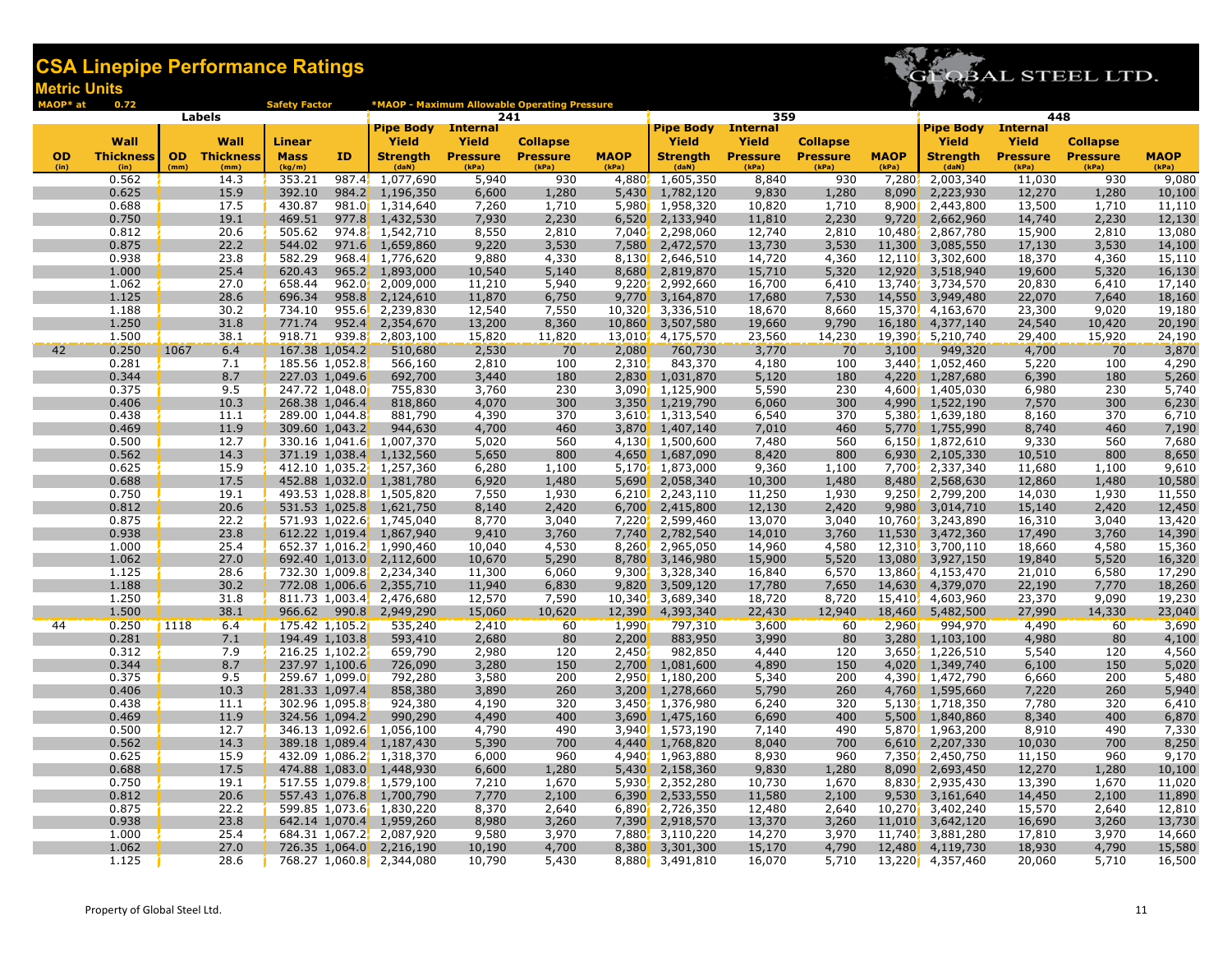# CSA Linepipe Performance Ratings

## Metric Units

MAOP* at 0.72 Safety Factor

*MAOP - Maximum Allowable Operating Pressure

GLOBAL STEEL LTD.

| Labels | | | | | | 241 | | | | 359 | | | | 448 | | | |
|---|---|---|---|---|---|---|---|---|---|---|---|---|---|---|---|---|---|
| OD (in) | Wall Thickness (in) | OD (mm) | Wall Thickness (mm) | Linear Mass (kg/m) | ID | Pipe Body Yield Strength (daN) | Internal Yield Pressure (kPa) | Collapse Pressure (kPa) | MAOP (kPa) | Pipe Body Yield Strength (daN) | Internal Yield Pressure (kPa) | Collapse Pressure (kPa) | MAOP (kPa) | Pipe Body Yield Strength (daN) | Internal Yield Pressure (kPa) | Collapse Pressure (kPa) | MAOP (kPa) |
| | 0.562 | | 14.3 | 353.21 | 987.4 | 1,077,690 | 5,940 | 930 | 4,880 | 1,605,350 | 8,840 | 930 | 7,280 | 2,003,340 | 11,030 | 930 | 9,080 |
| | 0.625 | | 15.9 | 392.10 | 984.2 | 1,196,350 | 6,600 | 1,280 | 5,430 | 1,782,120 | 9,830 | 1,280 | 8,090 | 2,223,930 | 12,270 | 1,280 | 10,100 |
| | 0.688 | | 17.5 | 430.87 | 981.0 | 1,314,640 | 7,260 | 1,710 | 5,980 | 1,958,320 | 10,820 | 1,710 | 8,900 | 2,443,800 | 13,500 | 1,710 | 11,110 |
| | 0.750 | | 19.1 | 469.51 | 977.8 | 1,432,530 | 7,930 | 2,230 | 6,520 | 2,133,940 | 11,810 | 2,230 | 9,720 | 2,662,960 | 14,740 | 2,230 | 12,130 |
| | 0.812 | | 20.6 | 505.62 | 974.8 | 1,542,710 | 8,550 | 2,810 | 7,040 | 2,298,060 | 12,740 | 2,810 | 10,480 | 2,867,780 | 15,900 | 2,810 | 13,080 |
| | 0.875 | | 22.2 | 544.02 | 971.6 | 1,659,860 | 9,220 | 3,530 | 7,580 | 2,472,570 | 13,730 | 3,530 | 11,300 | 3,085,550 | 17,130 | 3,530 | 14,100 |
| | 0.938 | | 23.8 | 582.29 | 968.4 | 1,776,620 | 9,880 | 4,330 | 8,130 | 2,646,510 | 14,720 | 4,360 | 12,110 | 3,302,600 | 18,370 | 4,360 | 15,110 |
| | 1.000 | | 25.4 | 620.43 | 965.2 | 1,893,000 | 10,540 | 5,140 | 8,680 | 2,819,870 | 15,710 | 5,320 | 12,920 | 3,518,940 | 19,600 | 5,320 | 16,130 |
| | 1.062 | | 27.0 | 658.44 | 962.0 | 2,009,000 | 11,210 | 5,940 | 9,220 | 2,992,660 | 16,700 | 6,410 | 13,740 | 3,734,570 | 20,830 | 6,410 | 17,140 |
| | 1.125 | | 28.6 | 696.34 | 958.8 | 2,124,610 | 11,870 | 6,750 | 9,770 | 3,164,870 | 17,680 | 7,530 | 14,550 | 3,949,480 | 22,070 | 7,640 | 18,160 |
| | 1.188 | | 30.2 | 734.10 | 955.6 | 2,239,830 | 12,540 | 7,550 | 10,320 | 3,336,510 | 18,670 | 8,660 | 15,370 | 4,163,670 | 23,300 | 9,020 | 19,180 |
| | 1.250 | | 31.8 | 771.74 | 952.4 | 2,354,670 | 13,200 | 8,360 | 10,860 | 3,507,580 | 19,660 | 9,790 | 16,180 | 4,377,140 | 24,540 | 10,420 | 20,190 |
| | 1.500 | | 38.1 | 918.71 | 939.8 | 2,803,100 | 15,820 | 11,820 | 13,010 | 4,175,570 | 23,560 | 14,230 | 19,390 | 5,210,740 | 29,400 | 15,920 | 24,190 |
| 42 | 0.250 | 1067 | 6.4 | 167.38 | 1,054.2 | 510,680 | 2,530 | 70 | 2,080 | 760,730 | 3,770 | 70 | 3,100 | 949,320 | 4,700 | 70 | 3,870 |
| | 0.281 | | 7.1 | 185.56 | 1,052.8 | 566,160 | 2,810 | 100 | 2,310 | 843,370 | 4,180 | 100 | 3,440 | 1,052,460 | 5,220 | 100 | 4,290 |
| | 0.344 | | 8.7 | 227.03 | 1,049.6 | 692,700 | 3,440 | 180 | 2,830 | 1,031,870 | 5,120 | 180 | 4,220 | 1,287,680 | 6,390 | 180 | 5,260 |
| | 0.375 | | 9.5 | 247.72 | 1,048.0 | 755,830 | 3,760 | 230 | 3,090 | 1,125,900 | 5,590 | 230 | 4,600 | 1,405,030 | 6,980 | 230 | 5,740 |
| | 0.406 | | 10.3 | 268.38 | 1,046.4 | 818,860 | 4,070 | 300 | 3,350 | 1,219,790 | 6,060 | 300 | 4,990 | 1,522,190 | 7,570 | 300 | 6,230 |
| | 0.438 | | 11.1 | 289.00 | 1,044.8 | 881,790 | 4,390 | 370 | 3,610 | 1,313,540 | 6,540 | 370 | 5,380 | 1,639,180 | 8,160 | 370 | 6,710 |
| | 0.469 | | 11.9 | 309.60 | 1,043.2 | 944,630 | 4,700 | 460 | 3,870 | 1,407,140 | 7,010 | 460 | 5,770 | 1,755,990 | 8,740 | 460 | 7,190 |
| | 0.500 | | 12.7 | 330.16 | 1,041.6 | 1,007,370 | 5,020 | 560 | 4,130 | 1,500,600 | 7,480 | 560 | 6,150 | 1,872,610 | 9,330 | 560 | 7,680 |
| | 0.562 | | 14.3 | 371.19 | 1,038.4 | 1,132,560 | 5,650 | 800 | 4,650 | 1,687,090 | 8,420 | 800 | 6,930 | 2,105,330 | 10,510 | 800 | 8,650 |
| | 0.625 | | 15.9 | 412.10 | 1,035.2 | 1,257,360 | 6,280 | 1,100 | 5,170 | 1,873,000 | 9,360 | 1,100 | 7,700 | 2,337,340 | 11,680 | 1,100 | 9,610 |
| | 0.688 | | 17.5 | 452.88 | 1,032.0 | 1,381,780 | 6,920 | 1,480 | 5,690 | 2,058,340 | 10,300 | 1,480 | 8,480 | 2,568,630 | 12,860 | 1,480 | 10,580 |
| | 0.750 | | 19.1 | 493.53 | 1,028.8 | 1,505,820 | 7,550 | 1,930 | 6,210 | 2,243,110 | 11,250 | 1,930 | 9,250 | 2,799,200 | 14,030 | 1,930 | 11,550 |
| | 0.812 | | 20.6 | 531.53 | 1,025.8 | 1,621,750 | 8,140 | 2,420 | 6,700 | 2,415,800 | 12,130 | 2,420 | 9,980 | 3,014,710 | 15,140 | 2,420 | 12,450 |
| | 0.875 | | 22.2 | 571.93 | 1,022.6 | 1,745,040 | 8,770 | 3,040 | 7,220 | 2,599,460 | 13,070 | 3,040 | 10,760 | 3,243,890 | 16,310 | 3,040 | 13,420 |
| | 0.938 | | 23.8 | 612.22 | 1,019.4 | 1,867,940 | 9,410 | 3,760 | 7,740 | 2,782,540 | 14,010 | 3,760 | 11,530 | 3,472,360 | 17,490 | 3,760 | 14,390 |
| | 1.000 | | 25.4 | 652.37 | 1,016.2 | 1,990,460 | 10,040 | 4,530 | 8,260 | 2,965,050 | 14,960 | 4,580 | 12,310 | 3,700,110 | 18,660 | 4,580 | 15,360 |
| | 1.062 | | 27.0 | 692.40 | 1,013.0 | 2,112,600 | 10,670 | 5,290 | 8,780 | 3,146,980 | 15,900 | 5,520 | 13,080 | 3,927,150 | 19,840 | 5,520 | 16,320 |
| | 1.125 | | 28.6 | 732.30 | 1,009.8 | 2,234,340 | 11,300 | 6,060 | 9,300 | 3,328,340 | 16,840 | 6,570 | 13,860 | 4,153,470 | 21,010 | 6,580 | 17,290 |
| | 1.188 | | 30.2 | 772.08 | 1,006.6 | 2,355,710 | 11,940 | 6,830 | 9,820 | 3,509,120 | 17,780 | 7,650 | 14,630 | 4,379,070 | 22,190 | 7,770 | 18,260 |
| | 1.250 | | 31.8 | 811.73 | 1,003.4 | 2,476,680 | 12,570 | 7,590 | 10,340 | 3,689,340 | 18,720 | 8,720 | 15,410 | 4,603,960 | 23,370 | 9,090 | 19,230 |
| | 1.500 | | 38.1 | 966.62 | 990.8 | 2,949,290 | 15,060 | 10,620 | 12,390 | 4,393,340 | 22,430 | 12,940 | 18,460 | 5,482,500 | 27,990 | 14,330 | 23,040 |
| 44 | 0.250 | 1118 | 6.4 | 175.42 | 1,105.2 | 535,240 | 2,410 | 60 | 1,990 | 797,310 | 3,600 | 60 | 2,960 | 994,970 | 4,490 | 60 | 3,690 |
| | 0.281 | | 7.1 | 194.49 | 1,103.8 | 593,410 | 2,680 | 80 | 2,200 | 883,950 | 3,990 | 80 | 3,280 | 1,103,100 | 4,980 | 80 | 4,100 |
| | 0.312 | | 7.9 | 216.25 | 1,102.2 | 659,790 | 2,980 | 120 | 2,450 | 982,850 | 4,440 | 120 | 3,650 | 1,226,510 | 5,540 | 120 | 4,560 |
| | 0.344 | | 8.7 | 237.97 | 1,100.6 | 726,090 | 3,280 | 150 | 2,700 | 1,081,600 | 4,890 | 150 | 4,020 | 1,349,740 | 6,100 | 150 | 5,020 |
| | 0.375 | | 9.5 | 259.67 | 1,099.0 | 792,280 | 3,580 | 200 | 2,950 | 1,180,200 | 5,340 | 200 | 4,390 | 1,472,790 | 6,660 | 200 | 5,480 |
| | 0.406 | | 10.3 | 281.33 | 1,097.4 | 858,380 | 3,890 | 260 | 3,200 | 1,278,660 | 5,790 | 260 | 4,760 | 1,595,660 | 7,220 | 260 | 5,940 |
| | 0.438 | | 11.1 | 302.96 | 1,095.8 | 924,380 | 4,190 | 320 | 3,450 | 1,376,980 | 6,240 | 320 | 5,130 | 1,718,350 | 7,780 | 320 | 6,410 |
| | 0.469 | | 11.9 | 324.56 | 1,094.2 | 990,290 | 4,490 | 400 | 3,690 | 1,475,160 | 6,690 | 400 | 5,500 | 1,840,860 | 8,340 | 400 | 6,870 |
| | 0.500 | | 12.7 | 346.13 | 1,092.6 | 1,056,100 | 4,790 | 490 | 3,940 | 1,573,190 | 7,140 | 490 | 5,870 | 1,963,200 | 8,910 | 490 | 7,330 |
| | 0.562 | | 14.3 | 389.18 | 1,089.4 | 1,187,430 | 5,390 | 700 | 4,440 | 1,768,820 | 8,040 | 700 | 6,610 | 2,207,330 | 10,030 | 700 | 8,250 |
| | 0.625 | | 15.9 | 432.09 | 1,086.2 | 1,318,370 | 6,000 | 960 | 4,940 | 1,963,880 | 8,930 | 960 | 7,350 | 2,450,750 | 11,150 | 960 | 9,170 |
| | 0.688 | | 17.5 | 474.88 | 1,083.0 | 1,448,930 | 6,600 | 1,280 | 5,430 | 2,158,360 | 9,830 | 1,280 | 8,090 | 2,693,450 | 12,270 | 1,280 | 10,100 |
| | 0.750 | | 19.1 | 517.55 | 1,079.8 | 1,579,100 | 7,210 | 1,670 | 5,930 | 2,352,280 | 10,730 | 1,670 | 8,830 | 2,935,430 | 13,390 | 1,670 | 11,020 |
| | 0.812 | | 20.6 | 557.43 | 1,076.8 | 1,700,790 | 7,770 | 2,100 | 6,390 | 2,533,550 | 11,580 | 2,100 | 9,530 | 3,161,640 | 14,450 | 2,100 | 11,890 |
| | 0.875 | | 22.2 | 599.85 | 1,073.6 | 1,830,220 | 8,370 | 2,640 | 6,890 | 2,726,350 | 12,480 | 2,640 | 10,270 | 3,402,240 | 15,570 | 2,640 | 12,810 |
| | 0.938 | | 23.8 | 642.14 | 1,070.4 | 1,959,260 | 8,980 | 3,260 | 7,390 | 2,918,570 | 13,370 | 3,260 | 11,010 | 3,642,120 | 16,690 | 3,260 | 13,730 |
| | 1.000 | | 25.4 | 684.31 | 1,067.2 | 2,087,920 | 9,580 | 3,970 | 7,880 | 3,110,220 | 14,270 | 3,970 | 11,740 | 3,881,280 | 17,810 | 3,970 | 14,660 |
| | 1.062 | | 27.0 | 726.35 | 1,064.0 | 2,216,190 | 10,190 | 4,700 | 8,380 | 3,301,300 | 15,170 | 4,790 | 12,480 | 4,119,730 | 18,930 | 4,790 | 15,580 |
| | 1.125 | | 28.6 | 768.27 | 1,060.8 | 2,344,080 | 10,790 | 5,430 | 8,880 | 3,491,810 | 16,070 | 5,710 | 13,220 | 4,357,460 | 20,060 | 5,710 | 16,500 |

Property of Global Steel Ltd.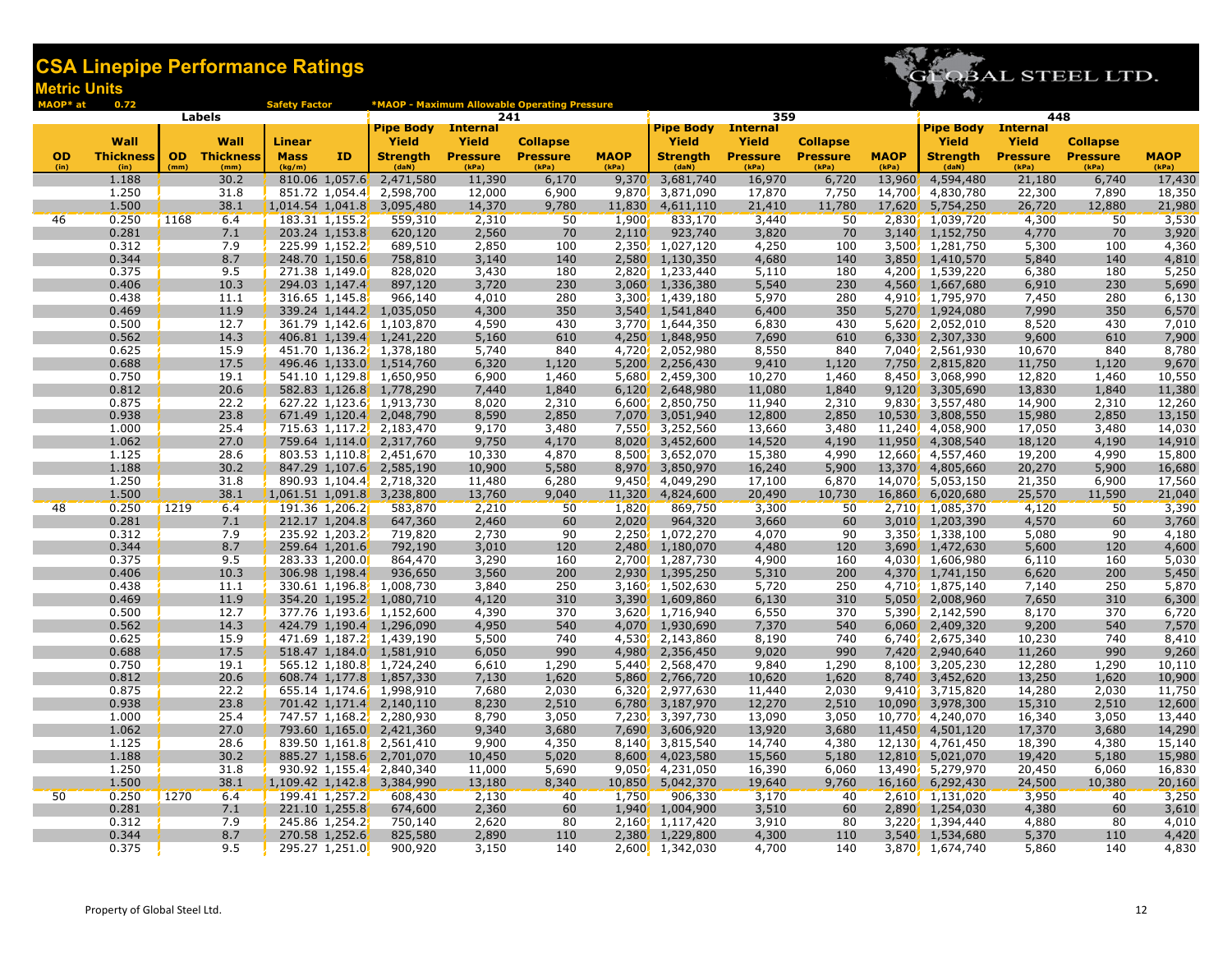# CSA Linepipe Performance Ratings

## Metric Units

MAOP* at 0.72 Safety Factor — *MAOP - Maximum Allowable Operating Pressure

GLOBAL STEEL LTD.

| Labels | | | | | | 241 | | | | 359 | | | | 448 | | | |
|---|---|---|---|---|---|---|---|---|---|---|---|---|---|---|---|---|---|
| OD (in) | Wall Thickness (in) | OD (mm) | Wall Thickness (mm) | Linear Mass (kg/m) | ID | Pipe Body Yield Strength (daN) | Internal Yield Pressure (kPa) | Collapse Pressure (kPa) | MAOP (kPa) | Pipe Body Yield Strength (daN) | Internal Yield Pressure (kPa) | Collapse Pressure (kPa) | MAOP (kPa) | Pipe Body Yield Strength (daN) | Internal Yield Pressure (kPa) | Collapse Pressure (kPa) | MAOP (kPa) |
| | 1.188 | | 30.2 | 810.06 | 1,057.6 | 2,471,580 | 11,390 | 6,170 | 9,370 | 3,681,740 | 16,970 | 6,720 | 13,960 | 4,594,480 | 21,180 | 6,740 | 17,430 |
| | 1.250 | | 31.8 | 851.72 | 1,054.4 | 2,598,700 | 12,000 | 6,900 | 9,870 | 3,871,090 | 17,870 | 7,750 | 14,700 | 4,830,780 | 22,300 | 7,890 | 18,350 |
| | 1.500 | | 38.1 | 1,014.54 | 1,041.8 | 3,095,480 | 14,370 | 9,780 | 11,830 | 4,611,110 | 21,410 | 11,780 | 17,620 | 5,754,250 | 26,720 | 12,880 | 21,980 |
| 46 | 0.250 | 1168 | 6.4 | 183.31 | 1,155.2 | 559,310 | 2,310 | 50 | 1,900 | 833,170 | 3,440 | 50 | 2,830 | 1,039,720 | 4,300 | 50 | 3,530 |
| | 0.281 | | 7.1 | 203.24 | 1,153.8 | 620,120 | 2,560 | 70 | 2,110 | 923,740 | 3,820 | 70 | 3,140 | 1,152,750 | 4,770 | 70 | 3,920 |
| | 0.312 | | 7.9 | 225.99 | 1,152.2 | 689,510 | 2,850 | 100 | 2,350 | 1,027,120 | 4,250 | 100 | 3,500 | 1,281,750 | 5,300 | 100 | 4,360 |
| | 0.344 | | 8.7 | 248.70 | 1,150.6 | 758,810 | 3,140 | 140 | 2,580 | 1,130,350 | 4,680 | 140 | 3,850 | 1,410,570 | 5,840 | 140 | 4,810 |
| | 0.375 | | 9.5 | 271.38 | 1,149.0 | 828,020 | 3,430 | 180 | 2,820 | 1,233,440 | 5,110 | 180 | 4,200 | 1,539,220 | 6,380 | 180 | 5,250 |
| | 0.406 | | 10.3 | 294.03 | 1,147.4 | 897,120 | 3,720 | 230 | 3,060 | 1,336,380 | 5,540 | 230 | 4,560 | 1,667,680 | 6,910 | 230 | 5,690 |
| | 0.438 | | 11.1 | 316.65 | 1,145.8 | 966,140 | 4,010 | 280 | 3,300 | 1,439,180 | 5,970 | 280 | 4,910 | 1,795,970 | 7,450 | 280 | 6,130 |
| | 0.469 | | 11.9 | 339.24 | 1,144.2 | 1,035,050 | 4,300 | 350 | 3,540 | 1,541,840 | 6,400 | 350 | 5,270 | 1,924,080 | 7,990 | 350 | 6,570 |
| | 0.500 | | 12.7 | 361.79 | 1,142.6 | 1,103,870 | 4,590 | 430 | 3,770 | 1,644,350 | 6,830 | 430 | 5,620 | 2,052,010 | 8,520 | 430 | 7,010 |
| | 0.562 | | 14.3 | 406.81 | 1,139.4 | 1,241,220 | 5,160 | 610 | 4,250 | 1,848,950 | 7,690 | 610 | 6,330 | 2,307,330 | 9,600 | 610 | 7,900 |
| | 0.625 | | 15.9 | 451.70 | 1,136.2 | 1,378,180 | 5,740 | 840 | 4,720 | 2,052,980 | 8,550 | 840 | 7,040 | 2,561,930 | 10,670 | 840 | 8,780 |
| | 0.688 | | 17.5 | 496.46 | 1,133.0 | 1,514,760 | 6,320 | 1,120 | 5,200 | 2,256,430 | 9,410 | 1,120 | 7,750 | 2,815,820 | 11,750 | 1,120 | 9,670 |
| | 0.750 | | 19.1 | 541.10 | 1,129.8 | 1,650,950 | 6,900 | 1,460 | 5,680 | 2,459,300 | 10,270 | 1,460 | 8,450 | 3,068,990 | 12,820 | 1,460 | 10,550 |
| | 0.812 | | 20.6 | 582.83 | 1,126.8 | 1,778,290 | 7,440 | 1,840 | 6,120 | 2,648,980 | 11,080 | 1,840 | 9,120 | 3,305,690 | 13,830 | 1,840 | 11,380 |
| | 0.875 | | 22.2 | 627.22 | 1,123.6 | 1,913,730 | 8,020 | 2,310 | 6,600 | 2,850,750 | 11,940 | 2,310 | 9,830 | 3,557,480 | 14,900 | 2,310 | 12,260 |
| | 0.938 | | 23.8 | 671.49 | 1,120.4 | 2,048,790 | 8,590 | 2,850 | 7,070 | 3,051,940 | 12,800 | 2,850 | 10,530 | 3,808,550 | 15,980 | 2,850 | 13,150 |
| | 1.000 | | 25.4 | 715.63 | 1,117.2 | 2,183,470 | 9,170 | 3,480 | 7,550 | 3,252,560 | 13,660 | 3,480 | 11,240 | 4,058,900 | 17,050 | 3,480 | 14,030 |
| | 1.062 | | 27.0 | 759.64 | 1,114.0 | 2,317,760 | 9,750 | 4,170 | 8,020 | 3,452,600 | 14,520 | 4,190 | 11,950 | 4,308,540 | 18,120 | 4,190 | 14,910 |
| | 1.125 | | 28.6 | 803.53 | 1,110.8 | 2,451,670 | 10,330 | 4,870 | 8,500 | 3,652,070 | 15,380 | 4,990 | 12,660 | 4,557,460 | 19,200 | 4,990 | 15,800 |
| | 1.188 | | 30.2 | 847.29 | 1,107.6 | 2,585,190 | 10,900 | 5,580 | 8,970 | 3,850,970 | 16,240 | 5,900 | 13,370 | 4,805,660 | 20,270 | 5,900 | 16,680 |
| | 1.250 | | 31.8 | 890.93 | 1,104.4 | 2,718,320 | 11,480 | 6,280 | 9,450 | 4,049,290 | 17,100 | 6,870 | 14,070 | 5,053,150 | 21,350 | 6,900 | 17,560 |
| | 1.500 | | 38.1 | 1,061.51 | 1,091.8 | 3,238,800 | 13,760 | 9,040 | 11,320 | 4,824,600 | 20,490 | 10,730 | 16,860 | 6,020,680 | 25,570 | 11,590 | 21,040 |
| 48 | 0.250 | 1219 | 6.4 | 191.36 | 1,206.2 | 583,870 | 2,210 | 50 | 1,820 | 869,750 | 3,300 | 50 | 2,710 | 1,085,370 | 4,120 | 50 | 3,390 |
| | 0.281 | | 7.1 | 212.17 | 1,204.8 | 647,360 | 2,460 | 60 | 2,020 | 964,320 | 3,660 | 60 | 3,010 | 1,203,390 | 4,570 | 60 | 3,760 |
| | 0.312 | | 7.9 | 235.92 | 1,203.2 | 719,820 | 2,730 | 90 | 2,250 | 1,072,270 | 4,070 | 90 | 3,350 | 1,338,100 | 5,080 | 90 | 4,180 |
| | 0.344 | | 8.7 | 259.64 | 1,201.6 | 792,190 | 3,010 | 120 | 2,480 | 1,180,070 | 4,480 | 120 | 3,690 | 1,472,630 | 5,600 | 120 | 4,600 |
| | 0.375 | | 9.5 | 283.33 | 1,200.0 | 864,470 | 3,290 | 160 | 2,700 | 1,287,730 | 4,900 | 160 | 4,030 | 1,606,980 | 6,110 | 160 | 5,030 |
| | 0.406 | | 10.3 | 306.98 | 1,198.4 | 936,650 | 3,560 | 200 | 2,930 | 1,395,250 | 5,310 | 200 | 4,370 | 1,741,150 | 6,620 | 200 | 5,450 |
| | 0.438 | | 11.1 | 330.61 | 1,196.8 | 1,008,730 | 3,840 | 250 | 3,160 | 1,502,630 | 5,720 | 250 | 4,710 | 1,875,140 | 7,140 | 250 | 5,870 |
| | 0.469 | | 11.9 | 354.20 | 1,195.2 | 1,080,710 | 4,120 | 310 | 3,390 | 1,609,860 | 6,130 | 310 | 5,050 | 2,008,960 | 7,650 | 310 | 6,300 |
| | 0.500 | | 12.7 | 377.76 | 1,193.6 | 1,152,600 | 4,390 | 370 | 3,620 | 1,716,940 | 6,550 | 370 | 5,390 | 2,142,590 | 8,170 | 370 | 6,720 |
| | 0.562 | | 14.3 | 424.79 | 1,190.4 | 1,296,090 | 4,950 | 540 | 4,070 | 1,930,690 | 7,370 | 540 | 6,060 | 2,409,320 | 9,200 | 540 | 7,570 |
| | 0.625 | | 15.9 | 471.69 | 1,187.2 | 1,439,190 | 5,500 | 740 | 4,530 | 2,143,860 | 8,190 | 740 | 6,740 | 2,675,340 | 10,230 | 740 | 8,410 |
| | 0.688 | | 17.5 | 518.47 | 1,184.0 | 1,581,910 | 6,050 | 990 | 4,980 | 2,356,450 | 9,020 | 990 | 7,420 | 2,940,640 | 11,260 | 990 | 9,260 |
| | 0.750 | | 19.1 | 565.12 | 1,180.8 | 1,724,240 | 6,610 | 1,290 | 5,440 | 2,568,470 | 9,840 | 1,290 | 8,100 | 3,205,230 | 12,280 | 1,290 | 10,110 |
| | 0.812 | | 20.6 | 608.74 | 1,177.8 | 1,857,330 | 7,130 | 1,620 | 5,860 | 2,766,720 | 10,620 | 1,620 | 8,740 | 3,452,620 | 13,250 | 1,620 | 10,900 |
| | 0.875 | | 22.2 | 655.14 | 1,174.6 | 1,998,910 | 7,680 | 2,030 | 6,320 | 2,977,630 | 11,440 | 2,030 | 9,410 | 3,715,820 | 14,280 | 2,030 | 11,750 |
| | 0.938 | | 23.8 | 701.42 | 1,171.4 | 2,140,110 | 8,230 | 2,510 | 6,780 | 3,187,970 | 12,270 | 2,510 | 10,090 | 3,978,300 | 15,310 | 2,510 | 12,600 |
| | 1.000 | | 25.4 | 747.57 | 1,168.2 | 2,280,930 | 8,790 | 3,050 | 7,230 | 3,397,730 | 13,090 | 3,050 | 10,770 | 4,240,070 | 16,340 | 3,050 | 13,440 |
| | 1.062 | | 27.0 | 793.60 | 1,165.0 | 2,421,360 | 9,340 | 3,680 | 7,690 | 3,606,920 | 13,920 | 3,680 | 11,450 | 4,501,120 | 17,370 | 3,680 | 14,290 |
| | 1.125 | | 28.6 | 839.50 | 1,161.8 | 2,561,410 | 9,900 | 4,350 | 8,140 | 3,815,540 | 14,740 | 4,380 | 12,130 | 4,761,450 | 18,390 | 4,380 | 15,140 |
| | 1.188 | | 30.2 | 885.27 | 1,158.6 | 2,701,070 | 10,450 | 5,020 | 8,600 | 4,023,580 | 15,560 | 5,180 | 12,810 | 5,021,070 | 19,420 | 5,180 | 15,980 |
| | 1.250 | | 31.8 | 930.92 | 1,155.4 | 2,840,340 | 11,000 | 5,690 | 9,050 | 4,231,050 | 16,390 | 6,060 | 13,490 | 5,279,970 | 20,450 | 6,060 | 16,830 |
| | 1.500 | | 38.1 | 1,109.42 | 1,142.8 | 3,384,990 | 13,180 | 8,340 | 10,850 | 5,042,370 | 19,640 | 9,760 | 16,160 | 6,292,430 | 24,500 | 10,380 | 20,160 |
| 50 | 0.250 | 1270 | 6.4 | 199.41 | 1,257.2 | 608,430 | 2,130 | 40 | 1,750 | 906,330 | 3,170 | 40 | 2,610 | 1,131,020 | 3,950 | 40 | 3,250 |
| | 0.281 | | 7.1 | 221.10 | 1,255.8 | 674,600 | 2,360 | 60 | 1,940 | 1,004,900 | 3,510 | 60 | 2,890 | 1,254,030 | 4,380 | 60 | 3,610 |
| | 0.312 | | 7.9 | 245.86 | 1,254.2 | 750,140 | 2,620 | 80 | 2,160 | 1,117,420 | 3,910 | 80 | 3,220 | 1,394,440 | 4,880 | 80 | 4,010 |
| | 0.344 | | 8.7 | 270.58 | 1,252.6 | 825,580 | 2,890 | 110 | 2,380 | 1,229,800 | 4,300 | 110 | 3,540 | 1,534,680 | 5,370 | 110 | 4,420 |
| | 0.375 | | 9.5 | 295.27 | 1,251.0 | 900,920 | 3,150 | 140 | 2,600 | 1,342,030 | 4,700 | 140 | 3,870 | 1,674,740 | 5,860 | 140 | 4,830 |

Property of Global Steel Ltd.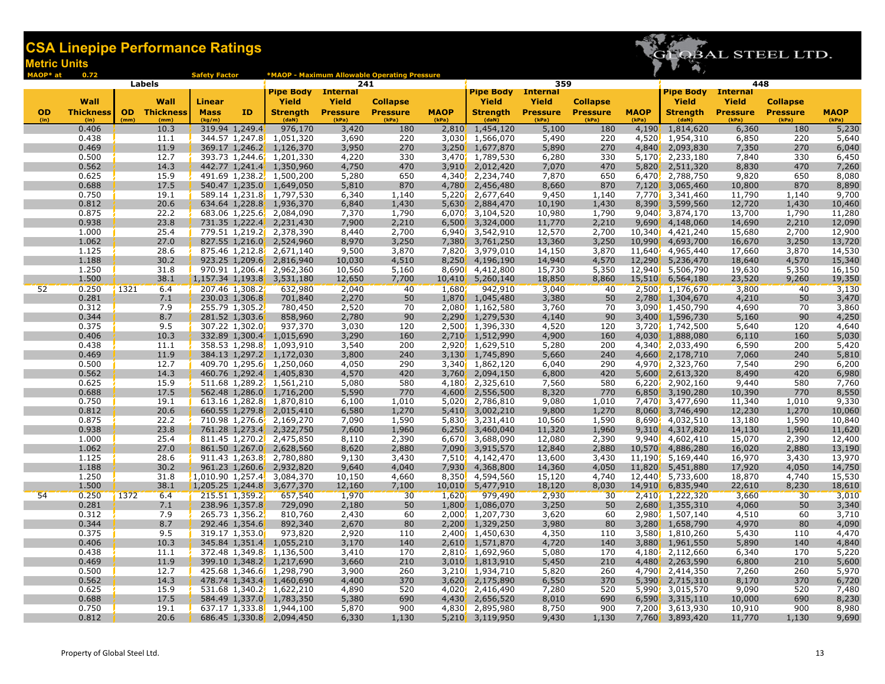# CSA Linepipe Performance Ratings

## Metric Units

MAOP* at 0.72 Safety Factor *MAOP - Maximum Allowable Operating Pressure

GLOBAL STEEL LTD.

| Labels | | | | | | 241 | | | | 359 | | | | 448 | | | |
|---|---|---|---|---|---|---|---|---|---|---|---|---|---|---|---|---|---|
| OD (in) | Wall Thickness (in) | OD (mm) | Wall Thickness (mm) | Linear Mass (kg/m) | ID | Pipe Body Yield Strength (daN) | Internal Yield Pressure (kPa) | Collapse Pressure (kPa) | MAOP (kPa) | Pipe Body Yield Strength (daN) | Internal Yield Pressure (kPa) | Collapse Pressure (kPa) | MAOP (kPa) | Pipe Body Yield Strength (daN) | Internal Yield Pressure (kPa) | Collapse Pressure (kPa) | MAOP (kPa) |
| | 0.406 | | 10.3 | 319.94 | 1,249.4 | 976,170 | 3,420 | 180 | 2,810 | 1,454,120 | 5,100 | 180 | 4,190 | 1,814,620 | 6,360 | 180 | 5,230 |
| | 0.438 | | 11.1 | 344.57 | 1,247.8 | 1,051,320 | 3,690 | 220 | 3,030 | 1,566,070 | 5,490 | 220 | 4,520 | 1,954,310 | 6,850 | 220 | 5,640 |
| | 0.469 | | 11.9 | 369.17 | 1,246.2 | 1,126,370 | 3,950 | 270 | 3,250 | 1,677,870 | 5,890 | 270 | 4,840 | 2,093,830 | 7,350 | 270 | 6,040 |
| | 0.500 | | 12.7 | 393.73 | 1,244.6 | 1,201,330 | 4,220 | 330 | 3,470 | 1,789,530 | 6,280 | 330 | 5,170 | 2,233,180 | 7,840 | 330 | 6,450 |
| | 0.562 | | 14.3 | 442.77 | 1,241.4 | 1,350,960 | 4,750 | 470 | 3,910 | 2,012,420 | 7,070 | 470 | 5,820 | 2,511,320 | 8,830 | 470 | 7,260 |
| | 0.625 | | 15.9 | 491.69 | 1,238.2 | 1,500,200 | 5,280 | 650 | 4,340 | 2,234,740 | 7,870 | 650 | 6,470 | 2,788,750 | 9,820 | 650 | 8,080 |
| | 0.688 | | 17.5 | 540.47 | 1,235.0 | 1,649,050 | 5,810 | 870 | 4,780 | 2,456,480 | 8,660 | 870 | 7,120 | 3,065,460 | 10,800 | 870 | 8,890 |
| | 0.750 | | 19.1 | 589.14 | 1,231.8 | 1,797,530 | 6,340 | 1,140 | 5,220 | 2,677,640 | 9,450 | 1,140 | 7,770 | 3,341,460 | 11,790 | 1,140 | 9,700 |
| | 0.812 | | 20.6 | 634.64 | 1,228.8 | 1,936,370 | 6,840 | 1,430 | 5,630 | 2,884,470 | 10,190 | 1,430 | 8,390 | 3,599,560 | 12,720 | 1,430 | 10,460 |
| | 0.875 | | 22.2 | 683.06 | 1,225.6 | 2,084,090 | 7,370 | 1,790 | 6,070 | 3,104,520 | 10,980 | 1,790 | 9,040 | 3,874,170 | 13,700 | 1,790 | 11,280 |
| | 0.938 | | 23.8 | 731.35 | 1,222.4 | 2,231,430 | 7,900 | 2,210 | 6,500 | 3,324,000 | 11,770 | 2,210 | 9,690 | 4,148,060 | 14,690 | 2,210 | 12,090 |
| | 1.000 | | 25.4 | 779.51 | 1,219.2 | 2,378,390 | 8,440 | 2,700 | 6,940 | 3,542,910 | 12,570 | 2,700 | 10,340 | 4,421,240 | 15,680 | 2,700 | 12,900 |
| | 1.062 | | 27.0 | 827.55 | 1,216.0 | 2,524,960 | 8,970 | 3,250 | 7,380 | 3,761,250 | 13,360 | 3,250 | 10,990 | 4,693,700 | 16,670 | 3,250 | 13,720 |
| | 1.125 | | 28.6 | 875.46 | 1,212.8 | 2,671,140 | 9,500 | 3,870 | 7,820 | 3,979,010 | 14,150 | 3,870 | 11,640 | 4,965,440 | 17,660 | 3,870 | 14,530 |
| | 1.188 | | 30.2 | 923.25 | 1,209.6 | 2,816,940 | 10,030 | 4,510 | 8,250 | 4,196,190 | 14,940 | 4,570 | 12,290 | 5,236,470 | 18,640 | 4,570 | 15,340 |
| | 1.250 | | 31.8 | 970.91 | 1,206.4 | 2,962,360 | 10,560 | 5,160 | 8,690 | 4,412,800 | 15,730 | 5,350 | 12,940 | 5,506,790 | 19,630 | 5,350 | 16,150 |
| | 1.500 | | 38.1 | 1,157.34 | 1,193.8 | 3,531,180 | 12,650 | 7,700 | 10,410 | 5,260,140 | 18,850 | 8,860 | 15,510 | 6,564,180 | 23,520 | 9,260 | 19,350 |
| 52 | 0.250 | 1321 | 6.4 | 207.46 | 1,308.2 | 632,980 | 2,040 | 40 | 1,680 | 942,910 | 3,040 | 40 | 2,500 | 1,176,670 | 3,800 | 40 | 3,130 |
| | 0.281 | | 7.1 | 230.03 | 1,306.8 | 701,840 | 2,270 | 50 | 1,870 | 1,045,480 | 3,380 | 50 | 2,780 | 1,304,670 | 4,210 | 50 | 3,470 |
| | 0.312 | | 7.9 | 255.79 | 1,305.2 | 780,450 | 2,520 | 70 | 2,080 | 1,162,580 | 3,760 | 70 | 3,090 | 1,450,790 | 4,690 | 70 | 3,860 |
| | 0.344 | | 8.7 | 281.52 | 1,303.6 | 858,960 | 2,780 | 90 | 2,290 | 1,279,530 | 4,140 | 90 | 3,400 | 1,596,730 | 5,160 | 90 | 4,250 |
| | 0.375 | | 9.5 | 307.22 | 1,302.0 | 937,370 | 3,030 | 120 | 2,500 | 1,396,330 | 4,520 | 120 | 3,720 | 1,742,500 | 5,640 | 120 | 4,640 |
| | 0.406 | | 10.3 | 332.89 | 1,300.4 | 1,015,690 | 3,290 | 160 | 2,710 | 1,512,990 | 4,900 | 160 | 4,030 | 1,888,080 | 6,110 | 160 | 5,030 |
| | 0.438 | | 11.1 | 358.53 | 1,298.8 | 1,093,910 | 3,540 | 200 | 2,920 | 1,629,510 | 5,280 | 200 | 4,340 | 2,033,490 | 6,590 | 200 | 5,420 |
| | 0.469 | | 11.9 | 384.13 | 1,297.2 | 1,172,030 | 3,800 | 240 | 3,130 | 1,745,890 | 5,660 | 240 | 4,660 | 2,178,710 | 7,060 | 240 | 5,810 |
| | 0.500 | | 12.7 | 409.70 | 1,295.6 | 1,250,060 | 4,050 | 290 | 3,340 | 1,862,120 | 6,040 | 290 | 4,970 | 2,323,760 | 7,540 | 290 | 6,200 |
| | 0.562 | | 14.3 | 460.76 | 1,292.4 | 1,405,830 | 4,570 | 420 | 3,760 | 2,094,150 | 6,800 | 420 | 5,600 | 2,613,320 | 8,490 | 420 | 6,980 |
| | 0.625 | | 15.9 | 511.68 | 1,289.2 | 1,561,210 | 5,080 | 580 | 4,180 | 2,325,610 | 7,560 | 580 | 6,220 | 2,902,160 | 9,440 | 580 | 7,760 |
| | 0.688 | | 17.5 | 562.48 | 1,286.0 | 1,716,200 | 5,590 | 770 | 4,600 | 2,556,500 | 8,320 | 770 | 6,850 | 3,190,280 | 10,390 | 770 | 8,550 |
| | 0.750 | | 19.1 | 613.16 | 1,282.8 | 1,870,810 | 6,100 | 1,010 | 5,020 | 2,786,810 | 9,080 | 1,010 | 7,470 | 3,477,690 | 11,340 | 1,010 | 9,330 |
| | 0.812 | | 20.6 | 660.55 | 1,279.8 | 2,015,410 | 6,580 | 1,270 | 5,410 | 3,002,210 | 9,800 | 1,270 | 8,060 | 3,746,490 | 12,230 | 1,270 | 10,060 |
| | 0.875 | | 22.2 | 710.98 | 1,276.6 | 2,169,270 | 7,090 | 1,590 | 5,830 | 3,231,410 | 10,560 | 1,590 | 8,690 | 4,032,510 | 13,180 | 1,590 | 10,840 |
| | 0.938 | | 23.8 | 761.28 | 1,273.4 | 2,322,750 | 7,600 | 1,960 | 6,250 | 3,460,040 | 11,320 | 1,960 | 9,310 | 4,317,820 | 14,130 | 1,960 | 11,620 |
| | 1.000 | | 25.4 | 811.45 | 1,270.2 | 2,475,850 | 8,110 | 2,390 | 6,670 | 3,688,090 | 12,080 | 2,390 | 9,940 | 4,602,410 | 15,070 | 2,390 | 12,400 |
| | 1.062 | | 27.0 | 861.50 | 1,267.0 | 2,628,560 | 8,620 | 2,880 | 7,090 | 3,915,570 | 12,840 | 2,880 | 10,570 | 4,886,280 | 16,020 | 2,880 | 13,190 |
| | 1.125 | | 28.6 | 911.43 | 1,263.8 | 2,780,880 | 9,130 | 3,430 | 7,510 | 4,142,470 | 13,600 | 3,430 | 11,190 | 5,169,440 | 16,970 | 3,430 | 13,970 |
| | 1.188 | | 30.2 | 961.23 | 1,260.6 | 2,932,820 | 9,640 | 4,040 | 7,930 | 4,368,800 | 14,360 | 4,050 | 11,820 | 5,451,880 | 17,920 | 4,050 | 14,750 |
| | 1.250 | | 31.8 | 1,010.90 | 1,257.4 | 3,084,370 | 10,150 | 4,660 | 8,350 | 4,594,560 | 15,120 | 4,740 | 12,440 | 5,733,600 | 18,870 | 4,740 | 15,530 |
| | 1.500 | | 38.1 | 1,205.25 | 1,244.8 | 3,677,370 | 12,160 | 7,100 | 10,010 | 5,477,910 | 18,120 | 8,030 | 14,910 | 6,835,940 | 22,610 | 8,230 | 18,610 |
| 54 | 0.250 | 1372 | 6.4 | 215.51 | 1,359.2 | 657,540 | 1,970 | 30 | 1,620 | 979,490 | 2,930 | 30 | 2,410 | 1,222,320 | 3,660 | 30 | 3,010 |
| | 0.281 | | 7.1 | 238.96 | 1,357.8 | 729,090 | 2,180 | 50 | 1,800 | 1,086,070 | 3,250 | 50 | 2,680 | 1,355,310 | 4,060 | 50 | 3,340 |
| | 0.312 | | 7.9 | 265.73 | 1,356.2 | 810,760 | 2,430 | 60 | 2,000 | 1,207,730 | 3,620 | 60 | 2,980 | 1,507,140 | 4,510 | 60 | 3,710 |
| | 0.344 | | 8.7 | 292.46 | 1,354.6 | 892,340 | 2,670 | 80 | 2,200 | 1,329,250 | 3,980 | 80 | 3,280 | 1,658,790 | 4,970 | 80 | 4,090 |
| | 0.375 | | 9.5 | 319.17 | 1,353.0 | 973,820 | 2,920 | 110 | 2,400 | 1,450,630 | 4,350 | 110 | 3,580 | 1,810,260 | 5,430 | 110 | 4,470 |
| | 0.406 | | 10.3 | 345.84 | 1,351.4 | 1,055,210 | 3,170 | 140 | 2,610 | 1,571,870 | 4,720 | 140 | 3,880 | 1,961,550 | 5,890 | 140 | 4,840 |
| | 0.438 | | 11.1 | 372.48 | 1,349.8 | 1,136,500 | 3,410 | 170 | 2,810 | 1,692,960 | 5,080 | 170 | 4,180 | 2,112,660 | 6,340 | 170 | 5,220 |
| | 0.469 | | 11.9 | 399.10 | 1,348.2 | 1,217,690 | 3,660 | 210 | 3,010 | 1,813,910 | 5,450 | 210 | 4,480 | 2,263,590 | 6,800 | 210 | 5,600 |
| | 0.500 | | 12.7 | 425.68 | 1,346.6 | 1,298,790 | 3,900 | 260 | 3,210 | 1,934,710 | 5,820 | 260 | 4,790 | 2,414,350 | 7,260 | 260 | 5,970 |
| | 0.562 | | 14.3 | 478.74 | 1,343.4 | 1,460,690 | 4,400 | 370 | 3,620 | 2,175,890 | 6,550 | 370 | 5,390 | 2,715,310 | 8,170 | 370 | 6,720 |
| | 0.625 | | 15.9 | 531.68 | 1,340.2 | 1,622,210 | 4,890 | 520 | 4,020 | 2,416,490 | 7,280 | 520 | 5,990 | 3,015,570 | 9,090 | 520 | 7,480 |
| | 0.688 | | 17.5 | 584.49 | 1,337.0 | 1,783,350 | 5,380 | 690 | 4,430 | 2,656,520 | 8,010 | 690 | 6,590 | 3,315,110 | 10,000 | 690 | 8,230 |
| | 0.750 | | 19.1 | 637.17 | 1,333.8 | 1,944,100 | 5,870 | 900 | 4,830 | 2,895,980 | 8,750 | 900 | 7,200 | 3,613,930 | 10,910 | 900 | 8,980 |
| | 0.812 | | 20.6 | 686.45 | 1,330.8 | 2,094,450 | 6,330 | 1,130 | 5,210 | 3,119,950 | 9,430 | 1,130 | 7,760 | 3,893,420 | 11,770 | 1,130 | 9,690 |

Property of Global Steel Ltd.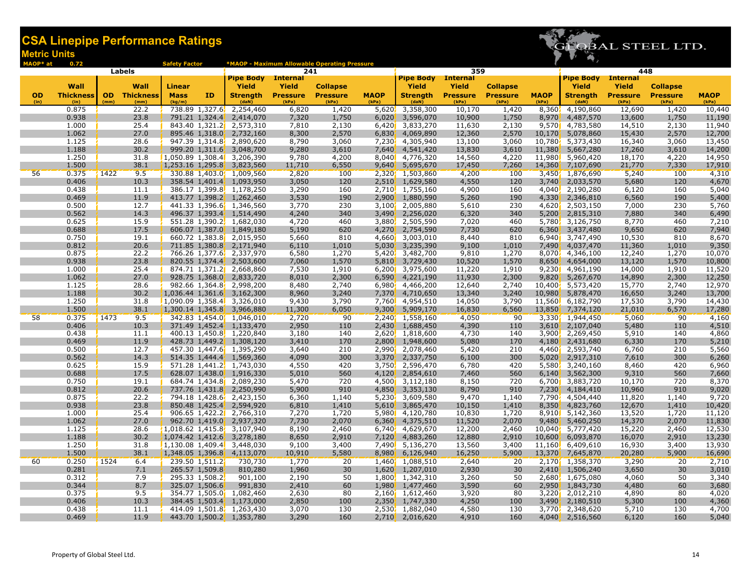# CSA Linepipe Performance Ratings

## Metric Units

MAOP* at 0.72 Safety Factor — *MAOP - Maximum Allowable Operating Pressure

GLOBAL STEEL LTD.

| Labels | | | | | | 241 | | | | 359 | | | | 448 | | | |
|---|---|---|---|---|---|---|---|---|---|---|---|---|---|---|---|---|---|
| OD (in) | Wall Thickness (in) | OD (mm) | Wall Thickness (mm) | Linear Mass (kg/m) | ID | Pipe Body Yield Strength (daN) | Internal Yield Pressure (kPa) | Collapse Pressure (kPa) | MAOP (kPa) | Pipe Body Yield Strength (daN) | Internal Yield Pressure (kPa) | Collapse Pressure (kPa) | MAOP (kPa) | Pipe Body Yield Strength (daN) | Internal Yield Pressure (kPa) | Collapse Pressure (kPa) | MAOP (kPa) |
| | 0.875 | | 22.2 | 738.89 | 1,327.6 | 2,254,460 | 6,820 | 1,420 | 5,620 | 3,358,300 | 10,170 | 1,420 | 8,360 | 4,190,860 | 12,690 | 1,420 | 10,440 |
| | 0.938 | | 23.8 | 791.21 | 1,324.4 | 2,414,070 | 7,320 | 1,750 | 6,020 | 3,596,070 | 10,900 | 1,750 | 8,970 | 4,487,570 | 13,600 | 1,750 | 11,190 |
| | 1.000 | | 25.4 | 843.40 | 1,321.2 | 2,573,310 | 7,810 | 2,130 | 6,420 | 3,833,270 | 11,630 | 2,130 | 9,570 | 4,783,580 | 14,510 | 2,130 | 11,940 |
| | 1.062 | | 27.0 | 895.46 | 1,318.0 | 2,732,160 | 8,300 | 2,570 | 6,830 | 4,069,890 | 12,360 | 2,570 | 10,170 | 5,078,860 | 15,430 | 2,570 | 12,700 |
| | 1.125 | | 28.6 | 947.39 | 1,314.8 | 2,890,620 | 8,790 | 3,060 | 7,230 | 4,305,940 | 13,100 | 3,060 | 10,780 | 5,373,430 | 16,340 | 3,060 | 13,450 |
| | 1.188 | | 30.2 | 999.20 | 1,311.6 | 3,048,700 | 9,280 | 3,610 | 7,640 | 4,541,420 | 13,830 | 3,610 | 11,380 | 5,667,280 | 17,260 | 3,610 | 14,200 |
| | 1.250 | | 31.8 | 1,050.89 | 1,308.4 | 3,206,390 | 9,780 | 4,200 | 8,040 | 4,776,320 | 14,560 | 4,220 | 11,980 | 5,960,420 | 18,170 | 4,220 | 14,950 |
| | 1.500 | | 38.1 | 1,253.16 | 1,295.8 | 3,823,560 | 11,710 | 6,550 | 9,640 | 5,695,670 | 17,450 | 7,260 | 14,360 | 7,107,690 | 21,770 | 7,330 | 17,910 |
| 56 | 0.375 | 1422 | 9.5 | 330.88 | 1,403.0 | 1,009,560 | 2,820 | 100 | 2,320 | 1,503,860 | 4,200 | 100 | 3,450 | 1,876,690 | 5,240 | 100 | 4,310 |
| | 0.406 | | 10.3 | 358.54 | 1,401.4 | 1,093,950 | 3,050 | 120 | 2,510 | 1,629,580 | 4,550 | 120 | 3,740 | 2,033,570 | 5,680 | 120 | 4,670 |
| | 0.438 | | 11.1 | 386.17 | 1,399.8 | 1,178,250 | 3,290 | 160 | 2,710 | 1,755,160 | 4,900 | 160 | 4,040 | 2,190,280 | 6,120 | 160 | 5,040 |
| | 0.469 | | 11.9 | 413.77 | 1,398.2 | 1,262,460 | 3,530 | 190 | 2,900 | 1,880,590 | 5,260 | 190 | 4,330 | 2,346,810 | 6,560 | 190 | 5,400 |
| | 0.500 | | 12.7 | 441.33 | 1,396.6 | 1,346,560 | 3,770 | 230 | 3,100 | 2,005,880 | 5,610 | 230 | 4,620 | 2,503,150 | 7,000 | 230 | 5,760 |
| | 0.562 | | 14.3 | 496.37 | 1,393.4 | 1,514,490 | 4,240 | 340 | 3,490 | 2,256,020 | 6,320 | 340 | 5,200 | 2,815,310 | 7,880 | 340 | 6,490 |
| | 0.625 | | 15.9 | 551.28 | 1,390.2 | 1,682,030 | 4,720 | 460 | 3,880 | 2,505,590 | 7,020 | 460 | 5,780 | 3,126,750 | 8,770 | 460 | 7,210 |
| | 0.688 | | 17.5 | 606.07 | 1,387.0 | 1,849,180 | 5,190 | 620 | 4,270 | 2,754,590 | 7,730 | 620 | 6,360 | 3,437,480 | 9,650 | 620 | 7,940 |
| | 0.750 | | 19.1 | 660.72 | 1,383.8 | 2,015,950 | 5,660 | 810 | 4,660 | 3,003,010 | 8,440 | 810 | 6,940 | 3,747,490 | 10,530 | 810 | 8,670 |
| | 0.812 | | 20.6 | 711.85 | 1,380.8 | 2,171,940 | 6,110 | 1,010 | 5,030 | 3,235,390 | 9,100 | 1,010 | 7,490 | 4,037,470 | 11,360 | 1,010 | 9,350 |
| | 0.875 | | 22.2 | 766.26 | 1,377.6 | 2,337,970 | 6,580 | 1,270 | 5,420 | 3,482,700 | 9,810 | 1,270 | 8,070 | 4,346,100 | 12,240 | 1,270 | 10,070 |
| | 0.938 | | 23.8 | 820.55 | 1,374.4 | 2,503,600 | 7,060 | 1,570 | 5,810 | 3,729,430 | 10,520 | 1,570 | 8,650 | 4,654,000 | 13,120 | 1,570 | 10,800 |
| | 1.000 | | 25.4 | 874.71 | 1,371.2 | 2,668,860 | 7,530 | 1,910 | 6,200 | 3,975,600 | 11,220 | 1,910 | 9,230 | 4,961,190 | 14,000 | 1,910 | 11,520 |
| | 1.062 | | 27.0 | 928.75 | 1,368.0 | 2,833,720 | 8,010 | 2,300 | 6,590 | 4,221,190 | 11,930 | 2,300 | 9,820 | 5,267,670 | 14,890 | 2,300 | 12,250 |
| | 1.125 | | 28.6 | 982.66 | 1,364.8 | 2,998,200 | 8,480 | 2,740 | 6,980 | 4,466,200 | 12,640 | 2,740 | 10,400 | 5,573,420 | 15,770 | 2,740 | 12,970 |
| | 1.188 | | 30.2 | 1,036.44 | 1,361.6 | 3,162,300 | 8,960 | 3,240 | 7,370 | 4,710,650 | 13,340 | 3,240 | 10,980 | 5,878,470 | 16,650 | 3,240 | 13,700 |
| | 1.250 | | 31.8 | 1,090.09 | 1,358.4 | 3,326,010 | 9,430 | 3,790 | 7,760 | 4,954,510 | 14,050 | 3,790 | 11,560 | 6,182,790 | 17,530 | 3,790 | 14,430 |
| | 1.500 | | 38.1 | 1,300.14 | 1,345.8 | 3,966,880 | 11,300 | 6,050 | 9,300 | 5,909,170 | 16,830 | 6,560 | 13,850 | 7,374,120 | 21,010 | 6,570 | 17,280 |
| 58 | 0.375 | 1473 | 9.5 | 342.83 | 1,454.0 | 1,046,010 | 2,720 | 90 | 2,240 | 1,558,160 | 4,050 | 90 | 3,330 | 1,944,450 | 5,060 | 90 | 4,160 |
| | 0.406 | | 10.3 | 371.49 | 1,452.4 | 1,133,470 | 2,950 | 110 | 2,430 | 1,688,450 | 4,390 | 110 | 3,610 | 2,107,040 | 5,480 | 110 | 4,510 |
| | 0.438 | | 11.1 | 400.13 | 1,450.8 | 1,220,840 | 3,180 | 140 | 2,620 | 1,818,600 | 4,730 | 140 | 3,900 | 2,269,450 | 5,910 | 140 | 4,860 |
| | 0.469 | | 11.9 | 428.73 | 1,449.2 | 1,308,120 | 3,410 | 170 | 2,800 | 1,948,600 | 5,080 | 170 | 4,180 | 2,431,680 | 6,330 | 170 | 5,210 |
| | 0.500 | | 12.7 | 457.30 | 1,447.6 | 1,395,290 | 3,640 | 210 | 2,990 | 2,078,460 | 5,420 | 210 | 4,460 | 2,593,740 | 6,760 | 210 | 5,560 |
| | 0.562 | | 14.3 | 514.35 | 1,444.4 | 1,569,360 | 4,090 | 300 | 3,370 | 2,337,750 | 6,100 | 300 | 5,020 | 2,917,310 | 7,610 | 300 | 6,260 |
| | 0.625 | | 15.9 | 571.28 | 1,441.2 | 1,743,030 | 4,550 | 420 | 3,750 | 2,596,470 | 6,780 | 420 | 5,580 | 3,240,160 | 8,460 | 420 | 6,960 |
| | 0.688 | | 17.5 | 628.07 | 1,438.0 | 1,916,330 | 5,010 | 560 | 4,120 | 2,854,610 | 7,460 | 560 | 6,140 | 3,562,300 | 9,310 | 560 | 7,660 |
| | 0.750 | | 19.1 | 684.74 | 1,434.8 | 2,089,230 | 5,470 | 720 | 4,500 | 3,112,180 | 8,150 | 720 | 6,700 | 3,883,720 | 10,170 | 720 | 8,370 |
| | 0.812 | | 20.6 | 737.76 | 1,431.8 | 2,250,990 | 5,900 | 910 | 4,850 | 3,353,130 | 8,790 | 910 | 7,230 | 4,184,410 | 10,960 | 910 | 9,020 |
| | 0.875 | | 22.2 | 794.18 | 1,428.6 | 2,423,150 | 6,360 | 1,140 | 5,230 | 3,609,580 | 9,470 | 1,140 | 7,790 | 4,504,440 | 11,820 | 1,140 | 9,720 |
| | 0.938 | | 23.8 | 850.48 | 1,425.4 | 2,594,920 | 6,810 | 1,410 | 5,610 | 3,865,470 | 10,150 | 1,410 | 8,350 | 4,823,760 | 12,670 | 1,410 | 10,420 |
| | 1.000 | | 25.4 | 906.65 | 1,422.2 | 2,766,310 | 7,270 | 1,720 | 5,980 | 4,120,780 | 10,830 | 1,720 | 8,910 | 5,142,360 | 13,520 | 1,720 | 11,120 |
| | 1.062 | | 27.0 | 962.70 | 1,419.0 | 2,937,320 | 7,730 | 2,070 | 6,360 | 4,375,510 | 11,520 | 2,070 | 9,480 | 5,460,250 | 14,370 | 2,070 | 11,830 |
| | 1.125 | | 28.6 | 1,018.62 | 1,415.8 | 3,107,940 | 8,190 | 2,460 | 6,740 | 4,629,670 | 12,200 | 2,460 | 10,040 | 5,777,420 | 15,220 | 2,460 | 12,530 |
| | 1.188 | | 30.2 | 1,074.42 | 1,412.6 | 3,278,180 | 8,650 | 2,910 | 7,120 | 4,883,260 | 12,880 | 2,910 | 10,600 | 6,093,870 | 16,070 | 2,910 | 13,230 |
| | 1.250 | | 31.8 | 1,130.08 | 1,409.4 | 3,448,030 | 9,100 | 3,400 | 7,490 | 5,136,270 | 13,560 | 3,400 | 11,160 | 6,409,610 | 16,930 | 3,400 | 13,930 |
| | 1.500 | | 38.1 | 1,348.05 | 1,396.8 | 4,113,070 | 10,910 | 5,580 | 8,980 | 6,126,940 | 16,250 | 5,900 | 13,370 | 7,645,870 | 20,280 | 5,900 | 16,690 |
| 60 | 0.250 | 1524 | 6.4 | 239.50 | 1,511.2 | 730,730 | 1,770 | 20 | 1,460 | 1,088,510 | 2,640 | 20 | 2,170 | 1,358,370 | 3,290 | 20 | 2,710 |
| | 0.281 | | 7.1 | 265.57 | 1,509.8 | 810,280 | 1,960 | 30 | 1,620 | 1,207,010 | 2,930 | 30 | 2,410 | 1,506,240 | 3,650 | 30 | 3,010 |
| | 0.312 | | 7.9 | 295.33 | 1,508.2 | 901,100 | 2,190 | 50 | 1,800 | 1,342,310 | 3,260 | 50 | 2,680 | 1,675,080 | 4,060 | 50 | 3,340 |
| | 0.344 | | 8.7 | 325.07 | 1,506.6 | 991,830 | 2,410 | 60 | 1,980 | 1,477,460 | 3,590 | 60 | 2,950 | 1,843,730 | 4,480 | 60 | 3,680 |
| | 0.375 | | 9.5 | 354.77 | 1,505.0 | 1,082,460 | 2,630 | 80 | 2,160 | 1,612,460 | 3,920 | 80 | 3,220 | 2,012,210 | 4,890 | 80 | 4,020 |
| | 0.406 | | 10.3 | 384.45 | 1,503.4 | 1,173,000 | 2,850 | 100 | 2,350 | 1,747,330 | 4,250 | 100 | 3,490 | 2,180,510 | 5,300 | 100 | 4,360 |
| | 0.438 | | 11.1 | 414.09 | 1,501.8 | 1,263,430 | 3,070 | 130 | 2,530 | 1,882,040 | 4,580 | 130 | 3,770 | 2,348,620 | 5,710 | 130 | 4,700 |
| | 0.469 | | 11.9 | 443.70 | 1,500.2 | 1,353,780 | 3,290 | 160 | 2,710 | 2,016,620 | 4,910 | 160 | 4,040 | 2,516,560 | 6,120 | 160 | 5,040 |

Property of Global Steel Ltd.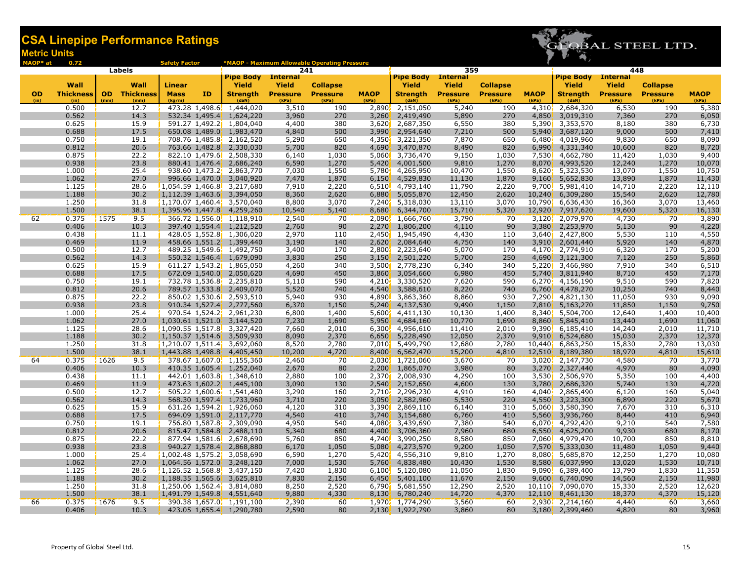# CSA Linepipe Performance Ratings

## Metric Units

MAOP* at 0.72 Safety Factor

*MAOP - Maximum Allowable Operating Pressure

GLOBAL STEEL LTD.

| Labels | | | | | | 241 | | | | 359 | | | | 448 | | | |
|---|---|---|---|---|---|---|---|---|---|---|---|---|---|---|---|---|---|
| OD (in) | Wall Thickness (in) | OD (mm) | Wall Thickness (mm) | Linear Mass (kg/m) | ID | Pipe Body Yield Strength (daN) | Internal Yield Pressure (kPa) | Collapse Pressure (kPa) | MAOP (kPa) | Pipe Body Yield Strength (daN) | Internal Yield Pressure (kPa) | Collapse Pressure (kPa) | MAOP (kPa) | Pipe Body Yield Strength (daN) | Internal Yield Pressure (kPa) | Collapse Pressure (kPa) | MAOP (kPa) |
| | 0.500 | | 12.7 | 473.28 | 1,498.6 | 1,444,020 | 3,510 | 190 | 2,890 | 2,151,050 | 5,240 | 190 | 4,310 | 2,684,320 | 6,530 | 190 | 5,380 |
| | 0.562 | | 14.3 | 532.34 | 1,495.4 | 1,624,220 | 3,960 | 270 | 3,260 | 2,419,490 | 5,890 | 270 | 4,850 | 3,019,310 | 7,360 | 270 | 6,050 |
| | 0.625 | | 15.9 | 591.27 | 1,492.2 | 1,804,040 | 4,400 | 380 | 3,620 | 2,687,350 | 6,550 | 380 | 5,390 | 3,353,570 | 8,180 | 380 | 6,730 |
| | 0.688 | | 17.5 | 650.08 | 1,489.0 | 1,983,470 | 4,840 | 500 | 3,990 | 2,954,640 | 7,210 | 500 | 5,940 | 3,687,120 | 9,000 | 500 | 7,410 |
| | 0.750 | | 19.1 | 708.76 | 1,485.8 | 2,162,520 | 5,290 | 650 | 4,350 | 3,221,350 | 7,870 | 650 | 6,480 | 4,019,960 | 9,830 | 650 | 8,090 |
| | 0.812 | | 20.6 | 763.66 | 1,482.8 | 2,330,030 | 5,700 | 820 | 4,690 | 3,470,870 | 8,490 | 820 | 6,990 | 4,331,340 | 10,600 | 820 | 8,720 |
| | 0.875 | | 22.2 | 822.10 | 1,479.6 | 2,508,330 | 6,140 | 1,030 | 5,060 | 3,736,470 | 9,150 | 1,030 | 7,530 | 4,662,780 | 11,420 | 1,030 | 9,400 |
| | 0.938 | | 23.8 | 880.41 | 1,476.4 | 2,686,240 | 6,590 | 1,270 | 5,420 | 4,001,500 | 9,810 | 1,270 | 8,070 | 4,993,520 | 12,240 | 1,270 | 10,070 |
| | 1.000 | | 25.4 | 938.60 | 1,473.2 | 2,863,770 | 7,030 | 1,550 | 5,780 | 4,265,950 | 10,470 | 1,550 | 8,620 | 5,323,530 | 13,070 | 1,550 | 10,750 |
| | 1.062 | | 27.0 | 996.66 | 1,470.0 | 3,040,920 | 7,470 | 1,870 | 6,150 | 4,529,830 | 11,130 | 1,870 | 9,160 | 5,652,830 | 13,890 | 1,870 | 11,430 |
| | 1.125 | | 28.6 | 1,054.59 | 1,466.8 | 3,217,680 | 7,910 | 2,220 | 6,510 | 4,793,140 | 11,790 | 2,220 | 9,700 | 5,981,410 | 14,710 | 2,220 | 12,110 |
| | 1.188 | | 30.2 | 1,112.39 | 1,463.6 | 3,394,050 | 8,360 | 2,620 | 6,880 | 5,055,870 | 12,450 | 2,620 | 10,240 | 6,309,280 | 15,540 | 2,620 | 12,780 |
| | 1.250 | | 31.8 | 1,170.07 | 1,460.4 | 3,570,040 | 8,800 | 3,070 | 7,240 | 5,318,030 | 13,110 | 3,070 | 10,790 | 6,636,430 | 16,360 | 3,070 | 13,460 |
| | 1.500 | | 38.1 | 1,395.96 | 1,447.8 | 4,259,260 | 10,540 | 5,140 | 8,680 | 6,344,700 | 15,710 | 5,320 | 12,920 | 7,917,620 | 19,600 | 5,320 | 16,130 |
| 62 | 0.375 | 1575 | 9.5 | 366.72 | 1,556.0 | 1,118,910 | 2,540 | 70 | 2,090 | 1,666,760 | 3,790 | 70 | 3,120 | 2,079,970 | 4,730 | 70 | 3,890 |
| | 0.406 | | 10.3 | 397.40 | 1,554.4 | 1,212,520 | 2,760 | 90 | 2,270 | 1,806,200 | 4,110 | 90 | 3,380 | 2,253,970 | 5,130 | 90 | 4,220 |
| | 0.438 | | 11.1 | 428.05 | 1,552.8 | 1,306,020 | 2,970 | 110 | 2,450 | 1,945,490 | 4,430 | 110 | 3,640 | 2,427,800 | 5,530 | 110 | 4,550 |
| | 0.469 | | 11.9 | 458.66 | 1,551.2 | 1,399,440 | 3,190 | 140 | 2,620 | 2,084,640 | 4,750 | 140 | 3,910 | 2,601,440 | 5,920 | 140 | 4,870 |
| | 0.500 | | 12.7 | 489.25 | 1,549.6 | 1,492,750 | 3,400 | 170 | 2,800 | 2,223,640 | 5,070 | 170 | 4,170 | 2,774,910 | 6,320 | 170 | 5,200 |
| | 0.562 | | 14.3 | 550.32 | 1,546.4 | 1,679,090 | 3,830 | 250 | 3,150 | 2,501,220 | 5,700 | 250 | 4,690 | 3,121,300 | 7,120 | 250 | 5,860 |
| | 0.625 | | 15.9 | 611.27 | 1,543.2 | 1,865,050 | 4,260 | 340 | 3,500 | 2,778,230 | 6,340 | 340 | 5,220 | 3,466,980 | 7,910 | 340 | 6,510 |
| | 0.688 | | 17.5 | 672.09 | 1,540.0 | 2,050,620 | 4,690 | 450 | 3,860 | 3,054,660 | 6,980 | 450 | 5,740 | 3,811,940 | 8,710 | 450 | 7,170 |
| | 0.750 | | 19.1 | 732.78 | 1,536.8 | 2,235,810 | 5,110 | 590 | 4,210 | 3,330,520 | 7,620 | 590 | 6,270 | 4,156,190 | 9,510 | 590 | 7,820 |
| | 0.812 | | 20.6 | 789.57 | 1,533.8 | 2,409,070 | 5,520 | 740 | 4,540 | 3,588,610 | 8,220 | 740 | 6,760 | 4,478,270 | 10,250 | 740 | 8,440 |
| | 0.875 | | 22.2 | 850.02 | 1,530.6 | 2,593,510 | 5,940 | 930 | 4,890 | 3,863,360 | 8,860 | 930 | 7,290 | 4,821,130 | 11,050 | 930 | 9,090 |
| | 0.938 | | 23.8 | 910.34 | 1,527.4 | 2,777,560 | 6,370 | 1,150 | 5,240 | 4,137,530 | 9,490 | 1,150 | 7,810 | 5,163,270 | 11,850 | 1,150 | 9,750 |
| | 1.000 | | 25.4 | 970.54 | 1,524.2 | 2,961,230 | 6,800 | 1,400 | 5,600 | 4,411,130 | 10,130 | 1,400 | 8,340 | 5,504,700 | 12,640 | 1,400 | 10,400 |
| | 1.062 | | 27.0 | 1,030.61 | 1,521.0 | 3,144,520 | 7,230 | 1,690 | 5,950 | 4,684,160 | 10,770 | 1,690 | 8,860 | 5,845,410 | 13,440 | 1,690 | 11,060 |
| | 1.125 | | 28.6 | 1,090.55 | 1,517.8 | 3,327,420 | 7,660 | 2,010 | 6,300 | 4,956,610 | 11,410 | 2,010 | 9,390 | 6,185,410 | 14,240 | 2,010 | 11,710 |
| | 1.188 | | 30.2 | 1,150.37 | 1,514.6 | 3,509,930 | 8,090 | 2,370 | 6,650 | 5,228,490 | 12,050 | 2,370 | 9,910 | 6,524,680 | 15,030 | 2,370 | 12,370 |
| | 1.250 | | 31.8 | 1,210.07 | 1,511.4 | 3,692,060 | 8,520 | 2,780 | 7,010 | 5,499,790 | 12,680 | 2,780 | 10,440 | 6,863,250 | 15,830 | 2,780 | 13,030 |
| | 1.500 | | 38.1 | 1,443.88 | 1,498.8 | 4,405,450 | 10,200 | 4,720 | 8,400 | 6,562,470 | 15,200 | 4,810 | 12,510 | 8,189,380 | 18,970 | 4,810 | 15,610 |
| 64 | 0.375 | 1626 | 9.5 | 378.67 | 1,607.0 | 1,155,360 | 2,460 | 70 | 2,030 | 1,721,060 | 3,670 | 70 | 3,020 | 2,147,730 | 4,580 | 70 | 3,770 |
| | 0.406 | | 10.3 | 410.35 | 1,605.4 | 1,252,040 | 2,670 | 80 | 2,200 | 1,865,070 | 3,980 | 80 | 3,270 | 2,327,440 | 4,970 | 80 | 4,090 |
| | 0.438 | | 11.1 | 442.01 | 1,603.8 | 1,348,610 | 2,880 | 100 | 2,370 | 2,008,930 | 4,290 | 100 | 3,530 | 2,506,970 | 5,350 | 100 | 4,400 |
| | 0.469 | | 11.9 | 473.63 | 1,602.2 | 1,445,100 | 3,090 | 130 | 2,540 | 2,152,650 | 4,600 | 130 | 3,780 | 2,686,320 | 5,740 | 130 | 4,720 |
| | 0.500 | | 12.7 | 505.22 | 1,600.6 | 1,541,480 | 3,290 | 160 | 2,710 | 2,296,230 | 4,910 | 160 | 4,040 | 2,865,490 | 6,120 | 160 | 5,040 |
| | 0.562 | | 14.3 | 568.30 | 1,597.4 | 1,733,960 | 3,710 | 220 | 3,050 | 2,582,960 | 5,530 | 220 | 4,550 | 3,223,300 | 6,890 | 220 | 5,670 |
| | 0.625 | | 15.9 | 631.26 | 1,594.2 | 1,926,060 | 4,120 | 310 | 3,390 | 2,869,110 | 6,140 | 310 | 5,060 | 3,580,390 | 7,670 | 310 | 6,310 |
| | 0.688 | | 17.5 | 694.09 | 1,591.0 | 2,117,770 | 4,540 | 410 | 3,740 | 3,154,680 | 6,760 | 410 | 5,560 | 3,936,760 | 8,440 | 410 | 6,940 |
| | 0.750 | | 19.1 | 756.80 | 1,587.8 | 2,309,090 | 4,950 | 540 | 4,080 | 3,439,690 | 7,380 | 540 | 6,070 | 4,292,420 | 9,210 | 540 | 7,580 |
| | 0.812 | | 20.6 | 815.47 | 1,584.8 | 2,488,110 | 5,340 | 680 | 4,400 | 3,706,360 | 7,960 | 680 | 6,550 | 4,625,200 | 9,930 | 680 | 8,170 |
| | 0.875 | | 22.2 | 877.94 | 1,581.6 | 2,678,690 | 5,760 | 850 | 4,740 | 3,990,250 | 8,580 | 850 | 7,060 | 4,979,470 | 10,700 | 850 | 8,810 |
| | 0.938 | | 23.8 | 940.27 | 1,578.4 | 2,868,880 | 6,170 | 1,050 | 5,080 | 4,273,570 | 9,200 | 1,050 | 7,570 | 5,333,030 | 11,480 | 1,050 | 9,440 |
| | 1.000 | | 25.4 | 1,002.48 | 1,575.2 | 3,058,690 | 6,590 | 1,270 | 5,420 | 4,556,310 | 9,810 | 1,270 | 8,080 | 5,685,870 | 12,250 | 1,270 | 10,080 |
| | 1.062 | | 27.0 | 1,064.56 | 1,572.0 | 3,248,120 | 7,000 | 1,530 | 5,760 | 4,838,480 | 10,430 | 1,530 | 8,580 | 6,037,990 | 13,020 | 1,530 | 10,710 |
| | 1.125 | | 28.6 | 1,126.52 | 1,568.8 | 3,437,150 | 7,420 | 1,830 | 6,100 | 5,120,080 | 11,050 | 1,830 | 9,090 | 6,389,400 | 13,790 | 1,830 | 11,350 |
| | 1.188 | | 30.2 | 1,188.35 | 1,565.6 | 3,625,810 | 7,830 | 2,150 | 6,450 | 5,401,100 | 11,670 | 2,150 | 9,600 | 6,740,090 | 14,560 | 2,150 | 11,980 |
| | 1.250 | | 31.8 | 1,250.06 | 1,562.4 | 3,814,080 | 8,250 | 2,520 | 6,790 | 5,681,550 | 12,290 | 2,520 | 10,110 | 7,090,070 | 15,330 | 2,520 | 12,620 |
| | 1.500 | | 38.1 | 1,491.79 | 1,549.8 | 4,551,640 | 9,880 | 4,330 | 8,130 | 6,780,240 | 14,720 | 4,370 | 12,110 | 8,461,130 | 18,370 | 4,370 | 15,120 |
| 66 | 0.375 | 1676 | 9.5 | 390.38 | 1,657.0 | 1,191,100 | 2,390 | 60 | 1,970 | 1,774,290 | 3,560 | 60 | 2,930 | 2,214,160 | 4,440 | 60 | 3,660 |
| | 0.406 | | 10.3 | 423.05 | 1,655.4 | 1,290,780 | 2,590 | 80 | 2,130 | 1,922,790 | 3,860 | 80 | 3,180 | 2,399,460 | 4,820 | 80 | 3,960 |

Property of Global Steel Ltd.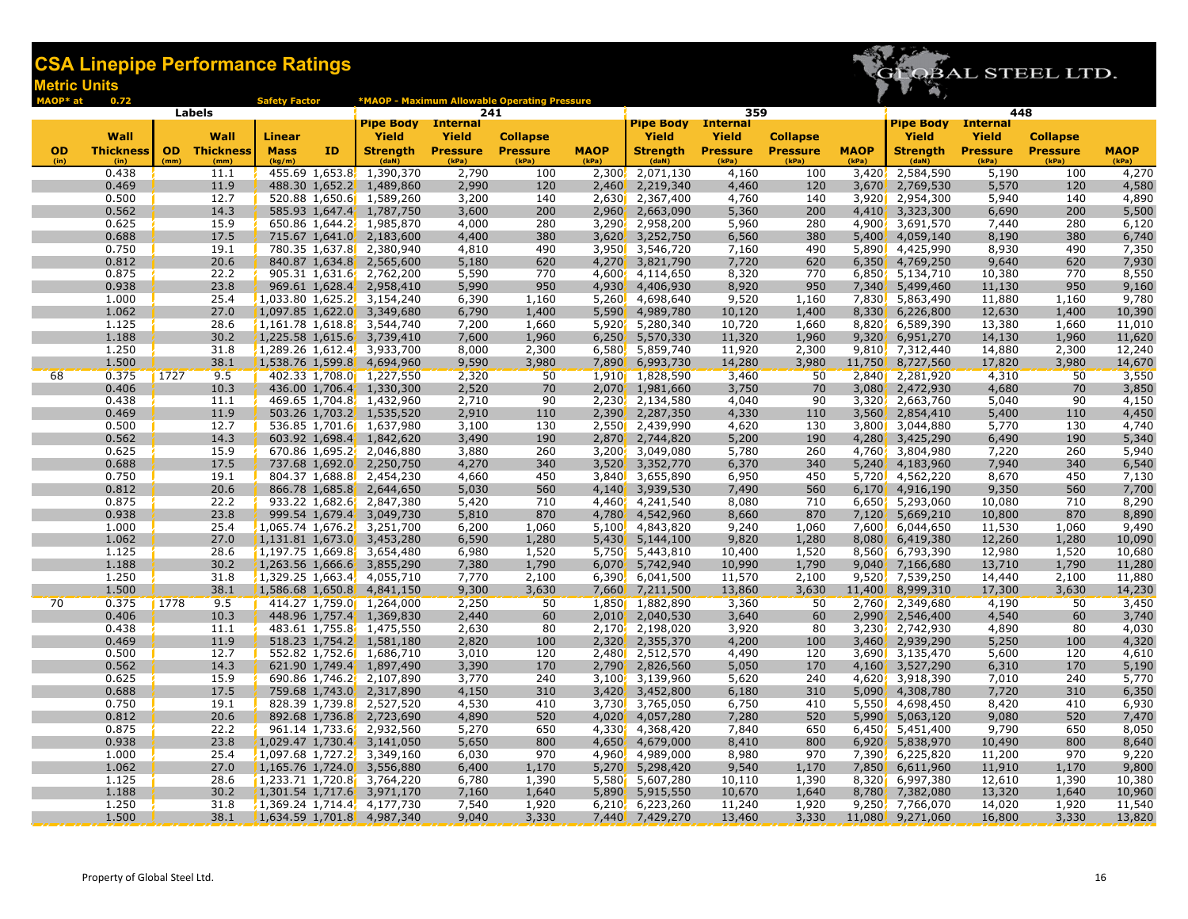# CSA Linepipe Performance Ratings

## Metric Units

MAOP* at 0.72 Safety Factor

*MAOP - Maximum Allowable Operating Pressure

GLOBAL STEEL LTD.

| Labels | | | | | | 241 | | | | 359 | | | | 448 | | | |
|---|---|---|---|---|---|---|---|---|---|---|---|---|---|---|---|---|---|
| OD (in) | Wall Thickness (in) | OD (mm) | Wall Thickness (mm) | Linear Mass (kg/m) | ID | Pipe Body Yield Strength (daN) | Internal Yield Pressure (kPa) | Collapse Pressure (kPa) | MAOP (kPa) | Pipe Body Yield Strength (daN) | Internal Yield Pressure (kPa) | Collapse Pressure (kPa) | MAOP (kPa) | Pipe Body Yield Strength (daN) | Internal Yield Pressure (kPa) | Collapse Pressure (kPa) | MAOP (kPa) |
| | 0.438 | | 11.1 | 455.69 | 1,653.8 | 1,390,370 | 2,790 | 100 | 2,300 | 2,071,130 | 4,160 | 100 | 3,420 | 2,584,590 | 5,190 | 100 | 4,270 |
| | 0.469 | | 11.9 | 488.30 | 1,652.2 | 1,489,860 | 2,990 | 120 | 2,460 | 2,219,340 | 4,460 | 120 | 3,670 | 2,769,530 | 5,570 | 120 | 4,580 |
| | 0.500 | | 12.7 | 520.88 | 1,650.6 | 1,589,260 | 3,200 | 140 | 2,630 | 2,367,400 | 4,760 | 140 | 3,920 | 2,954,300 | 5,940 | 140 | 4,890 |
| | 0.562 | | 14.3 | 585.93 | 1,647.4 | 1,787,750 | 3,600 | 200 | 2,960 | 2,663,090 | 5,360 | 200 | 4,410 | 3,323,300 | 6,690 | 200 | 5,500 |
| | 0.625 | | 15.9 | 650.86 | 1,644.2 | 1,985,870 | 4,000 | 280 | 3,290 | 2,958,200 | 5,960 | 280 | 4,900 | 3,691,570 | 7,440 | 280 | 6,120 |
| | 0.688 | | 17.5 | 715.67 | 1,641.0 | 2,183,600 | 4,400 | 380 | 3,620 | 3,252,750 | 6,560 | 380 | 5,400 | 4,059,140 | 8,190 | 380 | 6,740 |
| | 0.750 | | 19.1 | 780.35 | 1,637.8 | 2,380,940 | 4,810 | 490 | 3,950 | 3,546,720 | 7,160 | 490 | 5,890 | 4,425,990 | 8,930 | 490 | 7,350 |
| | 0.812 | | 20.6 | 840.87 | 1,634.8 | 2,565,600 | 5,180 | 620 | 4,270 | 3,821,790 | 7,720 | 620 | 6,350 | 4,769,250 | 9,640 | 620 | 7,930 |
| | 0.875 | | 22.2 | 905.31 | 1,631.6 | 2,762,200 | 5,590 | 770 | 4,600 | 4,114,650 | 8,320 | 770 | 6,850 | 5,134,710 | 10,380 | 770 | 8,550 |
| | 0.938 | | 23.8 | 969.61 | 1,628.4 | 2,958,410 | 5,990 | 950 | 4,930 | 4,406,930 | 8,920 | 950 | 7,340 | 5,499,460 | 11,130 | 950 | 9,160 |
| | 1.000 | | 25.4 | 1,033.80 | 1,625.2 | 3,154,240 | 6,390 | 1,160 | 5,260 | 4,698,640 | 9,520 | 1,160 | 7,830 | 5,863,490 | 11,880 | 1,160 | 9,780 |
| | 1.062 | | 27.0 | 1,097.85 | 1,622.0 | 3,349,680 | 6,790 | 1,400 | 5,590 | 4,989,780 | 10,120 | 1,400 | 8,330 | 6,226,800 | 12,630 | 1,400 | 10,390 |
| | 1.125 | | 28.6 | 1,161.78 | 1,618.8 | 3,544,740 | 7,200 | 1,660 | 5,920 | 5,280,340 | 10,720 | 1,660 | 8,820 | 6,589,390 | 13,380 | 1,660 | 11,010 |
| | 1.188 | | 30.2 | 1,225.58 | 1,615.6 | 3,739,410 | 7,600 | 1,960 | 6,250 | 5,570,330 | 11,320 | 1,960 | 9,320 | 6,951,270 | 14,130 | 1,960 | 11,620 |
| | 1.250 | | 31.8 | 1,289.26 | 1,612.4 | 3,933,700 | 8,000 | 2,300 | 6,580 | 5,859,740 | 11,920 | 2,300 | 9,810 | 7,312,440 | 14,880 | 2,300 | 12,240 |
| | 1.500 | | 38.1 | 1,538.76 | 1,599.8 | 4,694,960 | 9,590 | 3,980 | 7,890 | 6,993,730 | 14,280 | 3,980 | 11,750 | 8,727,560 | 17,820 | 3,980 | 14,670 |
| 68 | 0.375 | 1727 | 9.5 | 402.33 | 1,708.0 | 1,227,550 | 2,320 | 50 | 1,910 | 1,828,590 | 3,460 | 50 | 2,840 | 2,281,920 | 4,310 | 50 | 3,550 |
| | 0.406 | | 10.3 | 436.00 | 1,706.4 | 1,330,300 | 2,520 | 70 | 2,070 | 1,981,660 | 3,750 | 70 | 3,080 | 2,472,930 | 4,680 | 70 | 3,850 |
| | 0.438 | | 11.1 | 469.65 | 1,704.8 | 1,432,960 | 2,710 | 90 | 2,230 | 2,134,580 | 4,040 | 90 | 3,320 | 2,663,760 | 5,040 | 90 | 4,150 |
| | 0.469 | | 11.9 | 503.26 | 1,703.2 | 1,535,520 | 2,910 | 110 | 2,390 | 2,287,350 | 4,330 | 110 | 3,560 | 2,854,410 | 5,400 | 110 | 4,450 |
| | 0.500 | | 12.7 | 536.85 | 1,701.6 | 1,637,980 | 3,100 | 130 | 2,550 | 2,439,990 | 4,620 | 130 | 3,800 | 3,044,880 | 5,770 | 130 | 4,740 |
| | 0.562 | | 14.3 | 603.92 | 1,698.4 | 1,842,620 | 3,490 | 190 | 2,870 | 2,744,820 | 5,200 | 190 | 4,280 | 3,425,290 | 6,490 | 190 | 5,340 |
| | 0.625 | | 15.9 | 670.86 | 1,695.2 | 2,046,880 | 3,880 | 260 | 3,200 | 3,049,080 | 5,780 | 260 | 4,760 | 3,804,980 | 7,220 | 260 | 5,940 |
| | 0.688 | | 17.5 | 737.68 | 1,692.0 | 2,250,750 | 4,270 | 340 | 3,520 | 3,352,770 | 6,370 | 340 | 5,240 | 4,183,960 | 7,940 | 340 | 6,540 |
| | 0.750 | | 19.1 | 804.37 | 1,688.8 | 2,454,230 | 4,660 | 450 | 3,840 | 3,655,890 | 6,950 | 450 | 5,720 | 4,562,220 | 8,670 | 450 | 7,130 |
| | 0.812 | | 20.6 | 866.78 | 1,685.8 | 2,644,650 | 5,030 | 560 | 4,140 | 3,939,530 | 7,490 | 560 | 6,170 | 4,916,190 | 9,350 | 560 | 7,700 |
| | 0.875 | | 22.2 | 933.22 | 1,682.6 | 2,847,380 | 5,420 | 710 | 4,460 | 4,241,540 | 8,080 | 710 | 6,650 | 5,293,060 | 10,080 | 710 | 8,290 |
| | 0.938 | | 23.8 | 999.54 | 1,679.4 | 3,049,730 | 5,810 | 870 | 4,780 | 4,542,960 | 8,660 | 870 | 7,120 | 5,669,210 | 10,800 | 870 | 8,890 |
| | 1.000 | | 25.4 | 1,065.74 | 1,676.2 | 3,251,700 | 6,200 | 1,060 | 5,100 | 4,843,820 | 9,240 | 1,060 | 7,600 | 6,044,650 | 11,530 | 1,060 | 9,490 |
| | 1.062 | | 27.0 | 1,131.81 | 1,673.0 | 3,453,280 | 6,590 | 1,280 | 5,430 | 5,144,100 | 9,820 | 1,280 | 8,080 | 6,419,380 | 12,260 | 1,280 | 10,090 |
| | 1.125 | | 28.6 | 1,197.75 | 1,669.8 | 3,654,480 | 6,980 | 1,520 | 5,750 | 5,443,810 | 10,400 | 1,520 | 8,560 | 6,793,390 | 12,980 | 1,520 | 10,680 |
| | 1.188 | | 30.2 | 1,263.56 | 1,666.6 | 3,855,290 | 7,380 | 1,790 | 6,070 | 5,742,940 | 10,990 | 1,790 | 9,040 | 7,166,680 | 13,710 | 1,790 | 11,280 |
| | 1.250 | | 31.8 | 1,329.25 | 1,663.4 | 4,055,710 | 7,770 | 2,100 | 6,390 | 6,041,500 | 11,570 | 2,100 | 9,520 | 7,539,250 | 14,440 | 2,100 | 11,880 |
| | 1.500 | | 38.1 | 1,586.68 | 1,650.8 | 4,841,150 | 9,300 | 3,630 | 7,660 | 7,211,500 | 13,860 | 3,630 | 11,400 | 8,999,310 | 17,300 | 3,630 | 14,230 |
| 70 | 0.375 | 1778 | 9.5 | 414.27 | 1,759.0 | 1,264,000 | 2,250 | 50 | 1,850 | 1,882,890 | 3,360 | 50 | 2,760 | 2,349,680 | 4,190 | 50 | 3,450 |
| | 0.406 | | 10.3 | 448.96 | 1,757.4 | 1,369,830 | 2,440 | 60 | 2,010 | 2,040,530 | 3,640 | 60 | 2,990 | 2,546,400 | 4,540 | 60 | 3,740 |
| | 0.438 | | 11.1 | 483.61 | 1,755.8 | 1,475,550 | 2,630 | 80 | 2,170 | 2,198,020 | 3,920 | 80 | 3,230 | 2,742,930 | 4,890 | 80 | 4,030 |
| | 0.469 | | 11.9 | 518.23 | 1,754.2 | 1,581,180 | 2,820 | 100 | 2,320 | 2,355,370 | 4,200 | 100 | 3,460 | 2,939,290 | 5,250 | 100 | 4,320 |
| | 0.500 | | 12.7 | 552.82 | 1,752.6 | 1,686,710 | 3,010 | 120 | 2,480 | 2,512,570 | 4,490 | 120 | 3,690 | 3,135,470 | 5,600 | 120 | 4,610 |
| | 0.562 | | 14.3 | 621.90 | 1,749.4 | 1,897,490 | 3,390 | 170 | 2,790 | 2,826,560 | 5,050 | 170 | 4,160 | 3,527,290 | 6,310 | 170 | 5,190 |
| | 0.625 | | 15.9 | 690.86 | 1,746.2 | 2,107,890 | 3,770 | 240 | 3,100 | 3,139,960 | 5,620 | 240 | 4,620 | 3,918,390 | 7,010 | 240 | 5,770 |
| | 0.688 | | 17.5 | 759.68 | 1,743.0 | 2,317,890 | 4,150 | 310 | 3,420 | 3,452,800 | 6,180 | 310 | 5,090 | 4,308,780 | 7,720 | 310 | 6,350 |
| | 0.750 | | 19.1 | 828.39 | 1,739.8 | 2,527,520 | 4,530 | 410 | 3,730 | 3,765,050 | 6,750 | 410 | 5,550 | 4,698,450 | 8,420 | 410 | 6,930 |
| | 0.812 | | 20.6 | 892.68 | 1,736.8 | 2,723,690 | 4,890 | 520 | 4,020 | 4,057,280 | 7,280 | 520 | 5,990 | 5,063,120 | 9,080 | 520 | 7,470 |
| | 0.875 | | 22.2 | 961.14 | 1,733.6 | 2,932,560 | 5,270 | 650 | 4,330 | 4,368,420 | 7,840 | 650 | 6,450 | 5,451,400 | 9,790 | 650 | 8,050 |
| | 0.938 | | 23.8 | 1,029.47 | 1,730.4 | 3,141,050 | 5,650 | 800 | 4,650 | 4,679,000 | 8,410 | 800 | 6,920 | 5,838,970 | 10,490 | 800 | 8,640 |
| | 1.000 | | 25.4 | 1,097.68 | 1,727.2 | 3,349,160 | 6,030 | 970 | 4,960 | 4,989,000 | 8,980 | 970 | 7,390 | 6,225,820 | 11,200 | 970 | 9,220 |
| | 1.062 | | 27.0 | 1,165.76 | 1,724.0 | 3,556,880 | 6,400 | 1,170 | 5,270 | 5,298,420 | 9,540 | 1,170 | 7,850 | 6,611,960 | 11,910 | 1,170 | 9,800 |
| | 1.125 | | 28.6 | 1,233.71 | 1,720.8 | 3,764,220 | 6,780 | 1,390 | 5,580 | 5,607,280 | 10,110 | 1,390 | 8,320 | 6,997,380 | 12,610 | 1,390 | 10,380 |
| | 1.188 | | 30.2 | 1,301.54 | 1,717.6 | 3,971,170 | 7,160 | 1,640 | 5,890 | 5,915,550 | 10,670 | 1,640 | 8,780 | 7,382,080 | 13,320 | 1,640 | 10,960 |
| | 1.250 | | 31.8 | 1,369.24 | 1,714.4 | 4,177,730 | 7,540 | 1,920 | 6,210 | 6,223,260 | 11,240 | 1,920 | 9,250 | 7,766,070 | 14,020 | 1,920 | 11,540 |
| | 1.500 | | 38.1 | 1,634.59 | 1,701.8 | 4,987,340 | 9,040 | 3,330 | 7,440 | 7,429,270 | 13,460 | 3,330 | 11,080 | 9,271,060 | 16,800 | 3,330 | 13,820 |

Property of Global Steel Ltd.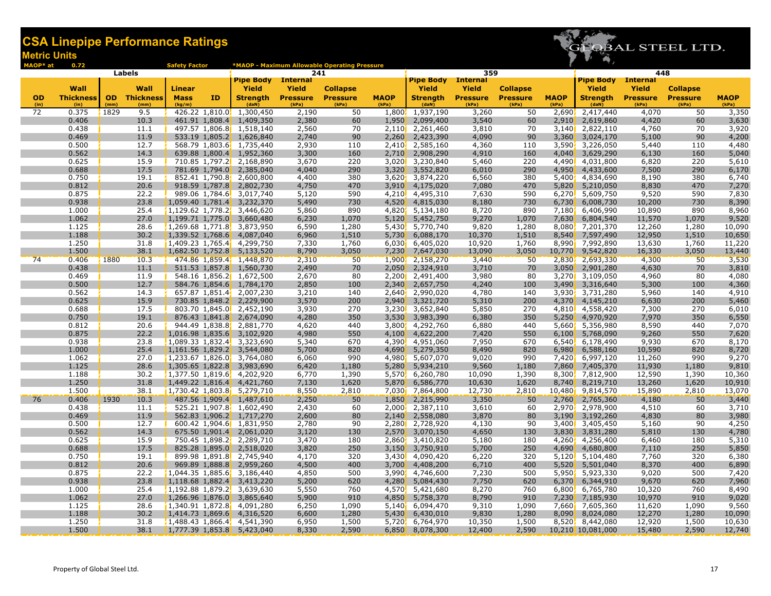# CSA Linepipe Performance Ratings

## Metric Units

GLOBAL STEEL LTD.

MAOP* at 0.72 Safety Factor *MAOP - Maximum Allowable Operating Pressure

| Labels | | | | | | 241 | | | | 359 | | | | 448 | | | |
|---|---|---|---|---|---|---|---|---|---|---|---|---|---|---|---|---|---|
| OD (in) | Wall Thickness (in) | OD (mm) | Wall Thickness (mm) | Linear Mass (kg/m) | ID | Pipe Body Yield Strength (daN) | Internal Yield Pressure (kPa) | Collapse Pressure (kPa) | MAOP (kPa) | Pipe Body Yield Strength (daN) | Internal Yield Pressure (kPa) | Collapse Pressure (kPa) | MAOP (kPa) | Pipe Body Yield Strength (daN) | Internal Yield Pressure (kPa) | Collapse Pressure (kPa) | MAOP (kPa) |
| 72 | 0.375 | 1829 | 9.5 | 426.22 | 1,810.0 | 1,300,450 | 2,190 | 50 | 1,800 | 1,937,190 | 3,260 | 50 | 2,690 | 2,417,440 | 4,070 | 50 | 3,350 |
| | 0.406 | | 10.3 | 461.91 | 1,808.4 | 1,409,350 | 2,380 | 60 | 1,950 | 2,099,400 | 3,540 | 60 | 2,910 | 2,619,860 | 4,420 | 60 | 3,630 |
| | 0.438 | | 11.1 | 497.57 | 1,806.8 | 1,518,140 | 2,560 | 70 | 2,110 | 2,261,460 | 3,810 | 70 | 3,140 | 2,822,110 | 4,760 | 70 | 3,920 |
| | 0.469 | | 11.9 | 533.19 | 1,805.2 | 1,626,840 | 2,740 | 90 | 2,260 | 2,423,390 | 4,090 | 90 | 3,360 | 3,024,170 | 5,100 | 90 | 4,200 |
| | 0.500 | | 12.7 | 568.79 | 1,803.6 | 1,735,440 | 2,930 | 110 | 2,410 | 2,585,160 | 4,360 | 110 | 3,590 | 3,226,050 | 5,440 | 110 | 4,480 |
| | 0.562 | | 14.3 | 639.88 | 1,800.4 | 1,952,360 | 3,300 | 160 | 2,710 | 2,908,290 | 4,910 | 160 | 4,040 | 3,629,290 | 6,130 | 160 | 5,040 |
| | 0.625 | | 15.9 | 710.85 | 1,797.2 | 2,168,890 | 3,670 | 220 | 3,020 | 3,230,840 | 5,460 | 220 | 4,490 | 4,031,800 | 6,820 | 220 | 5,610 |
| | 0.688 | | 17.5 | 781.69 | 1,794.0 | 2,385,040 | 4,040 | 290 | 3,320 | 3,552,820 | 6,010 | 290 | 4,950 | 4,433,600 | 7,500 | 290 | 6,170 |
| | 0.750 | | 19.1 | 852.41 | 1,790.8 | 2,600,800 | 4,400 | 380 | 3,620 | 3,874,220 | 6,560 | 380 | 5,400 | 4,834,690 | 8,190 | 380 | 6,740 |
| | 0.812 | | 20.6 | 918.59 | 1,787.8 | 2,802,730 | 4,750 | 470 | 3,910 | 4,175,020 | 7,080 | 470 | 5,820 | 5,210,050 | 8,830 | 470 | 7,270 |
| | 0.875 | | 22.2 | 989.06 | 1,784.6 | 3,017,740 | 5,120 | 590 | 4,210 | 4,495,310 | 7,630 | 590 | 6,270 | 5,609,750 | 9,520 | 590 | 7,830 |
| | 0.938 | | 23.8 | 1,059.40 | 1,781.4 | 3,232,370 | 5,490 | 730 | 4,520 | 4,815,030 | 8,180 | 730 | 6,730 | 6,008,730 | 10,200 | 730 | 8,390 |
| | 1.000 | | 25.4 | 1,129.62 | 1,778.2 | 3,446,620 | 5,860 | 890 | 4,820 | 5,134,180 | 8,720 | 890 | 7,180 | 6,406,990 | 10,890 | 890 | 8,960 |
| | 1.062 | | 27.0 | 1,199.71 | 1,775.0 | 3,660,480 | 6,230 | 1,070 | 5,120 | 5,452,750 | 9,270 | 1,070 | 7,630 | 6,804,540 | 11,570 | 1,070 | 9,520 |
| | 1.125 | | 28.6 | 1,269.68 | 1,771.8 | 3,873,950 | 6,590 | 1,280 | 5,430 | 5,770,740 | 9,820 | 1,280 | 8,080 | 7,201,370 | 12,260 | 1,280 | 10,090 |
| | 1.188 | | 30.2 | 1,339.52 | 1,768.6 | 4,087,040 | 6,960 | 1,510 | 5,730 | 6,088,170 | 10,370 | 1,510 | 8,540 | 7,597,490 | 12,950 | 1,510 | 10,650 |
| | 1.250 | | 31.8 | 1,409.23 | 1,765.4 | 4,299,750 | 7,330 | 1,760 | 6,030 | 6,405,020 | 10,920 | 1,760 | 8,990 | 7,992,890 | 13,630 | 1,760 | 11,220 |
| | 1.500 | | 38.1 | 1,682.50 | 1,752.8 | 5,133,520 | 8,790 | 3,050 | 7,230 | 7,647,030 | 13,090 | 3,050 | 10,770 | 9,542,820 | 16,330 | 3,050 | 13,440 |
| 74 | 0.406 | 1880 | 10.3 | 474.86 | 1,859.4 | 1,448,870 | 2,310 | 50 | 1,900 | 2,158,270 | 3,440 | 50 | 2,830 | 2,693,330 | 4,300 | 50 | 3,530 |
| | 0.438 | | 11.1 | 511.53 | 1,857.8 | 1,560,730 | 2,490 | 70 | 2,050 | 2,324,910 | 3,710 | 70 | 3,050 | 2,901,280 | 4,630 | 70 | 3,810 |
| | 0.469 | | 11.9 | 548.16 | 1,856.2 | 1,672,500 | 2,670 | 80 | 2,200 | 2,491,400 | 3,980 | 80 | 3,270 | 3,109,050 | 4,960 | 80 | 4,080 |
| | 0.500 | | 12.7 | 584.76 | 1,854.6 | 1,784,170 | 2,850 | 100 | 2,340 | 2,657,750 | 4,240 | 100 | 3,490 | 3,316,640 | 5,300 | 100 | 4,360 |
| | 0.562 | | 14.3 | 657.87 | 1,851.4 | 2,007,230 | 3,210 | 140 | 2,640 | 2,990,020 | 4,780 | 140 | 3,930 | 3,731,280 | 5,960 | 140 | 4,910 |
| | 0.625 | | 15.9 | 730.85 | 1,848.2 | 2,229,900 | 3,570 | 200 | 2,940 | 3,321,720 | 5,310 | 200 | 4,370 | 4,145,210 | 6,630 | 200 | 5,460 |
| | 0.688 | | 17.5 | 803.70 | 1,845.0 | 2,452,190 | 3,930 | 270 | 3,230 | 3,652,840 | 5,850 | 270 | 4,810 | 4,558,420 | 7,300 | 270 | 6,010 |
| | 0.750 | | 19.1 | 876.43 | 1,841.8 | 2,674,090 | 4,280 | 350 | 3,530 | 3,983,390 | 6,380 | 350 | 5,250 | 4,970,920 | 7,970 | 350 | 6,550 |
| | 0.812 | | 20.6 | 944.49 | 1,838.8 | 2,881,770 | 4,620 | 440 | 3,800 | 4,292,760 | 6,880 | 440 | 5,660 | 5,356,980 | 8,590 | 440 | 7,070 |
| | 0.875 | | 22.2 | 1,016.98 | 1,835.6 | 3,102,920 | 4,980 | 550 | 4,100 | 4,622,200 | 7,420 | 550 | 6,100 | 5,768,090 | 9,260 | 550 | 7,620 |
| | 0.938 | | 23.8 | 1,089.33 | 1,832.4 | 3,323,690 | 5,340 | 670 | 4,390 | 4,951,060 | 7,950 | 670 | 6,540 | 6,178,490 | 9,930 | 670 | 8,170 |
| | 1.000 | | 25.4 | 1,161.56 | 1,829.2 | 3,544,080 | 5,700 | 820 | 4,690 | 5,279,350 | 8,490 | 820 | 6,980 | 6,588,160 | 10,590 | 820 | 8,720 |
| | 1.062 | | 27.0 | 1,233.67 | 1,826.0 | 3,764,080 | 6,060 | 990 | 4,980 | 5,607,070 | 9,020 | 990 | 7,420 | 6,997,120 | 11,260 | 990 | 9,270 |
| | 1.125 | | 28.6 | 1,305.65 | 1,822.8 | 3,983,690 | 6,420 | 1,180 | 5,280 | 5,934,210 | 9,560 | 1,180 | 7,860 | 7,405,370 | 11,930 | 1,180 | 9,810 |
| | 1.188 | | 30.2 | 1,377.50 | 1,819.6 | 4,202,920 | 6,770 | 1,390 | 5,570 | 6,260,780 | 10,090 | 1,390 | 8,300 | 7,812,900 | 12,590 | 1,390 | 10,360 |
| | 1.250 | | 31.8 | 1,449.22 | 1,816.4 | 4,421,760 | 7,130 | 1,620 | 5,870 | 6,586,770 | 10,630 | 1,620 | 8,740 | 8,219,710 | 13,260 | 1,620 | 10,910 |
| | 1.500 | | 38.1 | 1,730.42 | 1,803.8 | 5,279,710 | 8,550 | 2,810 | 7,030 | 7,864,800 | 12,730 | 2,810 | 10,480 | 9,814,570 | 15,890 | 2,810 | 13,070 |
| 76 | 0.406 | 1930 | 10.3 | 487.56 | 1,909.4 | 1,487,610 | 2,250 | 50 | 1,850 | 2,215,990 | 3,350 | 50 | 2,760 | 2,765,360 | 4,180 | 50 | 3,440 |
| | 0.438 | | 11.1 | 525.21 | 1,907.8 | 1,602,490 | 2,430 | 60 | 2,000 | 2,387,110 | 3,610 | 60 | 2,970 | 2,978,900 | 4,510 | 60 | 3,710 |
| | 0.469 | | 11.9 | 562.83 | 1,906.2 | 1,717,270 | 2,600 | 80 | 2,140 | 2,558,080 | 3,870 | 80 | 3,190 | 3,192,260 | 4,830 | 80 | 3,980 |
| | 0.500 | | 12.7 | 600.42 | 1,904.6 | 1,831,950 | 2,780 | 90 | 2,280 | 2,728,920 | 4,130 | 90 | 3,400 | 3,405,450 | 5,160 | 90 | 4,250 |
| | 0.562 | | 14.3 | 675.50 | 1,901.4 | 2,061,020 | 3,120 | 130 | 2,570 | 3,070,150 | 4,650 | 130 | 3,830 | 3,831,280 | 5,810 | 130 | 4,780 |
| | 0.625 | | 15.9 | 750.45 | 1,898.2 | 2,289,710 | 3,470 | 180 | 2,860 | 3,410,820 | 5,180 | 180 | 4,260 | 4,256,400 | 6,460 | 180 | 5,310 |
| | 0.688 | | 17.5 | 825.28 | 1,895.0 | 2,518,020 | 3,820 | 250 | 3,150 | 3,750,910 | 5,700 | 250 | 4,690 | 4,680,800 | 7,110 | 250 | 5,850 |
| | 0.750 | | 19.1 | 899.98 | 1,891.8 | 2,745,940 | 4,170 | 320 | 3,430 | 4,090,420 | 6,220 | 320 | 5,120 | 5,104,480 | 7,760 | 320 | 6,380 |
| | 0.812 | | 20.6 | 969.89 | 1,888.8 | 2,959,260 | 4,500 | 400 | 3,700 | 4,408,200 | 6,710 | 400 | 5,520 | 5,501,040 | 8,370 | 400 | 6,890 |
| | 0.875 | | 22.2 | 1,044.35 | 1,885.6 | 3,186,440 | 4,850 | 500 | 3,990 | 4,746,600 | 7,230 | 500 | 5,950 | 5,923,330 | 9,020 | 500 | 7,420 |
| | 0.938 | | 23.8 | 1,118.68 | 1,882.4 | 3,413,220 | 5,200 | 620 | 4,280 | 5,084,430 | 7,750 | 620 | 6,370 | 6,344,910 | 9,670 | 620 | 7,960 |
| | 1.000 | | 25.4 | 1,192.88 | 1,879.2 | 3,639,630 | 5,550 | 760 | 4,570 | 5,421,680 | 8,270 | 760 | 6,800 | 6,765,780 | 10,320 | 760 | 8,490 |
| | 1.062 | | 27.0 | 1,266.96 | 1,876.0 | 3,865,640 | 5,900 | 910 | 4,850 | 5,758,370 | 8,790 | 910 | 7,230 | 7,185,930 | 10,970 | 910 | 9,020 |
| | 1.125 | | 28.6 | 1,340.91 | 1,872.8 | 4,091,280 | 6,250 | 1,090 | 5,140 | 6,094,470 | 9,310 | 1,090 | 7,660 | 7,605,360 | 11,620 | 1,090 | 9,560 |
| | 1.188 | | 30.2 | 1,414.73 | 1,869.6 | 4,316,520 | 6,600 | 1,280 | 5,430 | 6,430,010 | 9,830 | 1,280 | 8,090 | 8,024,080 | 12,270 | 1,280 | 10,090 |
| | 1.250 | | 31.8 | 1,488.43 | 1,866.4 | 4,541,390 | 6,950 | 1,500 | 5,720 | 6,764,970 | 10,350 | 1,500 | 8,520 | 8,442,080 | 12,920 | 1,500 | 10,630 |
| | 1.500 | | 38.1 | 1,777.39 | 1,853.8 | 5,423,040 | 8,330 | 2,590 | 6,850 | 8,078,300 | 12,400 | 2,590 | 10,210 | 10,081,000 | 15,480 | 2,590 | 12,740 |

Property of Global Steel Ltd.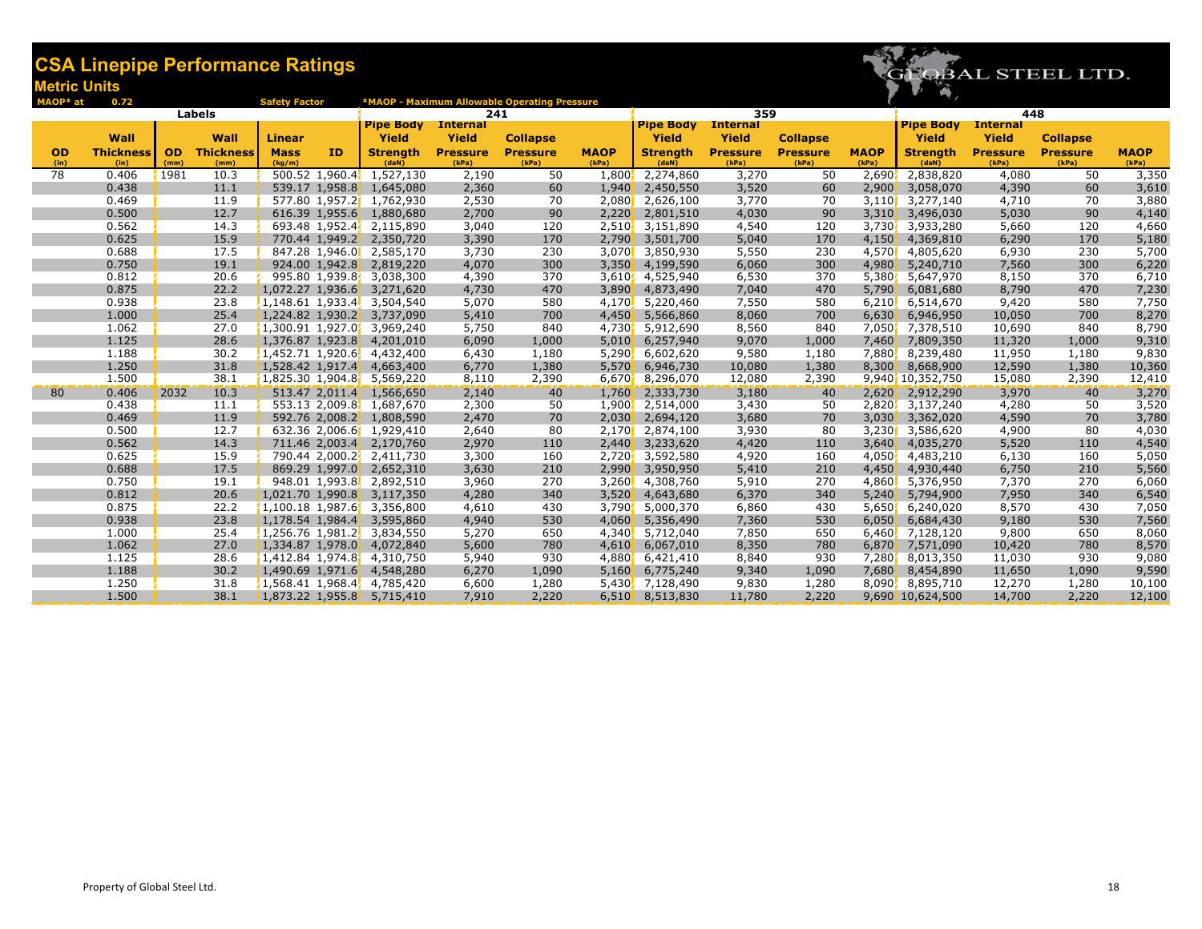# CSA Linepipe Performance Ratings

## Metric Units

MAOP* at 0.72 Safety Factor — *MAOP - Maximum Allowable Operating Pressure

GLOBAL STEEL LTD.

| Labels | | | | | | 241 | | | | 359 | | | | 448 | | | |
|---|---|---|---|---|---|---|---|---|---|---|---|---|---|---|---|---|---|
| OD (in) | Wall Thickness (in) | OD (mm) | Wall Thickness (mm) | Linear Mass (kg/m) | ID | Pipe Body Yield Strength (daN) | Internal Yield Pressure (kPa) | Collapse Pressure (kPa) | MAOP (kPa) | Pipe Body Yield Strength (daN) | Internal Yield Pressure (kPa) | Collapse Pressure (kPa) | MAOP (kPa) | Pipe Body Yield Strength (daN) | Internal Yield Pressure (kPa) | Collapse Pressure (kPa) | MAOP (kPa) |
| 78 | 0.406 | 1981 | 10.3 | 500.52 | 1,960.4 | 1,527,130 | 2,190 | 50 | 1,800 | 2,274,860 | 3,270 | 50 | 2,690 | 2,838,820 | 4,080 | 50 | 3,350 |
| | 0.438 | | 11.1 | 539.17 | 1,958.8 | 1,645,080 | 2,360 | 60 | 1,940 | 2,450,550 | 3,520 | 60 | 2,900 | 3,058,070 | 4,390 | 60 | 3,610 |
| | 0.469 | | 11.9 | 577.80 | 1,957.2 | 1,762,930 | 2,530 | 70 | 2,080 | 2,626,100 | 3,770 | 70 | 3,110 | 3,277,140 | 4,710 | 70 | 3,880 |
| | 0.500 | | 12.7 | 616.39 | 1,955.6 | 1,880,680 | 2,700 | 90 | 2,220 | 2,801,510 | 4,030 | 90 | 3,310 | 3,496,030 | 5,030 | 90 | 4,140 |
| | 0.562 | | 14.3 | 693.48 | 1,952.4 | 2,115,890 | 3,040 | 120 | 2,510 | 3,151,890 | 4,540 | 120 | 3,730 | 3,933,280 | 5,660 | 120 | 4,660 |
| | 0.625 | | 15.9 | 770.44 | 1,949.2 | 2,350,720 | 3,390 | 170 | 2,790 | 3,501,700 | 5,040 | 170 | 4,150 | 4,369,810 | 6,290 | 170 | 5,180 |
| | 0.688 | | 17.5 | 847.28 | 1,946.0 | 2,585,170 | 3,730 | 230 | 3,070 | 3,850,930 | 5,550 | 230 | 4,570 | 4,805,620 | 6,930 | 230 | 5,700 |
| | 0.750 | | 19.1 | 924.00 | 1,942.8 | 2,819,220 | 4,070 | 300 | 3,350 | 4,199,590 | 6,060 | 300 | 4,980 | 5,240,710 | 7,560 | 300 | 6,220 |
| | 0.812 | | 20.6 | 995.80 | 1,939.8 | 3,038,300 | 4,390 | 370 | 3,610 | 4,525,940 | 6,530 | 370 | 5,380 | 5,647,970 | 8,150 | 370 | 6,710 |
| | 0.875 | | 22.2 | 1,072.27 | 1,936.6 | 3,271,620 | 4,730 | 470 | 3,890 | 4,873,490 | 7,040 | 470 | 5,790 | 6,081,680 | 8,790 | 470 | 7,230 |
| | 0.938 | | 23.8 | 1,148.61 | 1,933.4 | 3,504,540 | 5,070 | 580 | 4,170 | 5,220,460 | 7,550 | 580 | 6,210 | 6,514,670 | 9,420 | 580 | 7,750 |
| | 1.000 | | 25.4 | 1,224.82 | 1,930.2 | 3,737,090 | 5,410 | 700 | 4,450 | 5,566,860 | 8,060 | 700 | 6,630 | 6,946,950 | 10,050 | 700 | 8,270 |
| | 1.062 | | 27.0 | 1,300.91 | 1,927.0 | 3,969,240 | 5,750 | 840 | 4,730 | 5,912,690 | 8,560 | 840 | 7,050 | 7,378,510 | 10,690 | 840 | 8,790 |
| | 1.125 | | 28.6 | 1,376.87 | 1,923.8 | 4,201,010 | 6,090 | 1,000 | 5,010 | 6,257,940 | 9,070 | 1,000 | 7,460 | 7,809,350 | 11,320 | 1,000 | 9,310 |
| | 1.188 | | 30.2 | 1,452.71 | 1,920.6 | 4,432,400 | 6,430 | 1,180 | 5,290 | 6,602,620 | 9,580 | 1,180 | 7,880 | 8,239,480 | 11,950 | 1,180 | 9,830 |
| | 1.250 | | 31.8 | 1,528.42 | 1,917.4 | 4,663,400 | 6,770 | 1,380 | 5,570 | 6,946,730 | 10,080 | 1,380 | 8,300 | 8,668,900 | 12,590 | 1,380 | 10,360 |
| | 1.500 | | 38.1 | 1,825.30 | 1,904.8 | 5,569,220 | 8,110 | 2,390 | 6,670 | 8,296,070 | 12,080 | 2,390 | 9,940 | 10,352,750 | 15,080 | 2,390 | 12,410 |
| 80 | 0.406 | 2032 | 10.3 | 513.47 | 2,011.4 | 1,566,650 | 2,140 | 40 | 1,760 | 2,333,730 | 3,180 | 40 | 2,620 | 2,912,290 | 3,970 | 40 | 3,270 |
| | 0.438 | | 11.1 | 553.13 | 2,009.8 | 1,687,670 | 2,300 | 50 | 1,900 | 2,514,000 | 3,430 | 50 | 2,820 | 3,137,240 | 4,280 | 50 | 3,520 |
| | 0.469 | | 11.9 | 592.76 | 2,008.2 | 1,808,590 | 2,470 | 70 | 2,030 | 2,694,120 | 3,680 | 70 | 3,030 | 3,362,020 | 4,590 | 70 | 3,780 |
| | 0.500 | | 12.7 | 632.36 | 2,006.6 | 1,929,410 | 2,640 | 80 | 2,170 | 2,874,100 | 3,930 | 80 | 3,230 | 3,586,620 | 4,900 | 80 | 4,030 |
| | 0.562 | | 14.3 | 711.46 | 2,003.4 | 2,170,760 | 2,970 | 110 | 2,440 | 3,233,620 | 4,420 | 110 | 3,640 | 4,035,270 | 5,520 | 110 | 4,540 |
| | 0.625 | | 15.9 | 790.44 | 2,000.2 | 2,411,730 | 3,300 | 160 | 2,720 | 3,592,580 | 4,920 | 160 | 4,050 | 4,483,210 | 6,130 | 160 | 5,050 |
| | 0.688 | | 17.5 | 869.29 | 1,997.0 | 2,652,310 | 3,630 | 210 | 2,990 | 3,950,950 | 5,410 | 210 | 4,450 | 4,930,440 | 6,750 | 210 | 5,560 |
| | 0.750 | | 19.1 | 948.01 | 1,993.8 | 2,892,510 | 3,960 | 270 | 3,260 | 4,308,760 | 5,910 | 270 | 4,860 | 5,376,950 | 7,370 | 270 | 6,060 |
| | 0.812 | | 20.6 | 1,021.70 | 1,990.8 | 3,117,350 | 4,280 | 340 | 3,520 | 4,643,680 | 6,370 | 340 | 5,240 | 5,794,900 | 7,950 | 340 | 6,540 |
| | 0.875 | | 22.2 | 1,100.18 | 1,987.6 | 3,356,800 | 4,610 | 430 | 3,790 | 5,000,370 | 6,860 | 430 | 5,650 | 6,240,020 | 8,570 | 430 | 7,050 |
| | 0.938 | | 23.8 | 1,178.54 | 1,984.4 | 3,595,860 | 4,940 | 530 | 4,060 | 5,356,490 | 7,360 | 530 | 6,050 | 6,684,430 | 9,180 | 530 | 7,560 |
| | 1.000 | | 25.4 | 1,256.76 | 1,981.2 | 3,834,550 | 5,270 | 650 | 4,340 | 5,712,040 | 7,850 | 650 | 6,460 | 7,128,120 | 9,800 | 650 | 8,060 |
| | 1.062 | | 27.0 | 1,334.87 | 1,978.0 | 4,072,840 | 5,600 | 780 | 4,610 | 6,067,010 | 8,350 | 780 | 6,870 | 7,571,090 | 10,420 | 780 | 8,570 |
| | 1.125 | | 28.6 | 1,412.84 | 1,974.8 | 4,310,750 | 5,940 | 930 | 4,880 | 6,421,410 | 8,840 | 930 | 7,280 | 8,013,350 | 11,030 | 930 | 9,080 |
| | 1.188 | | 30.2 | 1,490.69 | 1,971.6 | 4,548,280 | 6,270 | 1,090 | 5,160 | 6,775,240 | 9,340 | 1,090 | 7,680 | 8,454,890 | 11,650 | 1,090 | 9,590 |
| | 1.250 | | 31.8 | 1,568.41 | 1,968.4 | 4,785,420 | 6,600 | 1,280 | 5,430 | 7,128,490 | 9,830 | 1,280 | 8,090 | 8,895,710 | 12,270 | 1,280 | 10,100 |
| | 1.500 | | 38.1 | 1,873.22 | 1,955.8 | 5,715,410 | 7,910 | 2,220 | 6,510 | 8,513,830 | 11,780 | 2,220 | 9,690 | 10,624,500 | 14,700 | 2,220 | 12,100 |

Property of Global Steel Ltd.